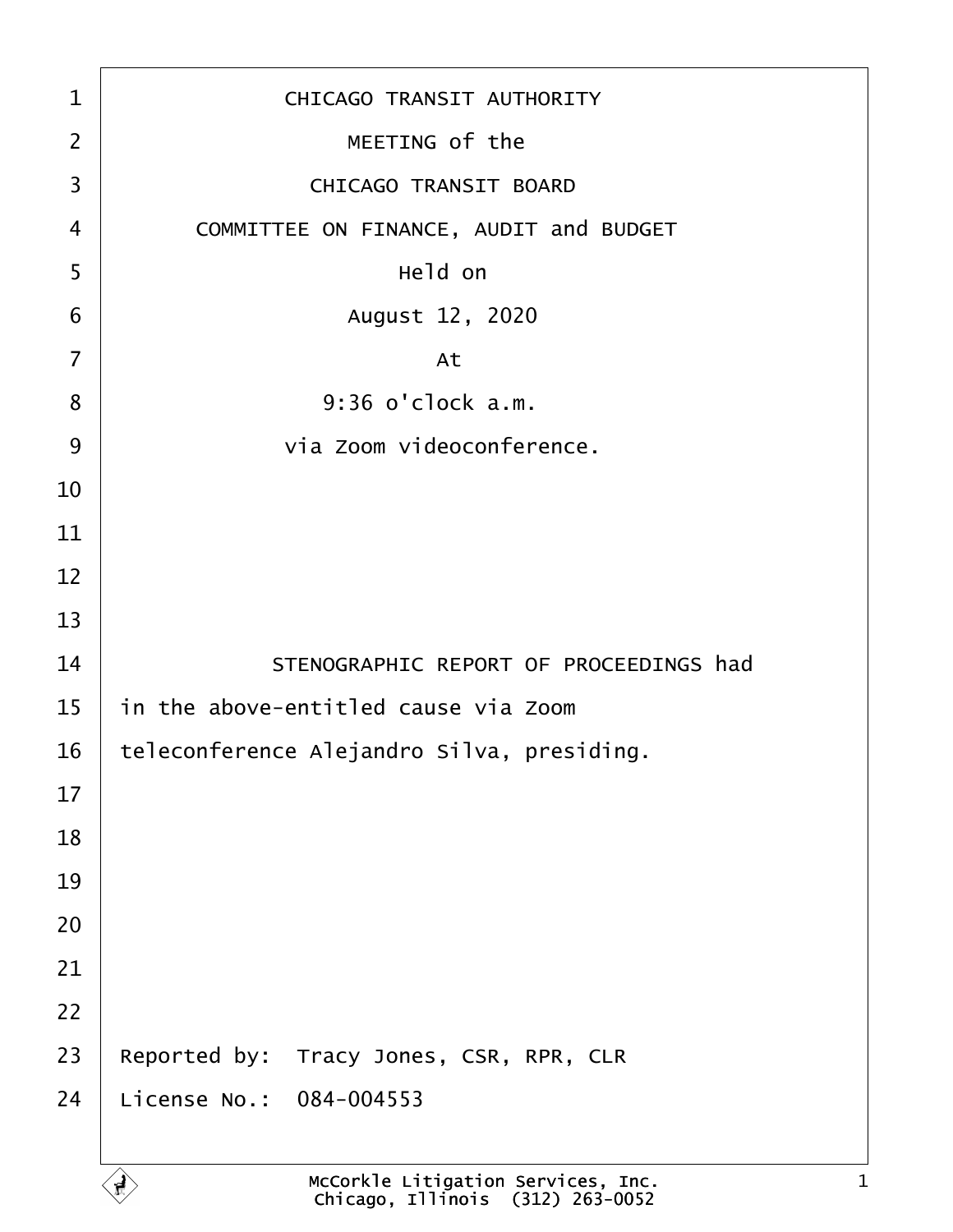CHICAGO TRANSIT AUTHORITY

MEETING of the

CHICAGO TRANSIT BOARD

COMMITTEE ON FINANCE, AUDIT and BUDGET

Held on

August 12, 2020

At

9:36 o'clock a.m.

via Zoom videoconference.

STENOGRAPHIC REPORT OF PROCEEDINGS had in the above-entitled cause via Zoom teleconference Alejandro Silva, presiding.

Reported by: Tracy Jones, CSR, RPR, CLR

License No.: 084-004553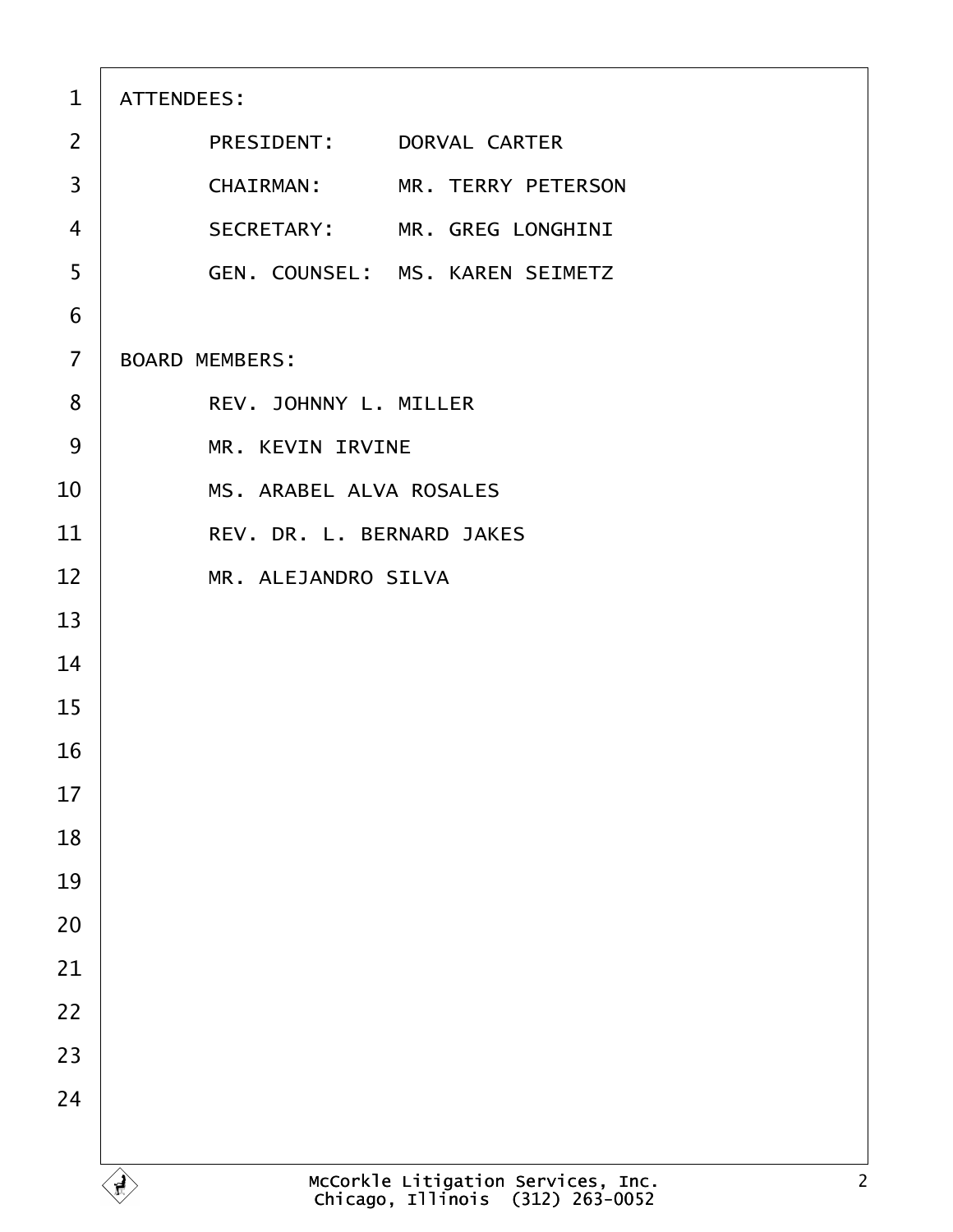ATTENDEES:

PRESIDENT: DORVAL CARTER

CHAIRMAN: MR. TERRY PETERSON

SECRETARY: MR. GREG LONGHINI

GEN. COUNSEL: MS. KAREN SEIMETZ

BOARD MEMBERS:

REV. JOHNNY L. MILLER

MR. KEVIN IRVINE

MS. ARABEL ALVA ROSALES

REV. DR. L. BERNARD JAKES

MR. ALEJANDRO SILVA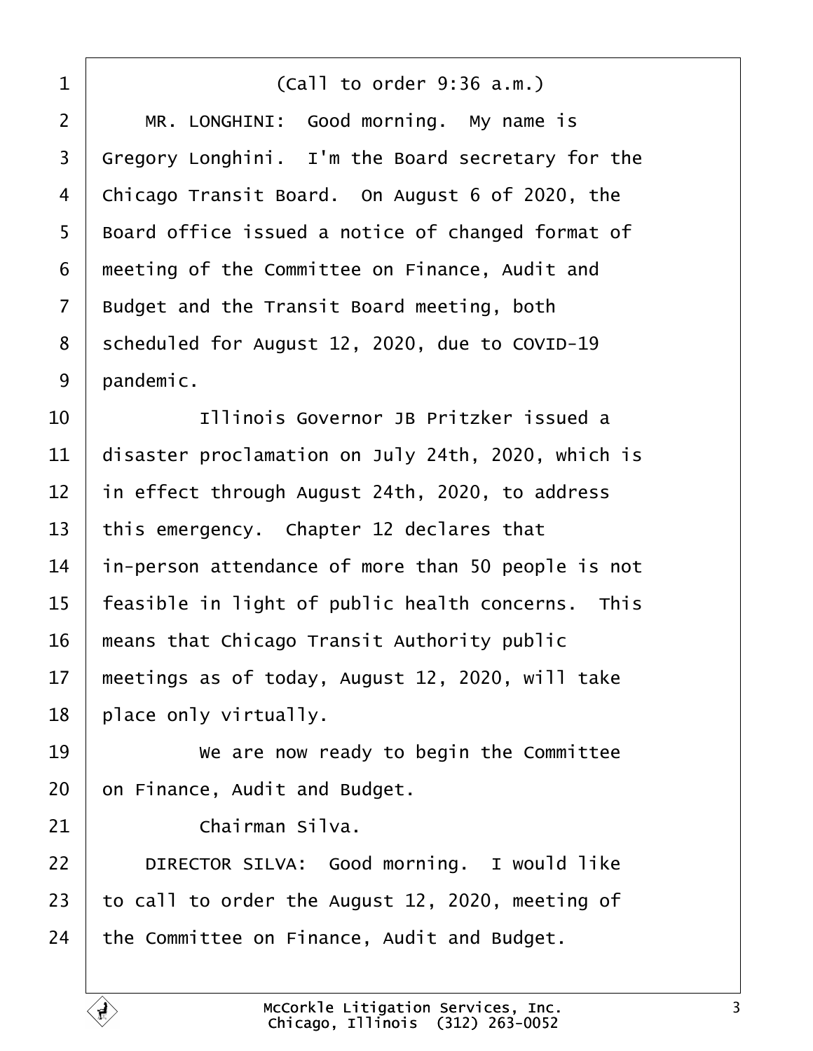(Call to order 9:36 a.m.)

MR. LONGHINI: Good morning. My name is Gregory Longhini. I'm the Board secretary for the Chicago Transit Board. On August 6 of 2020, the Board office issued a notice of changed format of meeting of the Committee on Finance, Audit and Budget and the Transit Board meeting, both scheduled for August 12, 2020, due to COVID-19 pandemic.

Illinois Governor JB Pritzker issued a disaster proclamation on July 24th, 2020, which is in effect through August 24th, 2020, to address this emergency. Chapter 12 declares that in-person attendance of more than 50 people is not feasible in light of public health concerns. This means that Chicago Transit Authority public meetings as of today, August 12, 2020, will take place only virtually.

We are now ready to begin the Committee on Finance, Audit and Budget.

Chairman Silva.

DIRECTOR SILVA: Good morning. I would like to call to order the August 12, 2020, meeting of the Committee on Finance, Audit and Budget.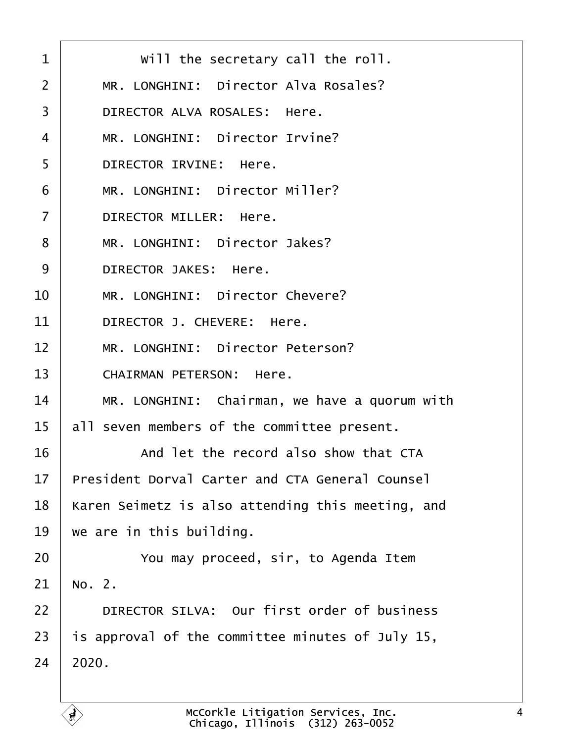Will the secretary call the roll.

MR. LONGHINI: Director Alva Rosales?

DIRECTOR ALVA ROSALES: Here.

MR. LONGHINI: Director Irvine?

DIRECTOR IRVINE: Here.

MR. LONGHINI: Director Miller?

DIRECTOR MILLER: Here.

MR. LONGHINI: Director Jakes?

DIRECTOR JAKES: Here.

MR. LONGHINI: Director Chevere?

DIRECTOR J. CHEVERE: Here.

MR. LONGHINI: Director Peterson?

CHAIRMAN PETERSON: Here.

MR. LONGHINI: Chairman, we have a quorum with all seven members of the committee present.

And let the record also show that CTA President Dorval Carter and CTA General Counsel Karen Seimetz is also attending this meeting, and we are in this building.

You may proceed, sir, to Agenda Item No. 2.

DIRECTOR SILVA: Our first order of business is approval of the committee minutes of July 15, 2020.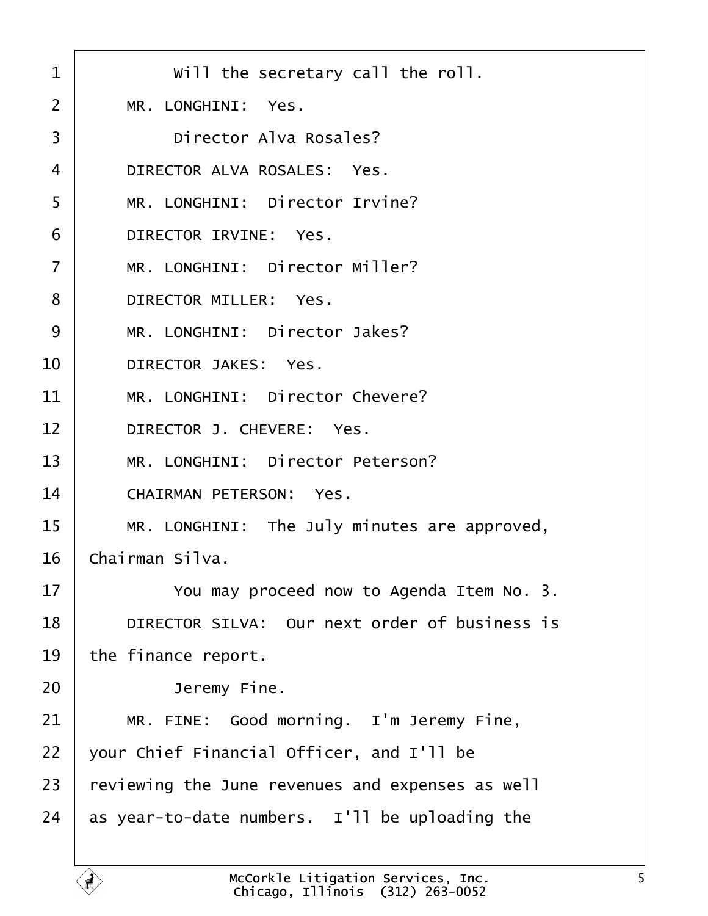Will the secretary call the roll.

MR. LONGHINI: Yes.

Director Alva Rosales?

DIRECTOR ALVA ROSALES: Yes.

MR. LONGHINI: Director Irvine?

DIRECTOR IRVINE: Yes.

MR. LONGHINI: Director Miller?

DIRECTOR MILLER: Yes.

MR. LONGHINI: Director Jakes?

DIRECTOR JAKES: Yes.

MR. LONGHINI: Director Chevere?

DIRECTOR J. CHEVERE: Yes.

MR. LONGHINI: Director Peterson?

CHAIRMAN PETERSON: Yes.

MR. LONGHINI: The July minutes are approved, Chairman Silva.

You may proceed now to Agenda Item No. 3.

DIRECTOR SILVA: Our next order of business is the finance report.

Jeremy Fine.

MR. FINE: Good morning. I'm Jeremy Fine, your Chief Financial Officer, and I'll be reviewing the June revenues and expenses as well as year-to-date numbers. I'll be uploading the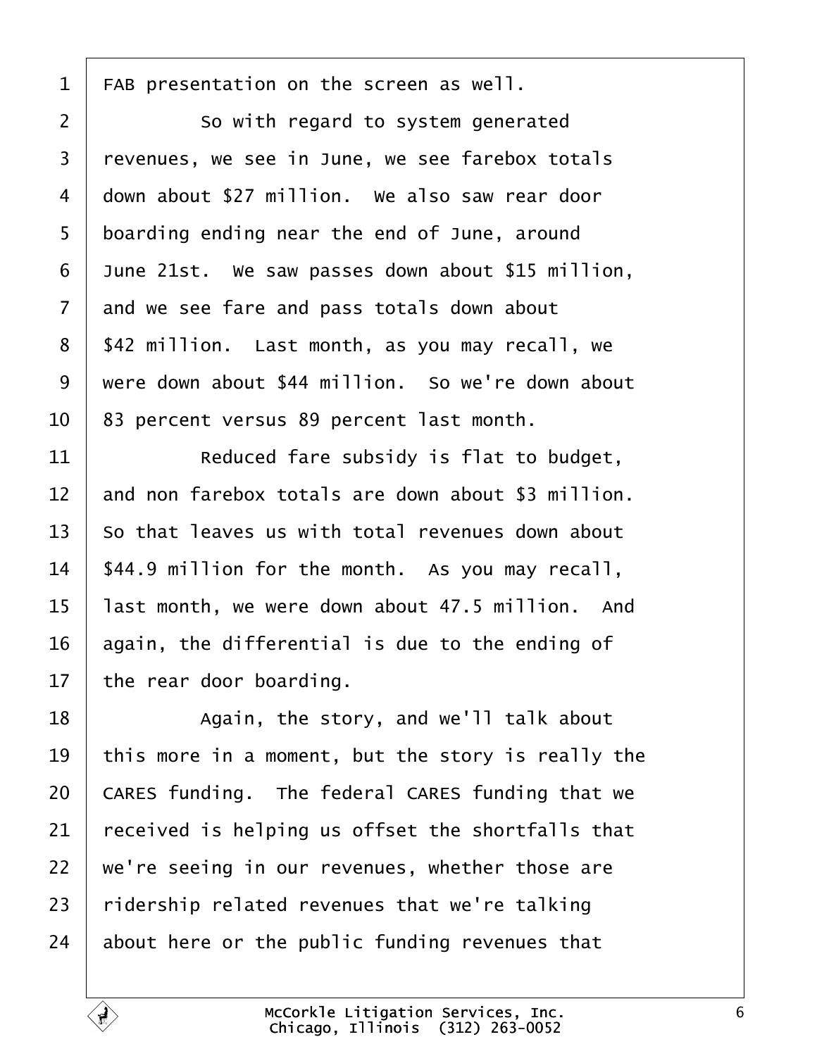FAB presentation on the screen as well.

So with regard to system generated revenues, we see in June, we see farebox totals down about $27 million. We also saw rear door boarding ending near the end of June, around June 21st. We saw passes down about $15 million, and we see fare and pass totals down about $42 million. Last month, as you may recall, we were down about $44 million. So we're down about 83 percent versus 89 percent last month.

Reduced fare subsidy is flat to budget, and non farebox totals are down about $3 million. So that leaves us with total revenues down about $44.9 million for the month. As you may recall, last month, we were down about 47.5 million. And again, the differential is due to the ending of the rear door boarding.

Again, the story, and we'll talk about this more in a moment, but the story is really the CARES funding. The federal CARES funding that we received is helping us offset the shortfalls that we're seeing in our revenues, whether those are ridership related revenues that we're talking about here or the public funding revenues that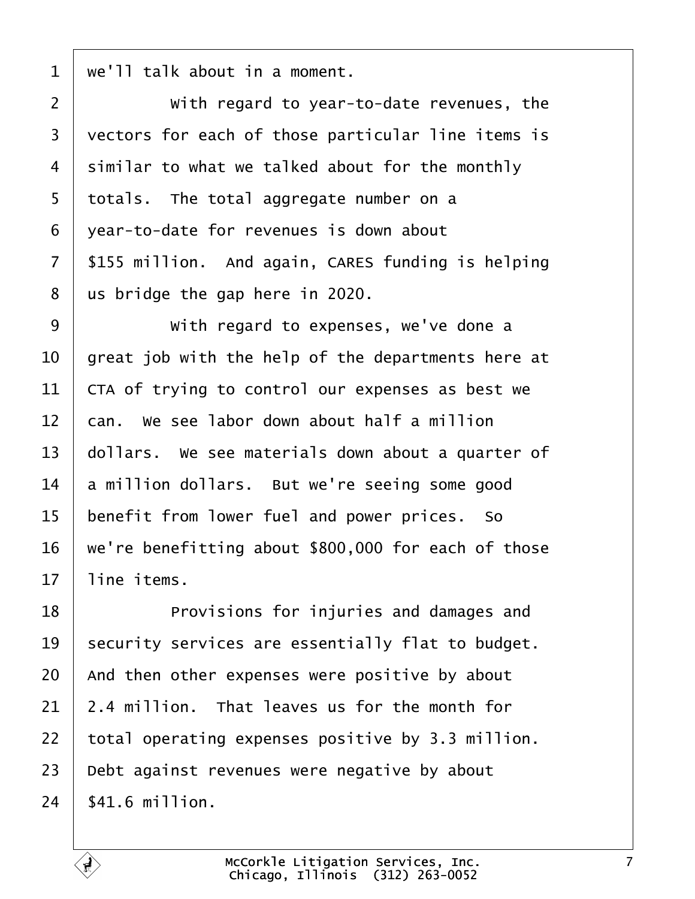1 we'll talk about in a moment.

2 With regard to year-to-date revenues, the

3 vectors for each of those particular line items is

4 similar to what we talked about for the monthly

5 totals. The total aggregate number on a

6 year-to-date for revenues is down about

7 $155 million. And again, CARES funding is helping

8 us bridge the gap here in 2020.

9 With regard to expenses, we've done a

10 great job with the help of the departments here at

11 CTA of trying to control our expenses as best we

12 can. We see labor down about half a million

13 dollars. We see materials down about a quarter of

14 a million dollars. But we're seeing some good

15 benefit from lower fuel and power prices. So

16 we're benefitting about $800,000 for each of those

17 line items.

18 Provisions for injuries and damages and

19 security services are essentially flat to budget.

20 And then other expenses were positive by about

21 2.4 million. That leaves us for the month for

22 total operating expenses positive by 3.3 million.

23 Debt against revenues were negative by about

24 $41.6 million.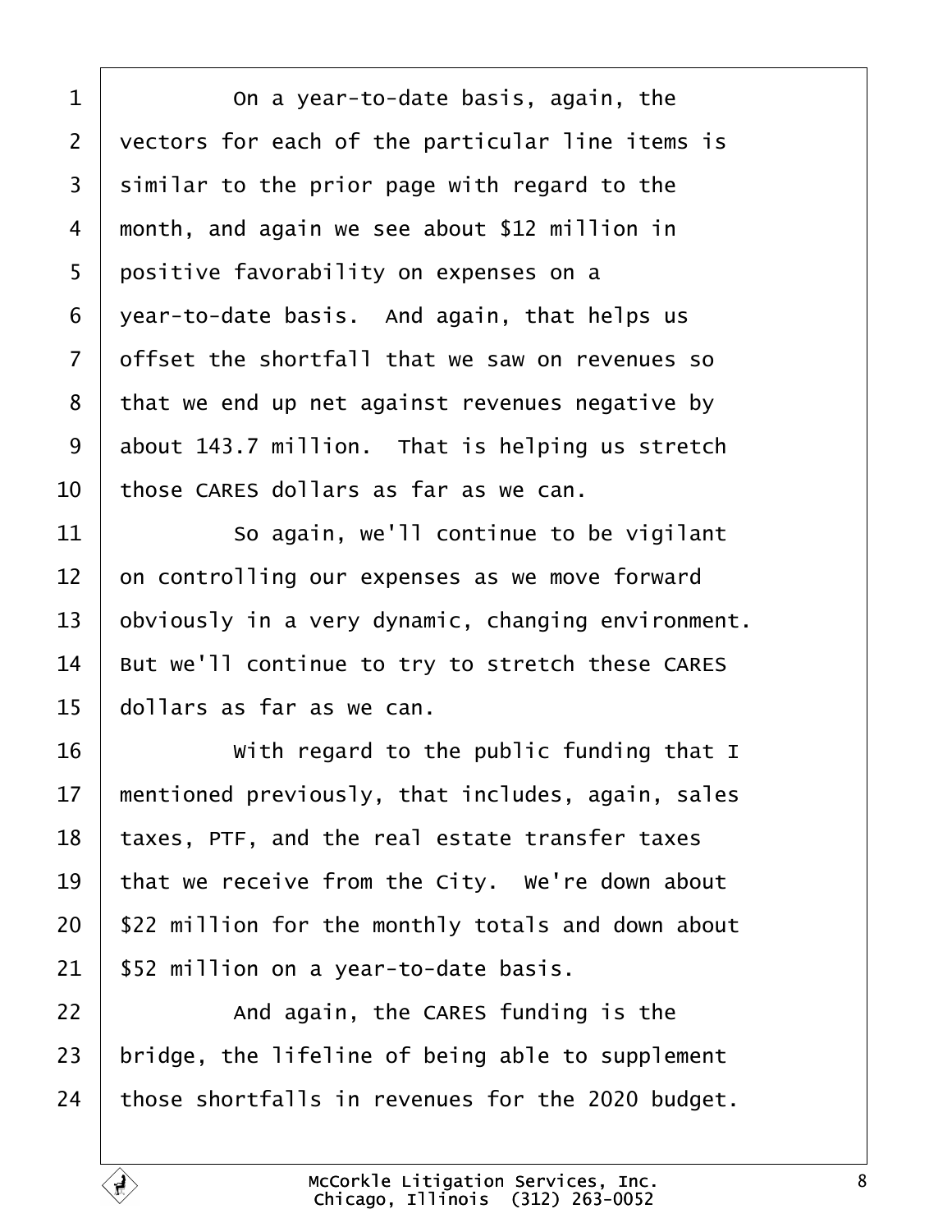On a year-to-date basis, again, the vectors for each of the particular line items is similar to the prior page with regard to the month, and again we see about $12 million in positive favorability on expenses on a year-to-date basis. And again, that helps us offset the shortfall that we saw on revenues so that we end up net against revenues negative by about 143.7 million. That is helping us stretch those CARES dollars as far as we can.

So again, we'll continue to be vigilant on controlling our expenses as we move forward obviously in a very dynamic, changing environment. But we'll continue to try to stretch these CARES dollars as far as we can.

With regard to the public funding that I mentioned previously, that includes, again, sales taxes, PTF, and the real estate transfer taxes that we receive from the City. We're down about $22 million for the monthly totals and down about $52 million on a year-to-date basis.

And again, the CARES funding is the bridge, the lifeline of being able to supplement those shortfalls in revenues for the 2020 budget.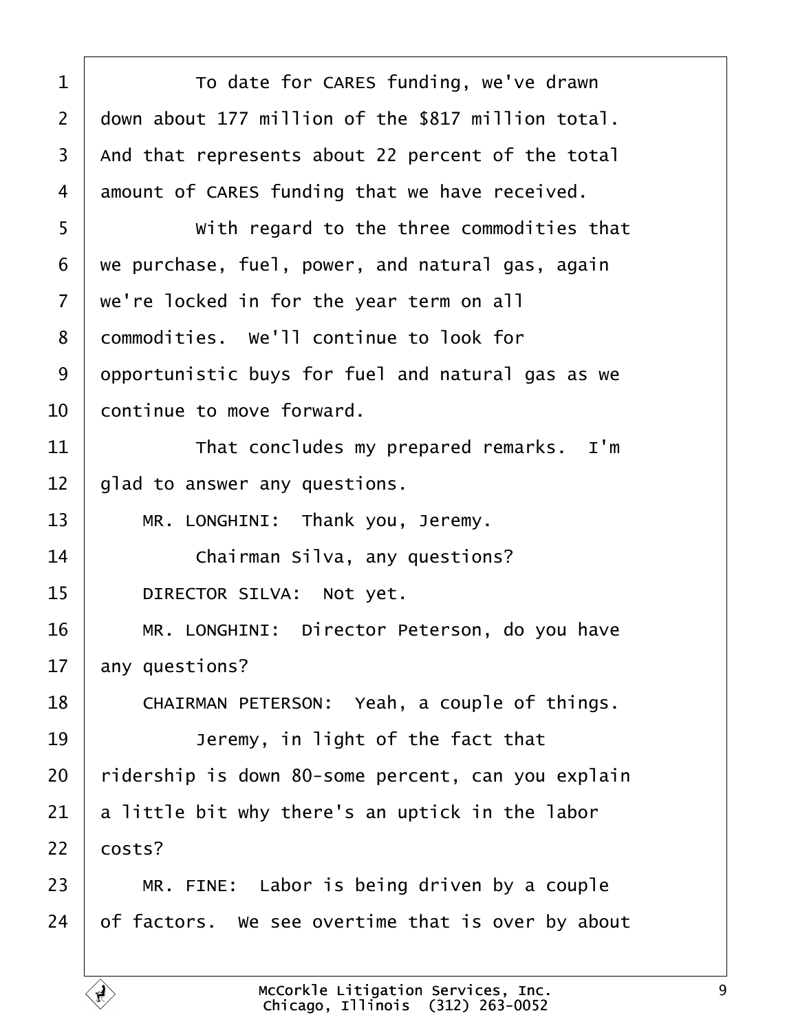To date for CARES funding, we've drawn down about 177 million of the $817 million total. And that represents about 22 percent of the total amount of CARES funding that we have received.

With regard to the three commodities that we purchase, fuel, power, and natural gas, again we're locked in for the year term on all commodities. We'll continue to look for opportunistic buys for fuel and natural gas as we continue to move forward.

That concludes my prepared remarks. I'm glad to answer any questions.

MR. LONGHINI: Thank you, Jeremy.

Chairman Silva, any questions?

DIRECTOR SILVA: Not yet.

MR. LONGHINI: Director Peterson, do you have any questions?

CHAIRMAN PETERSON: Yeah, a couple of things.

Jeremy, in light of the fact that ridership is down 80-some percent, can you explain a little bit why there's an uptick in the labor costs?

MR. FINE: Labor is being driven by a couple of factors. We see overtime that is over by about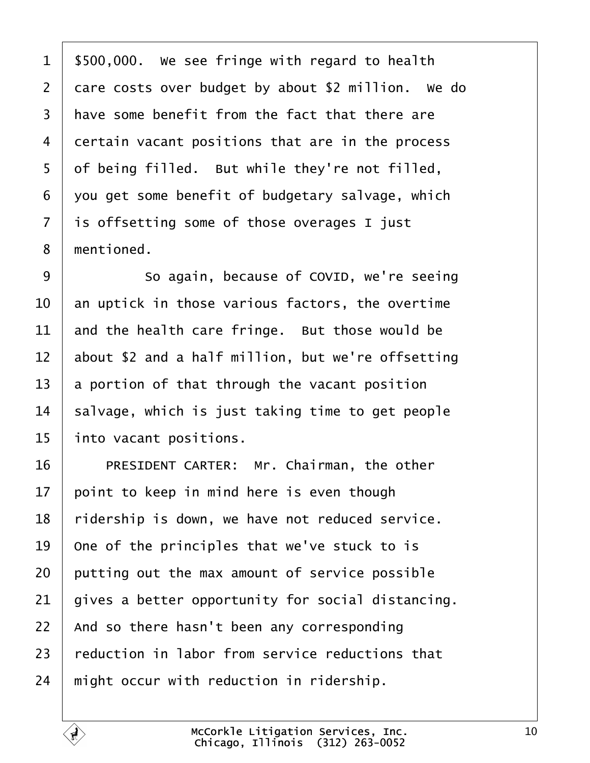$500,000. We see fringe with regard to health care costs over budget by about $2 million. We do have some benefit from the fact that there are certain vacant positions that are in the process of being filled. But while they're not filled, you get some benefit of budgetary salvage, which is offsetting some of those overages I just mentioned.

So again, because of COVID, we're seeing an uptick in those various factors, the overtime and the health care fringe. But those would be about $2 and a half million, but we're offsetting a portion of that through the vacant position salvage, which is just taking time to get people into vacant positions.

PRESIDENT CARTER: Mr. Chairman, the other point to keep in mind here is even though ridership is down, we have not reduced service. One of the principles that we've stuck to is putting out the max amount of service possible gives a better opportunity for social distancing. And so there hasn't been any corresponding reduction in labor from service reductions that might occur with reduction in ridership.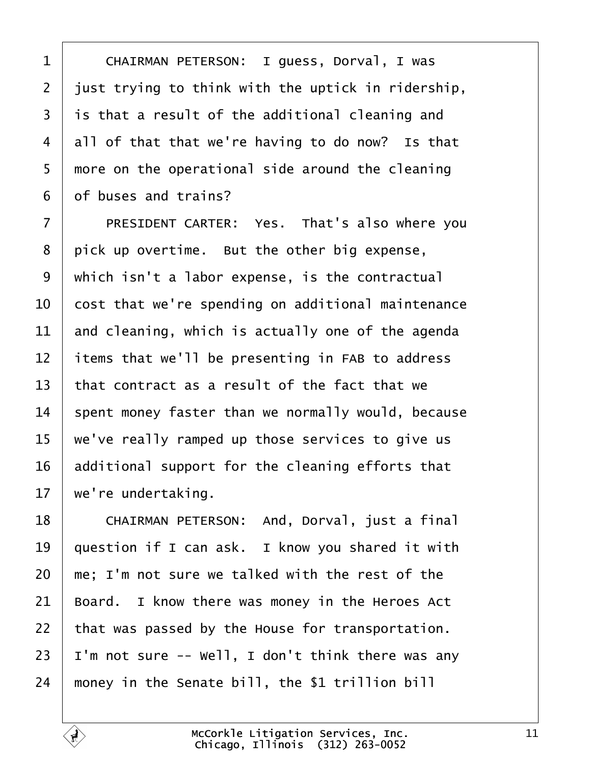1 CHAIRMAN PETERSON: I guess, Dorval, I was
2 just trying to think with the uptick in ridership,
3 is that a result of the additional cleaning and
4 all of that that we're having to do now? Is that
5 more on the operational side around the cleaning
6 of buses and trains?
7 PRESIDENT CARTER: Yes. That's also where you
8 pick up overtime. But the other big expense,
9 which isn't a labor expense, is the contractual
10 cost that we're spending on additional maintenance
11 and cleaning, which is actually one of the agenda
12 items that we'll be presenting in FAB to address
13 that contract as a result of the fact that we
14 spent money faster than we normally would, because
15 we've really ramped up those services to give us
16 additional support for the cleaning efforts that
17 we're undertaking.
18 CHAIRMAN PETERSON: And, Dorval, just a final
19 question if I can ask. I know you shared it with
20 me; I'm not sure we talked with the rest of the
21 Board. I know there was money in the Heroes Act
22 that was passed by the House for transportation.
23 I'm not sure -- Well, I don't think there was any
24 money in the Senate bill, the $1 trillion bill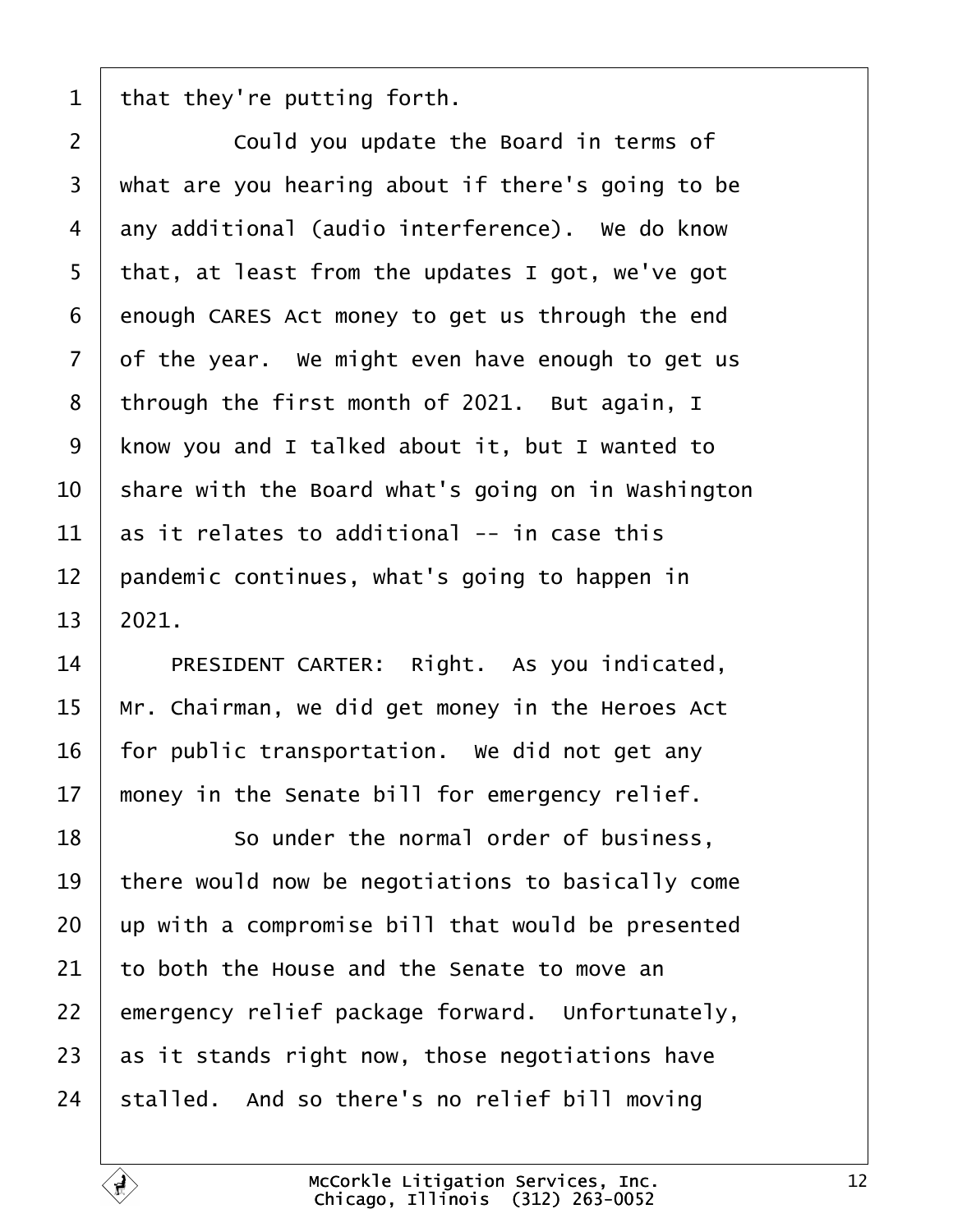that they're putting forth.

Could you update the Board in terms of what are you hearing about if there's going to be any additional (audio interference). We do know that, at least from the updates I got, we've got enough CARES Act money to get us through the end of the year. We might even have enough to get us through the first month of 2021. But again, I know you and I talked about it, but I wanted to share with the Board what's going on in Washington as it relates to additional -- in case this pandemic continues, what's going to happen in 2021.

PRESIDENT CARTER: Right. As you indicated, Mr. Chairman, we did get money in the Heroes Act for public transportation. We did not get any money in the Senate bill for emergency relief.

So under the normal order of business, there would now be negotiations to basically come up with a compromise bill that would be presented to both the House and the Senate to move an emergency relief package forward. Unfortunately, as it stands right now, those negotiations have stalled. And so there's no relief bill moving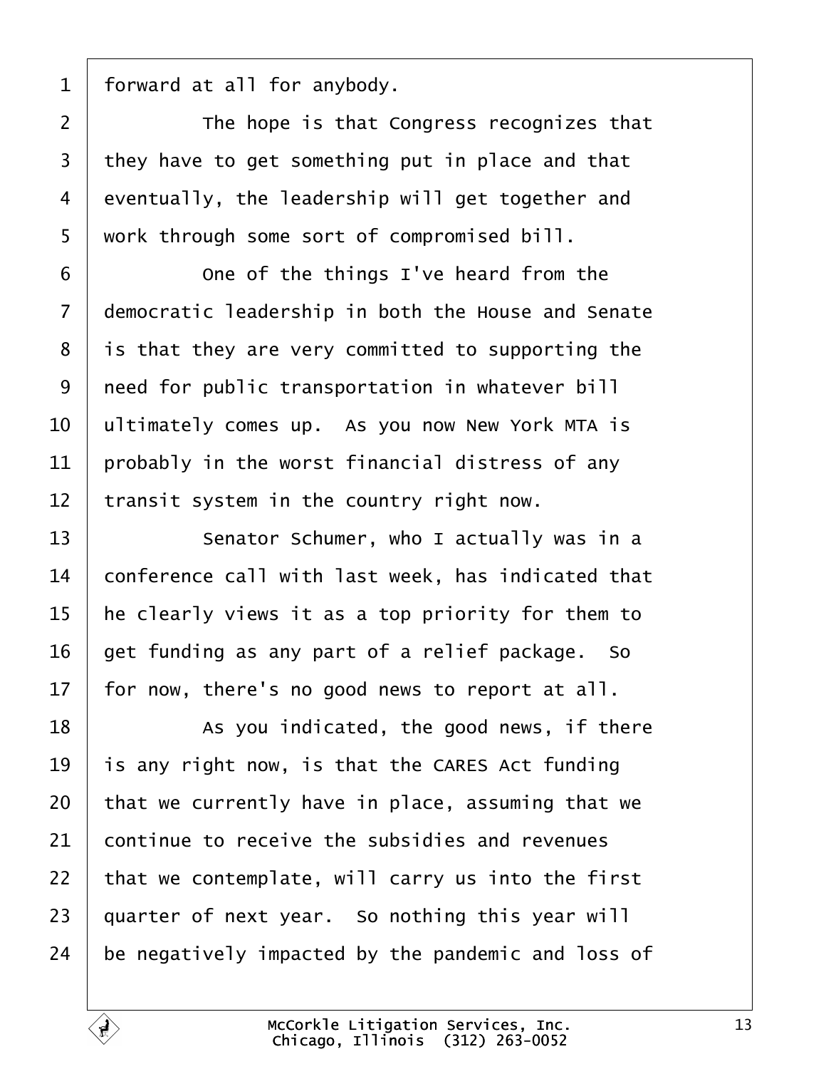1 forward at all for anybody.

2 The hope is that Congress recognizes that

3 they have to get something put in place and that

4 eventually, the leadership will get together and

5 work through some sort of compromised bill.

6 One of the things I've heard from the

7 democratic leadership in both the House and Senate

8 is that they are very committed to supporting the

9 need for public transportation in whatever bill

10 ultimately comes up. As you now New York MTA is

11 probably in the worst financial distress of any

12 transit system in the country right now.

13 Senator Schumer, who I actually was in a

14 conference call with last week, has indicated that

15 he clearly views it as a top priority for them to

16 get funding as any part of a relief package. So

17 for now, there's no good news to report at all.

18 As you indicated, the good news, if there

19 is any right now, is that the CARES Act funding

20 that we currently have in place, assuming that we

21 continue to receive the subsidies and revenues

22 that we contemplate, will carry us into the first

23 quarter of next year. So nothing this year will

24 be negatively impacted by the pandemic and loss of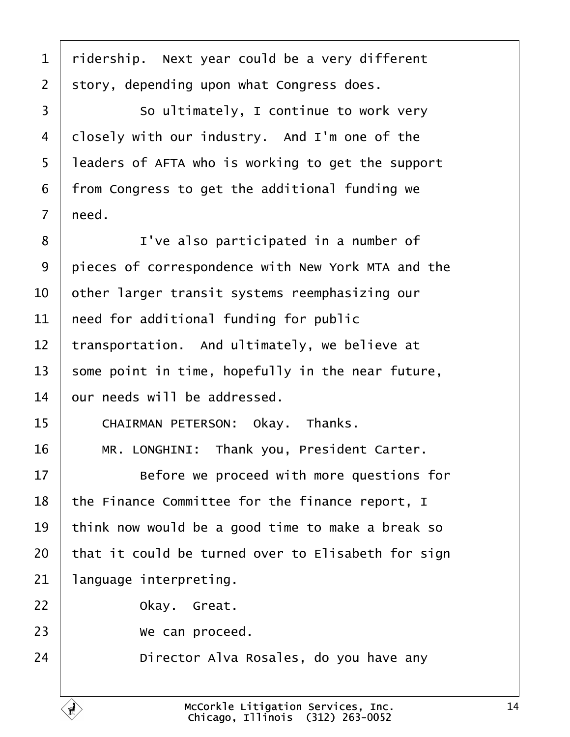1 ridership. Next year could be a very different
2 story, depending upon what Congress does.
3 So ultimately, I continue to work very
4 closely with our industry. And I'm one of the
5 leaders of AFTA who is working to get the support
6 from Congress to get the additional funding we
7 need.
8 I've also participated in a number of
9 pieces of correspondence with New York MTA and the
10 other larger transit systems reemphasizing our
11 need for additional funding for public
12 transportation. And ultimately, we believe at
13 some point in time, hopefully in the near future,
14 our needs will be addressed.
15 CHAIRMAN PETERSON: Okay. Thanks.
16 MR. LONGHINI: Thank you, President Carter.
17 Before we proceed with more questions for
18 the Finance Committee for the finance report, I
19 think now would be a good time to make a break so
20 that it could be turned over to Elisabeth for sign
21 language interpreting.
22 Okay. Great.
23 We can proceed.
24 Director Alva Rosales, do you have any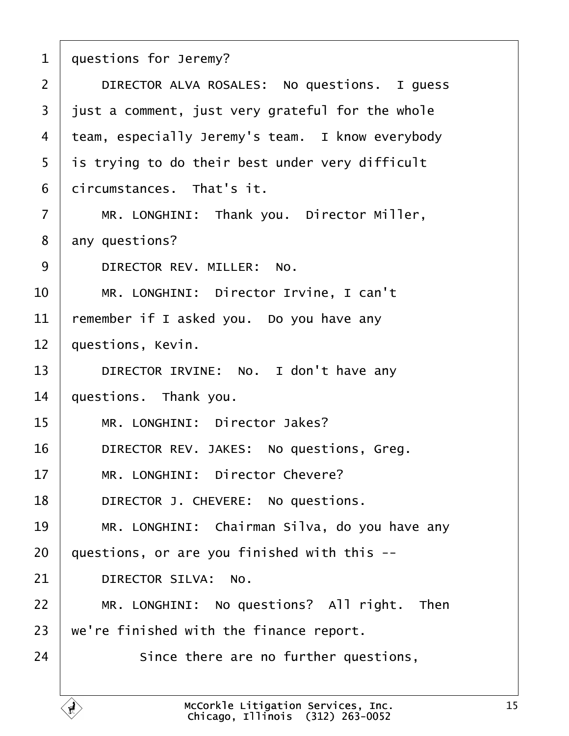1 questions for Jeremy?

2 DIRECTOR ALVA ROSALES: No questions. I guess

3 just a comment, just very grateful for the whole

4 team, especially Jeremy's team. I know everybody

5 is trying to do their best under very difficult

6 circumstances. That's it.

7 MR. LONGHINI: Thank you. Director Miller,

8 any questions?

9 DIRECTOR REV. MILLER: No.

10 MR. LONGHINI: Director Irvine, I can't

11 remember if I asked you. Do you have any

12 questions, Kevin.

13 DIRECTOR IRVINE: No. I don't have any

14 questions. Thank you.

15 MR. LONGHINI: Director Jakes?

16 DIRECTOR REV. JAKES: No questions, Greg.

17 MR. LONGHINI: Director Chevere?

18 DIRECTOR J. CHEVERE: No questions.

19 MR. LONGHINI: Chairman Silva, do you have any

20 questions, or are you finished with this --

21 DIRECTOR SILVA: No.

22 MR. LONGHINI: No questions? All right. Then

23 we're finished with the finance report.

24 Since there are no further questions,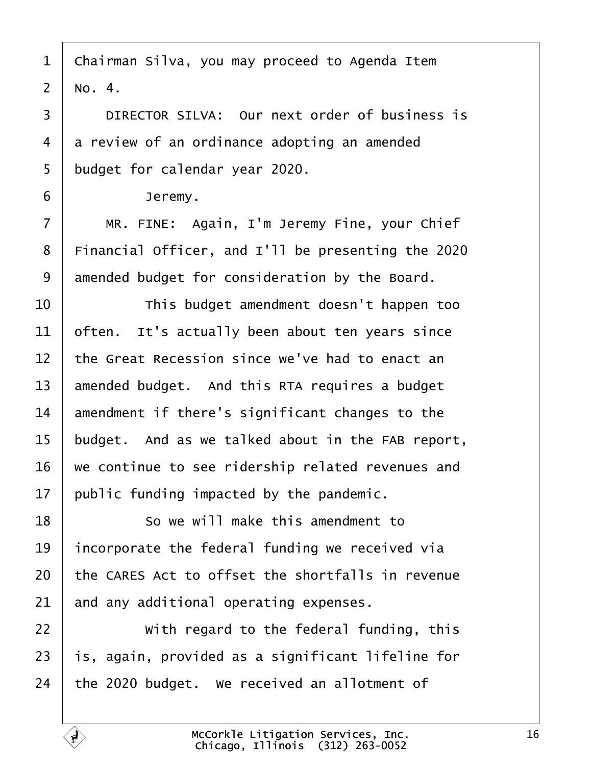Chairman Silva, you may proceed to Agenda Item No. 4.

DIRECTOR SILVA: Our next order of business is a review of an ordinance adopting an amended budget for calendar year 2020.

Jeremy.

MR. FINE: Again, I'm Jeremy Fine, your Chief Financial Officer, and I'll be presenting the 2020 amended budget for consideration by the Board.

This budget amendment doesn't happen too often. It's actually been about ten years since the Great Recession since we've had to enact an amended budget. And this RTA requires a budget amendment if there's significant changes to the budget. And as we talked about in the FAB report, we continue to see ridership related revenues and public funding impacted by the pandemic.

So we will make this amendment to incorporate the federal funding we received via the CARES Act to offset the shortfalls in revenue and any additional operating expenses.

With regard to the federal funding, this is, again, provided as a significant lifeline for the 2020 budget. We received an allotment of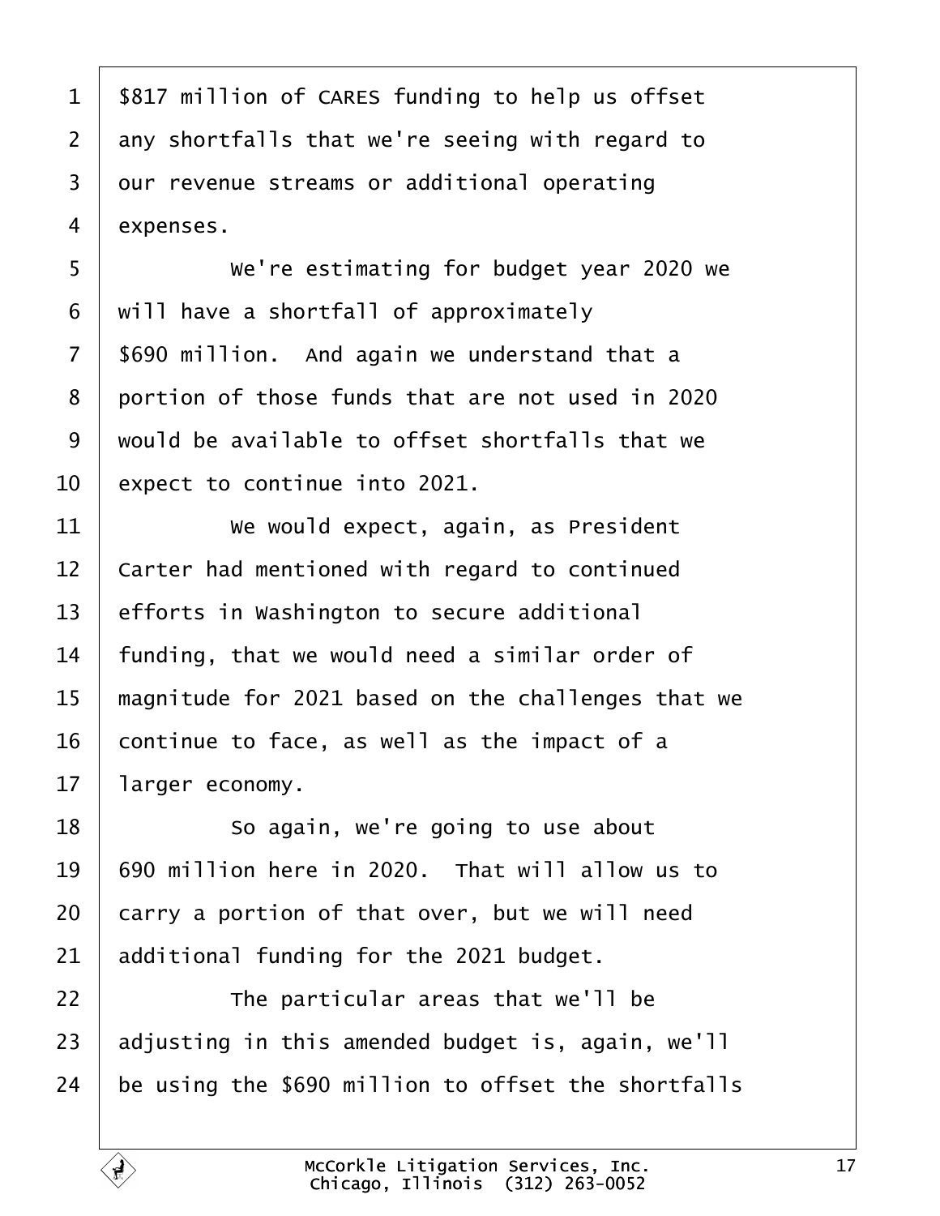$817 million of CARES funding to help us offset any shortfalls that we're seeing with regard to our revenue streams or additional operating expenses.

We're estimating for budget year 2020 we will have a shortfall of approximately $690 million. And again we understand that a portion of those funds that are not used in 2020 would be available to offset shortfalls that we expect to continue into 2021.

We would expect, again, as President Carter had mentioned with regard to continued efforts in Washington to secure additional funding, that we would need a similar order of magnitude for 2021 based on the challenges that we continue to face, as well as the impact of a larger economy.

So again, we're going to use about 690 million here in 2020. That will allow us to carry a portion of that over, but we will need additional funding for the 2021 budget.

The particular areas that we'll be adjusting in this amended budget is, again, we'll be using the $690 million to offset the shortfalls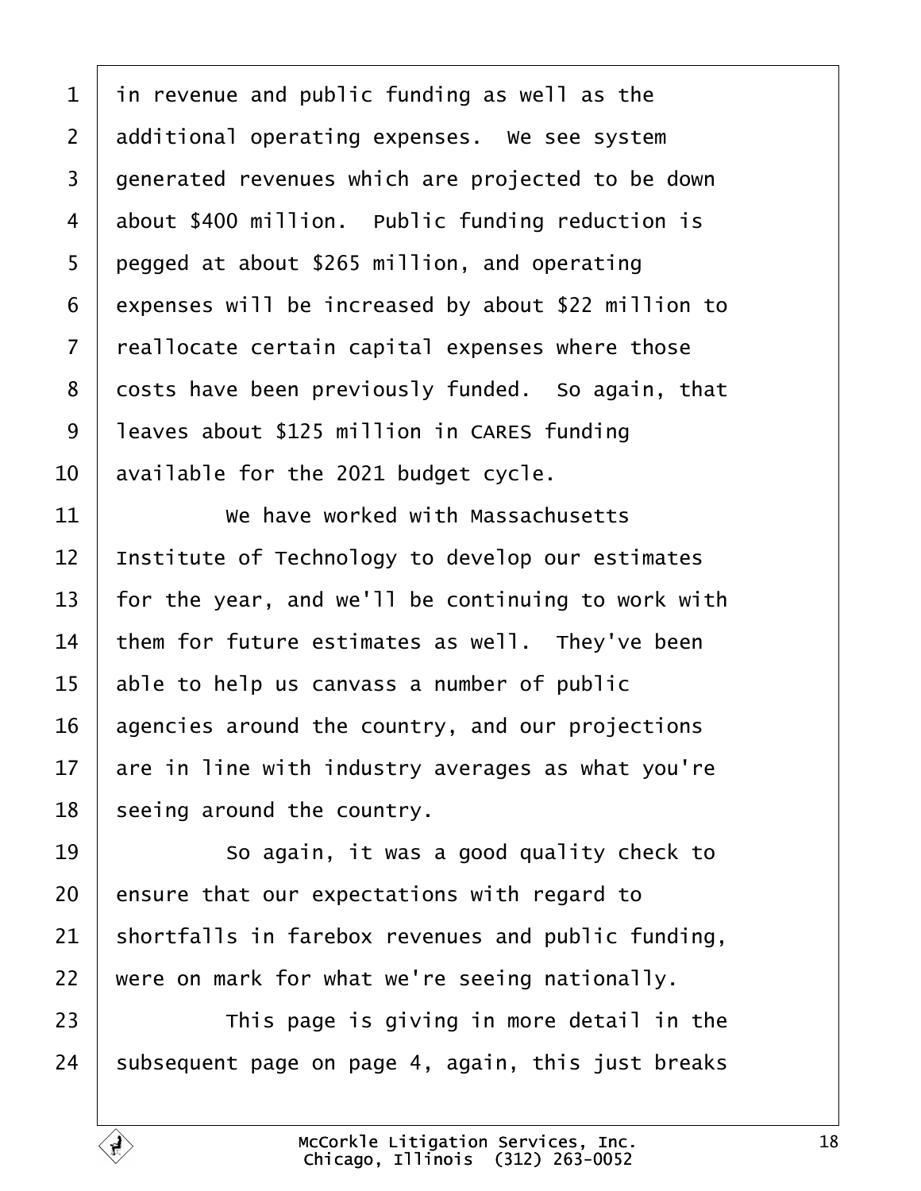1 in revenue and public funding as well as the
2 additional operating expenses. We see system
3 generated revenues which are projected to be down
4 about $400 million. Public funding reduction is
5 pegged at about $265 million, and operating
6 expenses will be increased by about $22 million to
7 reallocate certain capital expenses where those
8 costs have been previously funded. So again, that
9 leaves about $125 million in CARES funding
10 available for the 2021 budget cycle.
11 We have worked with Massachusetts
12 Institute of Technology to develop our estimates
13 for the year, and we'll be continuing to work with
14 them for future estimates as well. They've been
15 able to help us canvass a number of public
16 agencies around the country, and our projections
17 are in line with industry averages as what you're
18 seeing around the country.
19 So again, it was a good quality check to
20 ensure that our expectations with regard to
21 shortfalls in farebox revenues and public funding,
22 were on mark for what we're seeing nationally.
23 This page is giving in more detail in the
24 subsequent page on page 4, again, this just breaks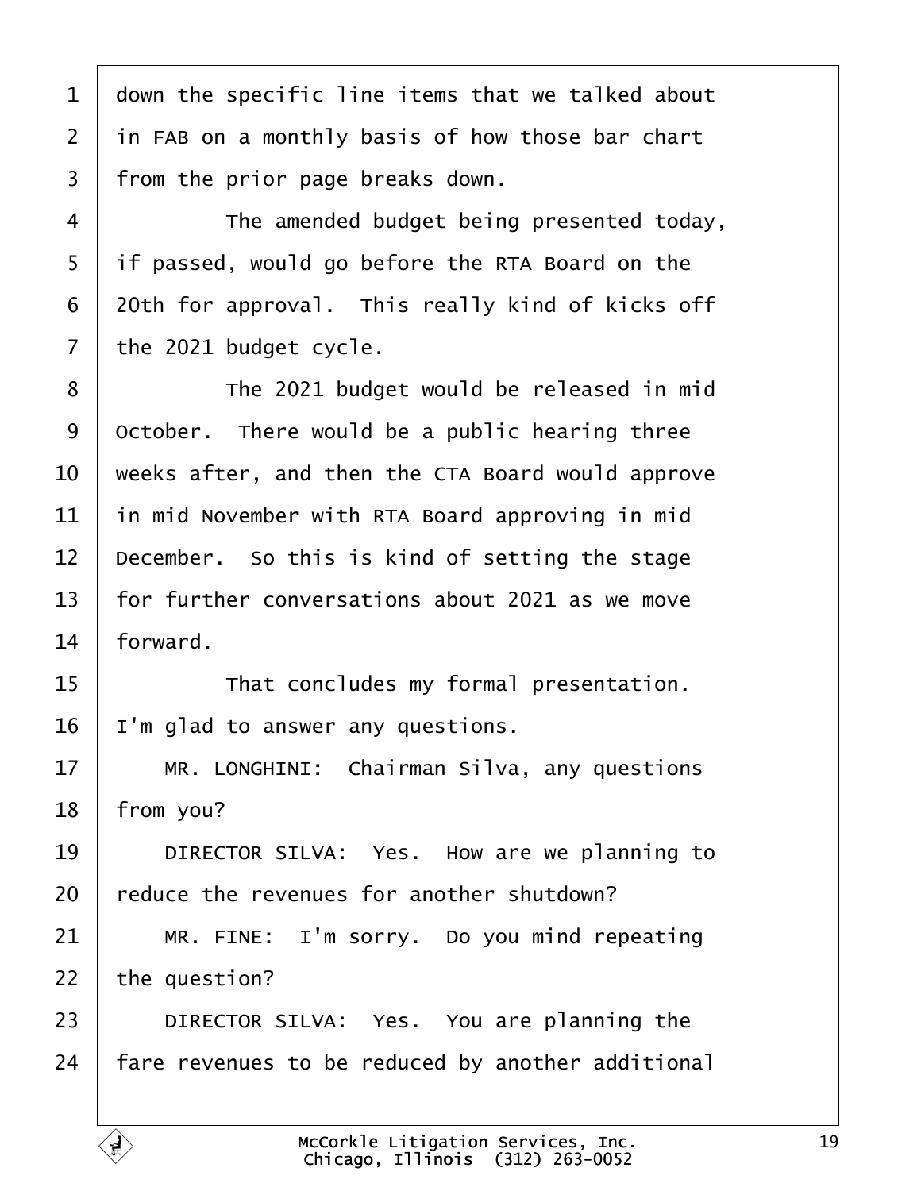1 down the specific line items that we talked about
2 in FAB on a monthly basis of how those bar chart
3 from the prior page breaks down.
4 The amended budget being presented today,
5 if passed, would go before the RTA Board on the
6 20th for approval. This really kind of kicks off
7 the 2021 budget cycle.
8 The 2021 budget would be released in mid
9 October. There would be a public hearing three
10 weeks after, and then the CTA Board would approve
11 in mid November with RTA Board approving in mid
12 December. So this is kind of setting the stage
13 for further conversations about 2021 as we move
14 forward.
15 That concludes my formal presentation.
16 I'm glad to answer any questions.
17 MR. LONGHINI: Chairman Silva, any questions
18 from you?
19 DIRECTOR SILVA: Yes. How are we planning to
20 reduce the revenues for another shutdown?
21 MR. FINE: I'm sorry. Do you mind repeating
22 the question?
23 DIRECTOR SILVA: Yes. You are planning the
24 fare revenues to be reduced by another additional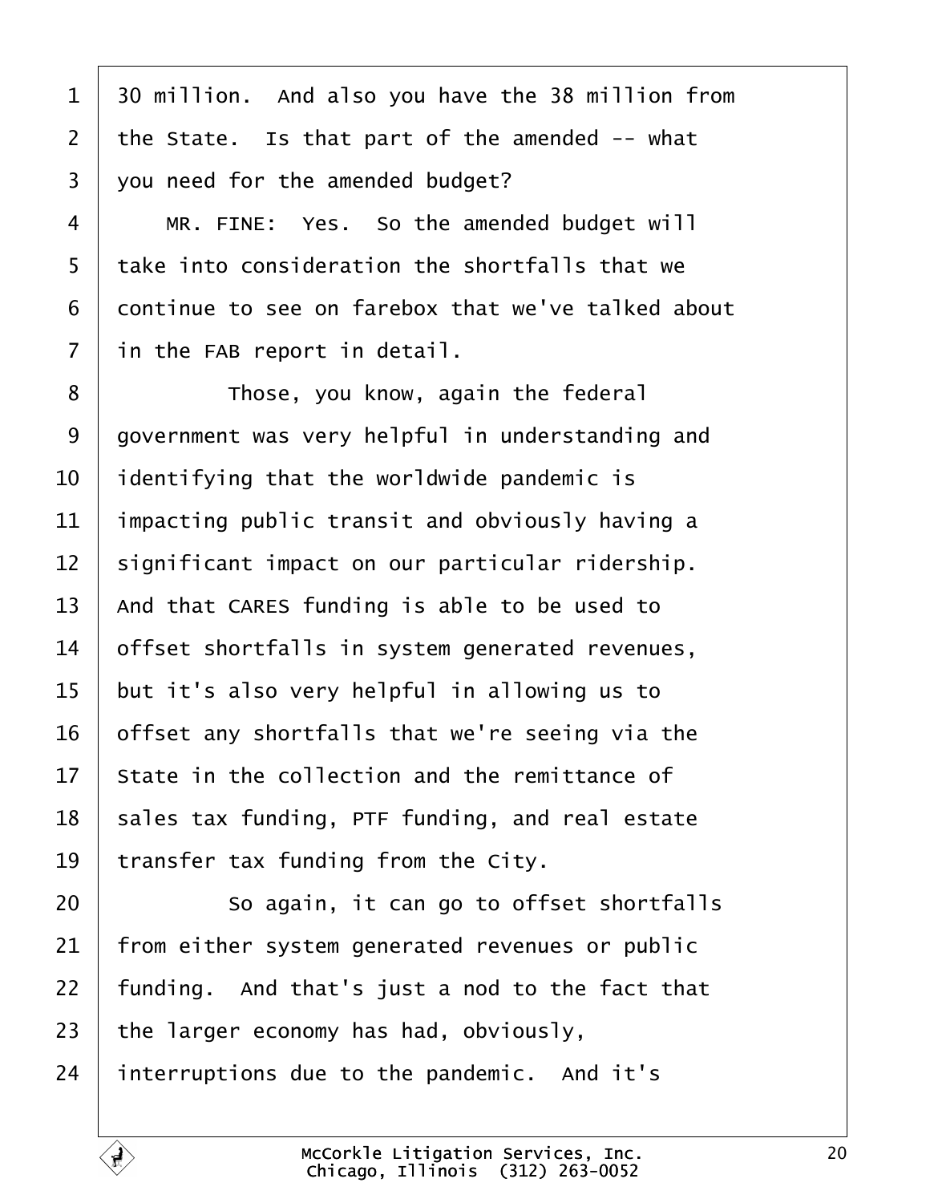30 million. And also you have the 38 million from the State. Is that part of the amended -- what you need for the amended budget?

MR. FINE: Yes. So the amended budget will take into consideration the shortfalls that we continue to see on farebox that we've talked about in the FAB report in detail.

Those, you know, again the federal government was very helpful in understanding and identifying that the worldwide pandemic is impacting public transit and obviously having a significant impact on our particular ridership. And that CARES funding is able to be used to offset shortfalls in system generated revenues, but it's also very helpful in allowing us to offset any shortfalls that we're seeing via the State in the collection and the remittance of sales tax funding, PTF funding, and real estate transfer tax funding from the City.

So again, it can go to offset shortfalls from either system generated revenues or public funding. And that's just a nod to the fact that the larger economy has had, obviously, interruptions due to the pandemic. And it's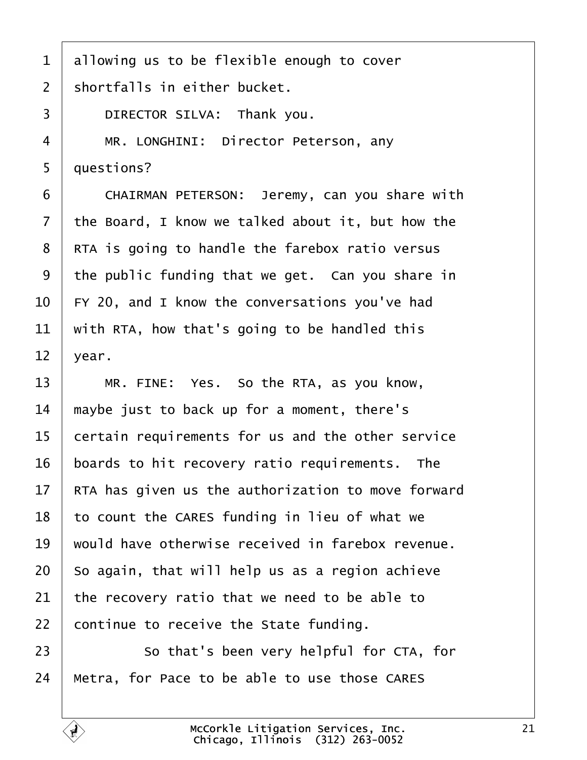allowing us to be flexible enough to cover shortfalls in either bucket.

DIRECTOR SILVA: Thank you.

MR. LONGHINI: Director Peterson, any questions?

CHAIRMAN PETERSON: Jeremy, can you share with the Board, I know we talked about it, but how the RTA is going to handle the farebox ratio versus the public funding that we get. Can you share in FY 20, and I know the conversations you've had with RTA, how that's going to be handled this year.

MR. FINE: Yes. So the RTA, as you know, maybe just to back up for a moment, there's certain requirements for us and the other service boards to hit recovery ratio requirements. The RTA has given us the authorization to move forward to count the CARES funding in lieu of what we would have otherwise received in farebox revenue. So again, that will help us as a region achieve the recovery ratio that we need to be able to continue to receive the State funding.

So that's been very helpful for CTA, for Metra, for Pace to be able to use those CARES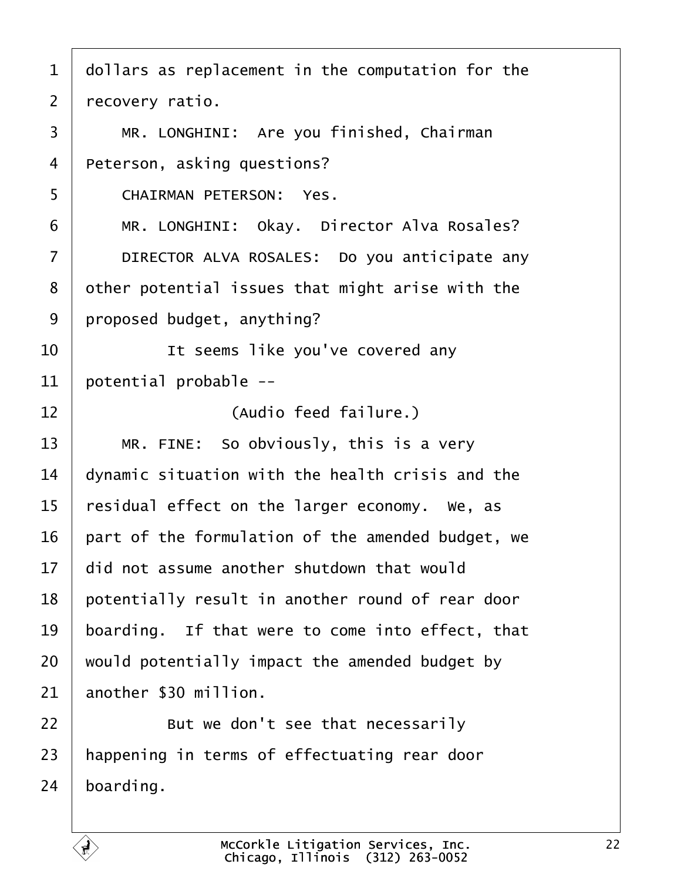dollars as replacement in the computation for the recovery ratio.

MR. LONGHINI: Are you finished, Chairman Peterson, asking questions?

CHAIRMAN PETERSON: Yes.

MR. LONGHINI: Okay. Director Alva Rosales?

DIRECTOR ALVA ROSALES: Do you anticipate any other potential issues that might arise with the proposed budget, anything?

It seems like you've covered any potential probable --

(Audio feed failure.)

MR. FINE: So obviously, this is a very dynamic situation with the health crisis and the residual effect on the larger economy. We, as part of the formulation of the amended budget, we did not assume another shutdown that would potentially result in another round of rear door boarding. If that were to come into effect, that would potentially impact the amended budget by another $30 million.

But we don't see that necessarily happening in terms of effectuating rear door boarding.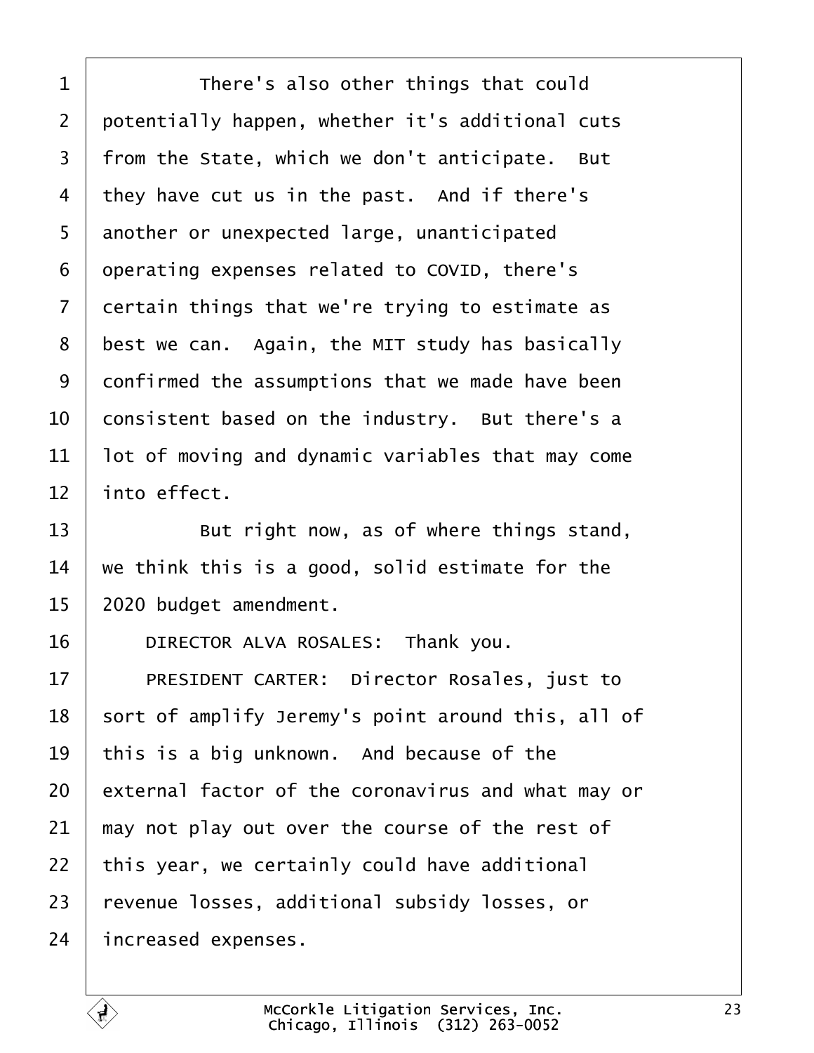There's also other things that could potentially happen, whether it's additional cuts from the State, which we don't anticipate. But they have cut us in the past. And if there's another or unexpected large, unanticipated operating expenses related to COVID, there's certain things that we're trying to estimate as best we can. Again, the MIT study has basically confirmed the assumptions that we made have been consistent based on the industry. But there's a lot of moving and dynamic variables that may come into effect.

But right now, as of where things stand, we think this is a good, solid estimate for the 2020 budget amendment.

DIRECTOR ALVA ROSALES: Thank you.

PRESIDENT CARTER: Director Rosales, just to sort of amplify Jeremy's point around this, all of this is a big unknown. And because of the external factor of the coronavirus and what may or may not play out over the course of the rest of this year, we certainly could have additional revenue losses, additional subsidy losses, or increased expenses.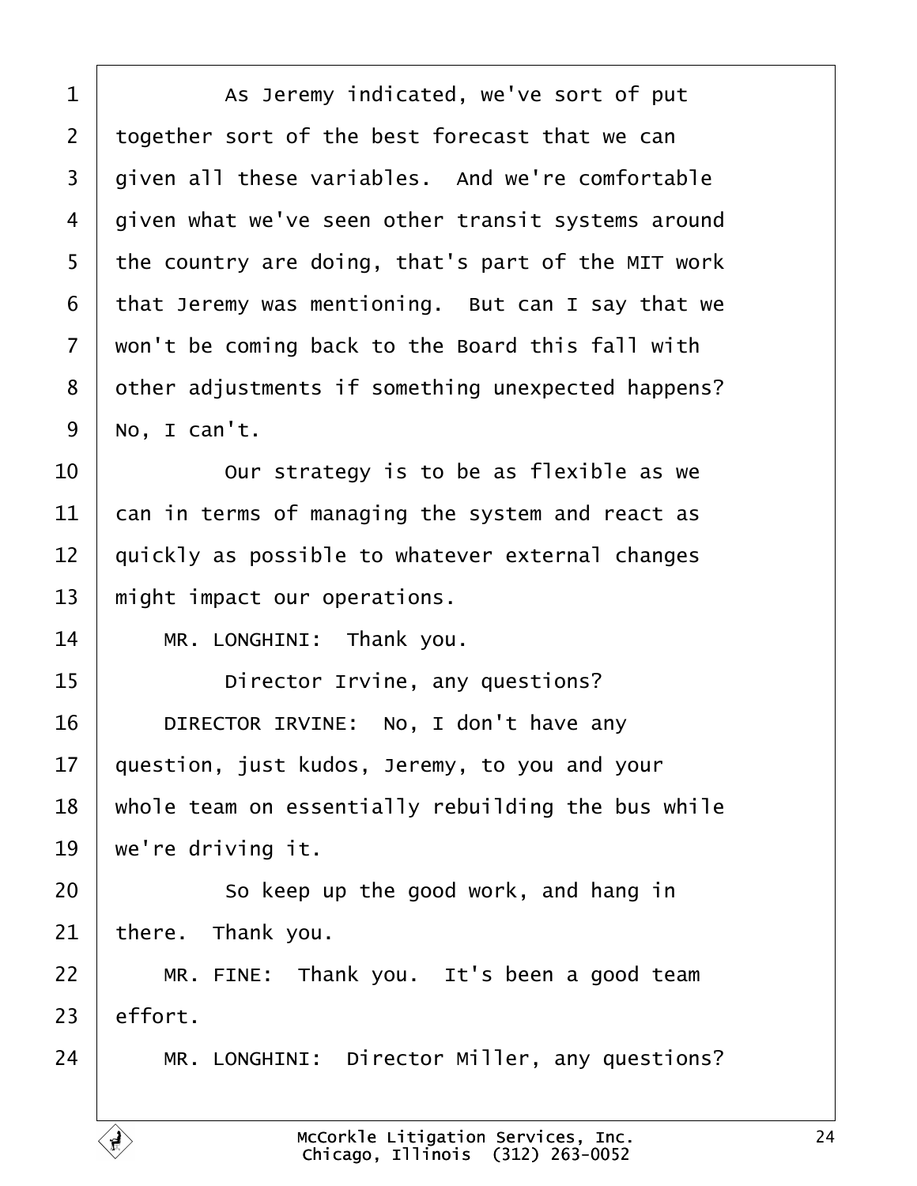1 As Jeremy indicated, we've sort of put
2 together sort of the best forecast that we can
3 given all these variables. And we're comfortable
4 given what we've seen other transit systems around
5 the country are doing, that's part of the MIT work
6 that Jeremy was mentioning. But can I say that we
7 won't be coming back to the Board this fall with
8 other adjustments if something unexpected happens?
9 No, I can't.
10 Our strategy is to be as flexible as we
11 can in terms of managing the system and react as
12 quickly as possible to whatever external changes
13 might impact our operations.
14 MR. LONGHINI: Thank you.
15 Director Irvine, any questions?
16 DIRECTOR IRVINE: No, I don't have any
17 question, just kudos, Jeremy, to you and your
18 whole team on essentially rebuilding the bus while
19 we're driving it.
20 So keep up the good work, and hang in
21 there. Thank you.
22 MR. FINE: Thank you. It's been a good team
23 effort.
24 MR. LONGHINI: Director Miller, any questions?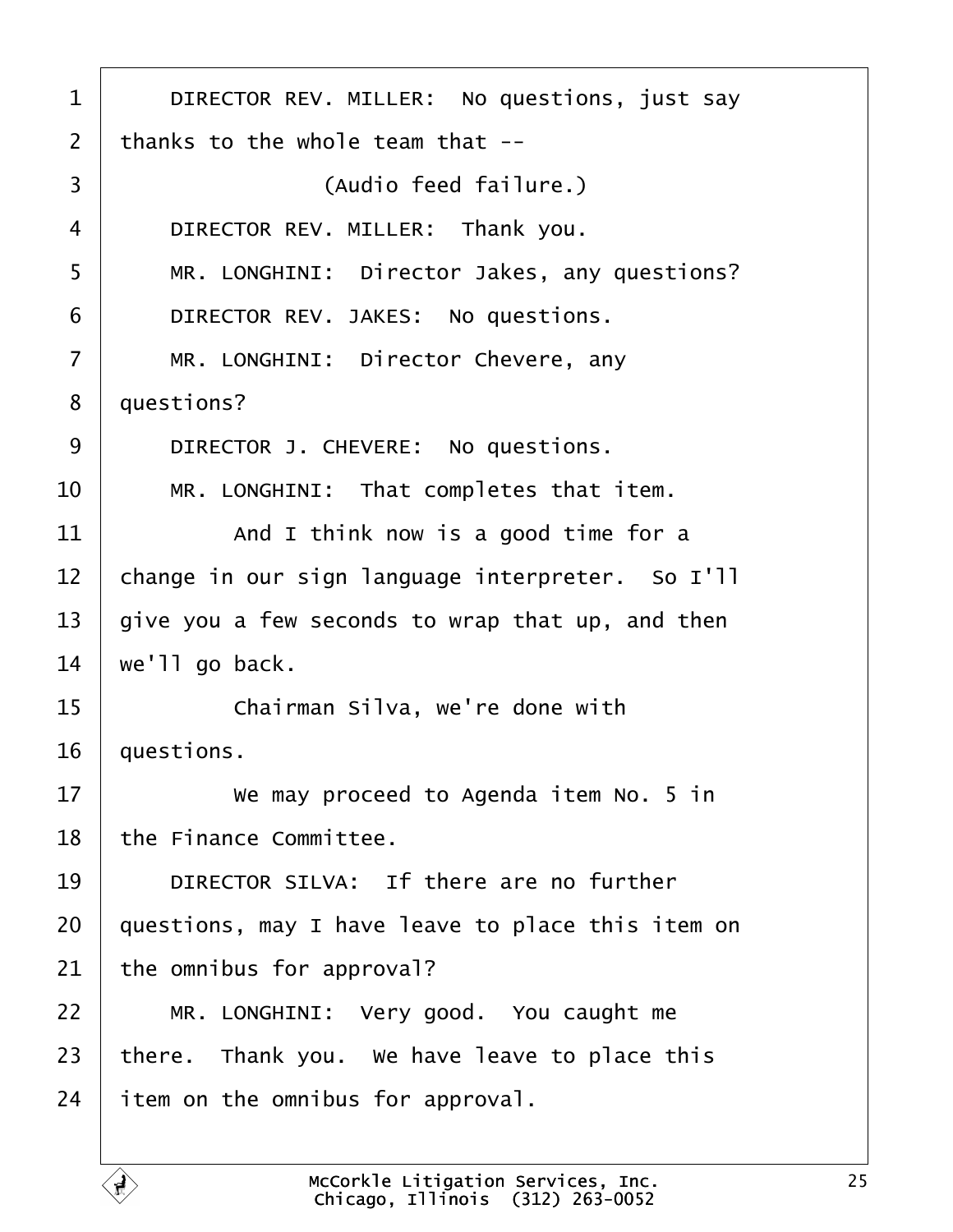1 DIRECTOR REV. MILLER: No questions, just say
2 thanks to the whole team that --
3 (Audio feed failure.)
4 DIRECTOR REV. MILLER: Thank you.
5 MR. LONGHINI: Director Jakes, any questions?
6 DIRECTOR REV. JAKES: No questions.
7 MR. LONGHINI: Director Chevere, any
8 questions?
9 DIRECTOR J. CHEVERE: No questions.
10 MR. LONGHINI: That completes that item.
11 And I think now is a good time for a
12 change in our sign language interpreter. So I'll
13 give you a few seconds to wrap that up, and then
14 we'll go back.
15 Chairman Silva, we're done with
16 questions.
17 We may proceed to Agenda item No. 5 in
18 the Finance Committee.
19 DIRECTOR SILVA: If there are no further
20 questions, may I have leave to place this item on
21 the omnibus for approval?
22 MR. LONGHINI: Very good. You caught me
23 there. Thank you. We have leave to place this
24 item on the omnibus for approval.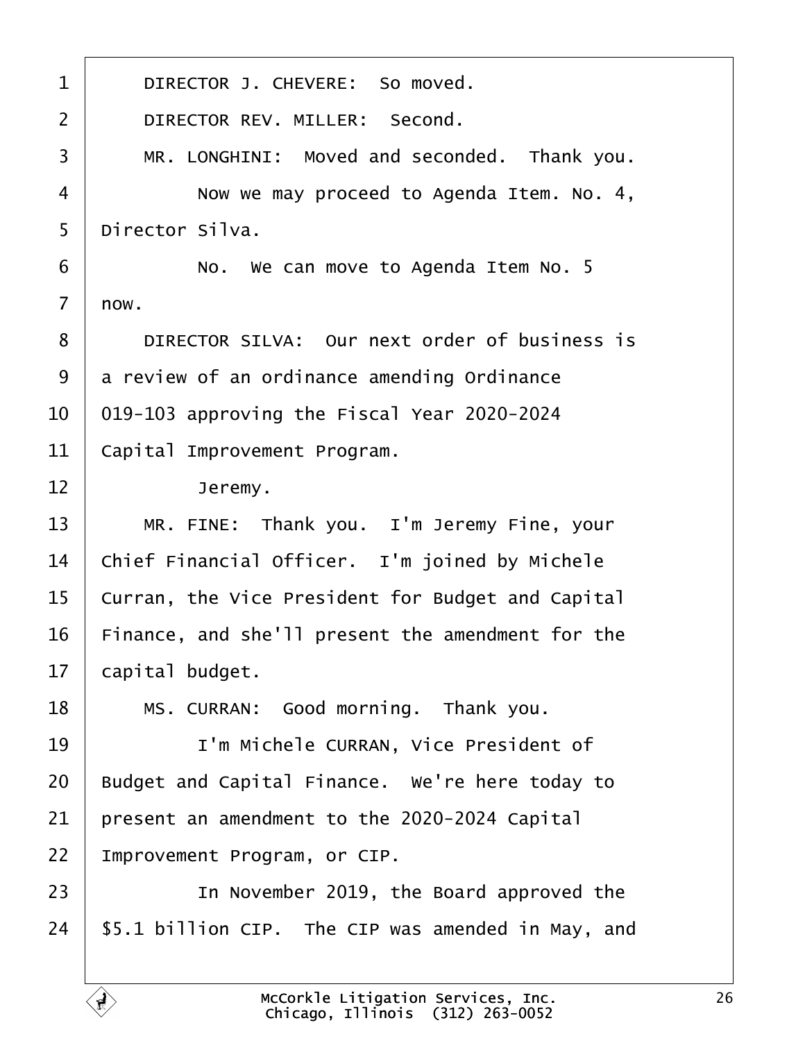1 DIRECTOR J. CHEVERE: So moved.

2 DIRECTOR REV. MILLER: Second.

3 MR. LONGHINI: Moved and seconded. Thank you.

4 Now we may proceed to Agenda Item. No. 4,

5 Director Silva.

6 No. We can move to Agenda Item No. 5

7 now.

8 DIRECTOR SILVA: Our next order of business is

9 a review of an ordinance amending Ordinance

10 019-103 approving the Fiscal Year 2020-2024

11 Capital Improvement Program.

12 Jeremy.

13 MR. FINE: Thank you. I'm Jeremy Fine, your

14 Chief Financial Officer. I'm joined by Michele

15 Curran, the Vice President for Budget and Capital

16 Finance, and she'll present the amendment for the

17 capital budget.

18 MS. CURRAN: Good morning. Thank you.

19 I'm Michele CURRAN, Vice President of

20 Budget and Capital Finance. We're here today to

21 present an amendment to the 2020-2024 Capital

22 Improvement Program, or CIP.

23 In November 2019, the Board approved the

24 $5.1 billion CIP. The CIP was amended in May, and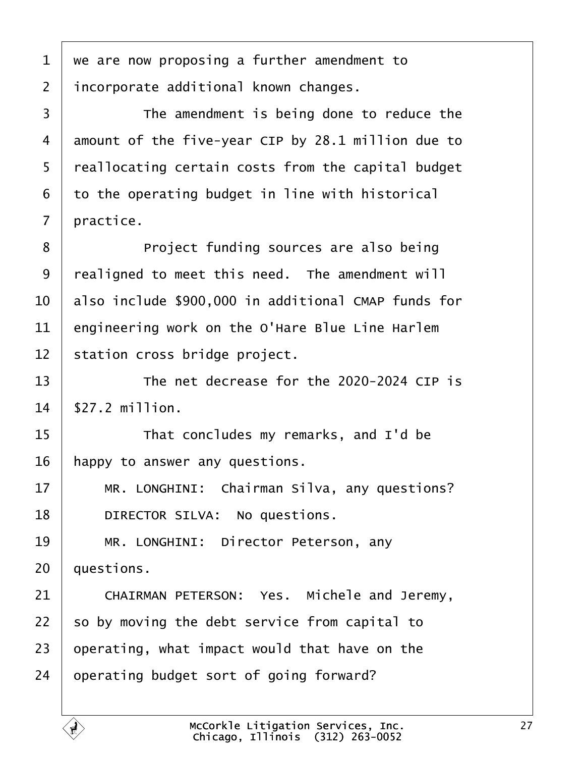we are now proposing a further amendment to incorporate additional known changes.

The amendment is being done to reduce the amount of the five-year CIP by 28.1 million due to reallocating certain costs from the capital budget to the operating budget in line with historical practice.

Project funding sources are also being realigned to meet this need. The amendment will also include $900,000 in additional CMAP funds for engineering work on the O'Hare Blue Line Harlem station cross bridge project.

The net decrease for the 2020-2024 CIP is $27.2 million.

That concludes my remarks, and I'd be happy to answer any questions.

MR. LONGHINI: Chairman Silva, any questions?

DIRECTOR SILVA: No questions.

MR. LONGHINI: Director Peterson, any questions.

CHAIRMAN PETERSON: Yes. Michele and Jeremy, so by moving the debt service from capital to operating, what impact would that have on the operating budget sort of going forward?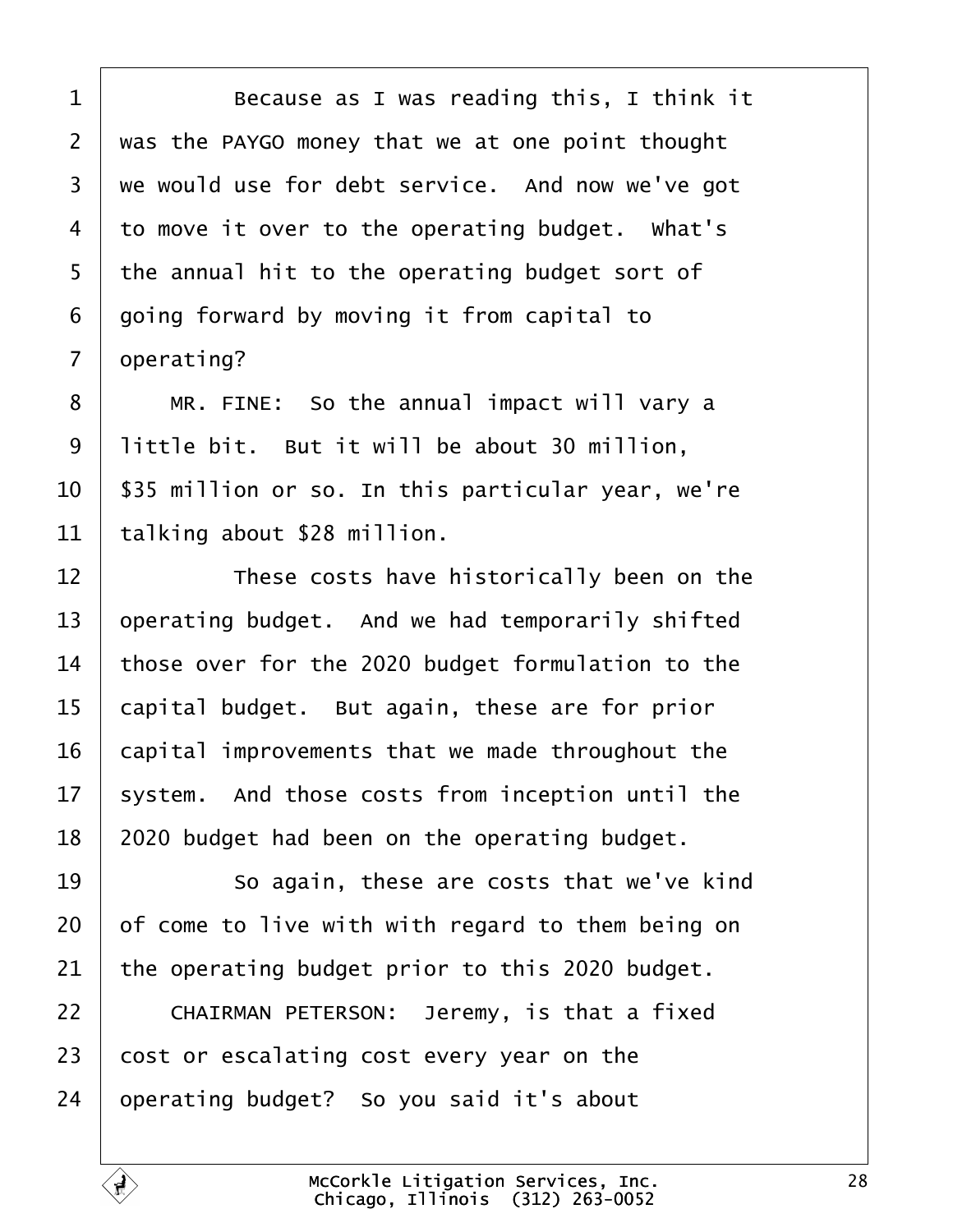Because as I was reading this, I think it was the PAYGO money that we at one point thought we would use for debt service. And now we've got to move it over to the operating budget. What's the annual hit to the operating budget sort of going forward by moving it from capital to operating?

MR. FINE: So the annual impact will vary a little bit. But it will be about 30 million, $35 million or so. In this particular year, we're talking about $28 million.

These costs have historically been on the operating budget. And we had temporarily shifted those over for the 2020 budget formulation to the capital budget. But again, these are for prior capital improvements that we made throughout the system. And those costs from inception until the 2020 budget had been on the operating budget.

So again, these are costs that we've kind of come to live with with regard to them being on the operating budget prior to this 2020 budget.

CHAIRMAN PETERSON: Jeremy, is that a fixed cost or escalating cost every year on the operating budget? So you said it's about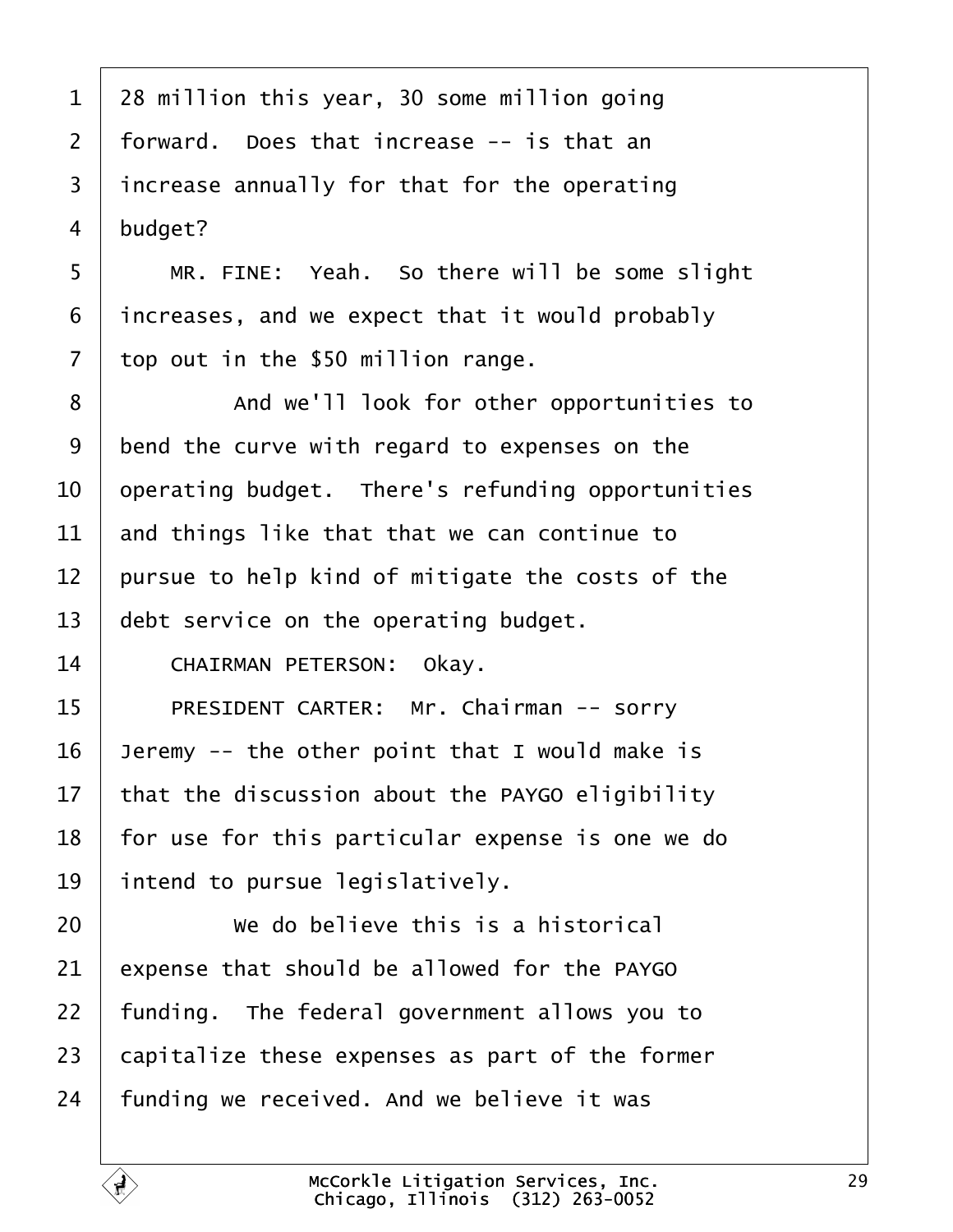28 million this year, 30 some million going forward. Does that increase -- is that an increase annually for that for the operating budget?

MR. FINE: Yeah. So there will be some slight increases, and we expect that it would probably top out in the $50 million range.

And we'll look for other opportunities to bend the curve with regard to expenses on the operating budget. There's refunding opportunities and things like that that we can continue to pursue to help kind of mitigate the costs of the debt service on the operating budget.

CHAIRMAN PETERSON: Okay.

PRESIDENT CARTER: Mr. Chairman -- sorry Jeremy -- the other point that I would make is that the discussion about the PAYGO eligibility for use for this particular expense is one we do intend to pursue legislatively.

We do believe this is a historical expense that should be allowed for the PAYGO funding. The federal government allows you to capitalize these expenses as part of the former funding we received. And we believe it was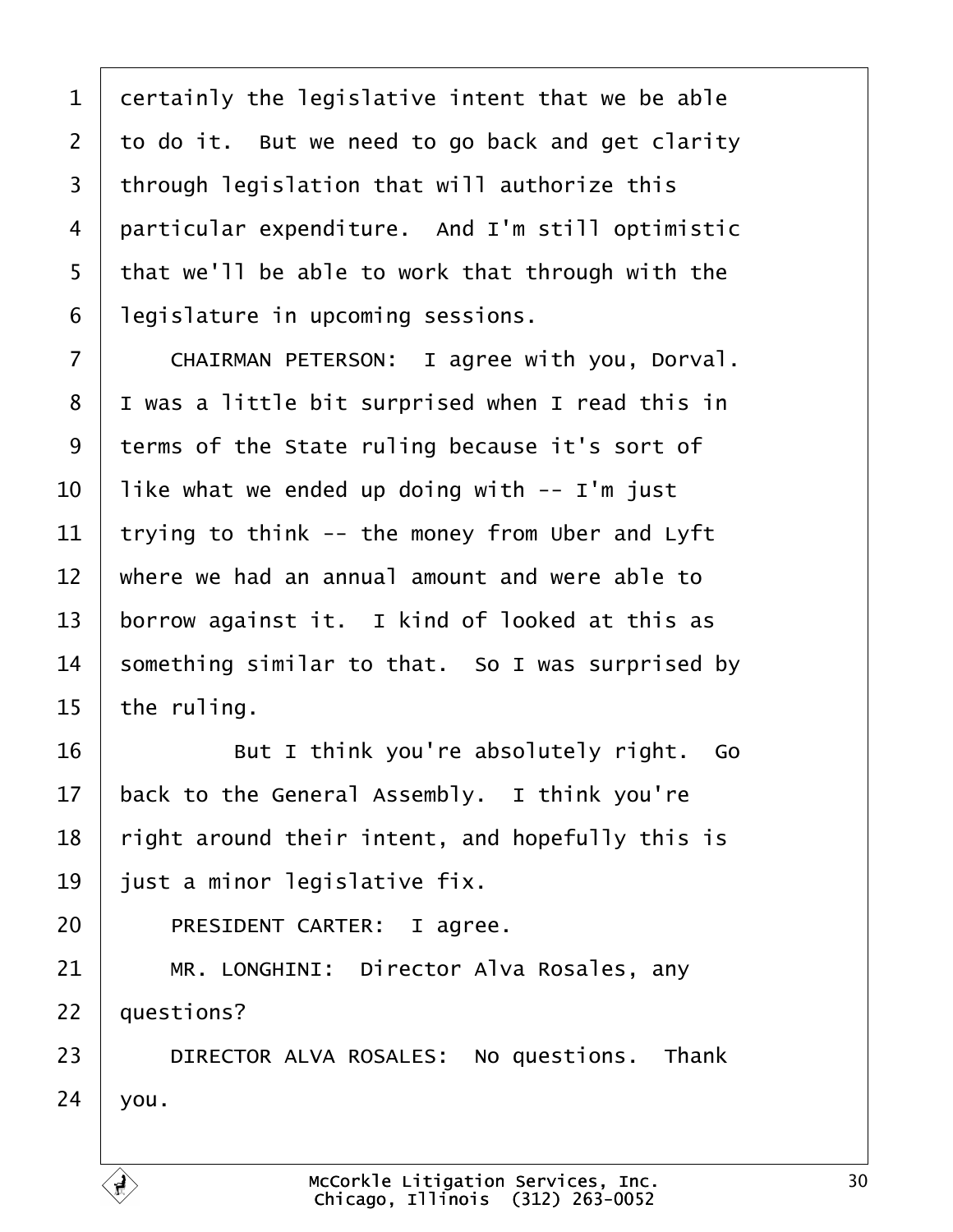1 certainly the legislative intent that we be able
2 to do it. But we need to go back and get clarity
3 through legislation that will authorize this
4 particular expenditure. And I'm still optimistic
5 that we'll be able to work that through with the
6 legislature in upcoming sessions.

7 CHAIRMAN PETERSON: I agree with you, Dorval.
8 I was a little bit surprised when I read this in
9 terms of the State ruling because it's sort of
10 like what we ended up doing with -- I'm just
11 trying to think -- the money from Uber and Lyft
12 where we had an annual amount and were able to
13 borrow against it. I kind of looked at this as
14 something similar to that. So I was surprised by
15 the ruling.

16 But I think you're absolutely right. Go
17 back to the General Assembly. I think you're
18 right around their intent, and hopefully this is
19 just a minor legislative fix.

20 PRESIDENT CARTER: I agree.

21 MR. LONGHINI: Director Alva Rosales, any
22 questions?

23 DIRECTOR ALVA ROSALES: No questions. Thank
24 you.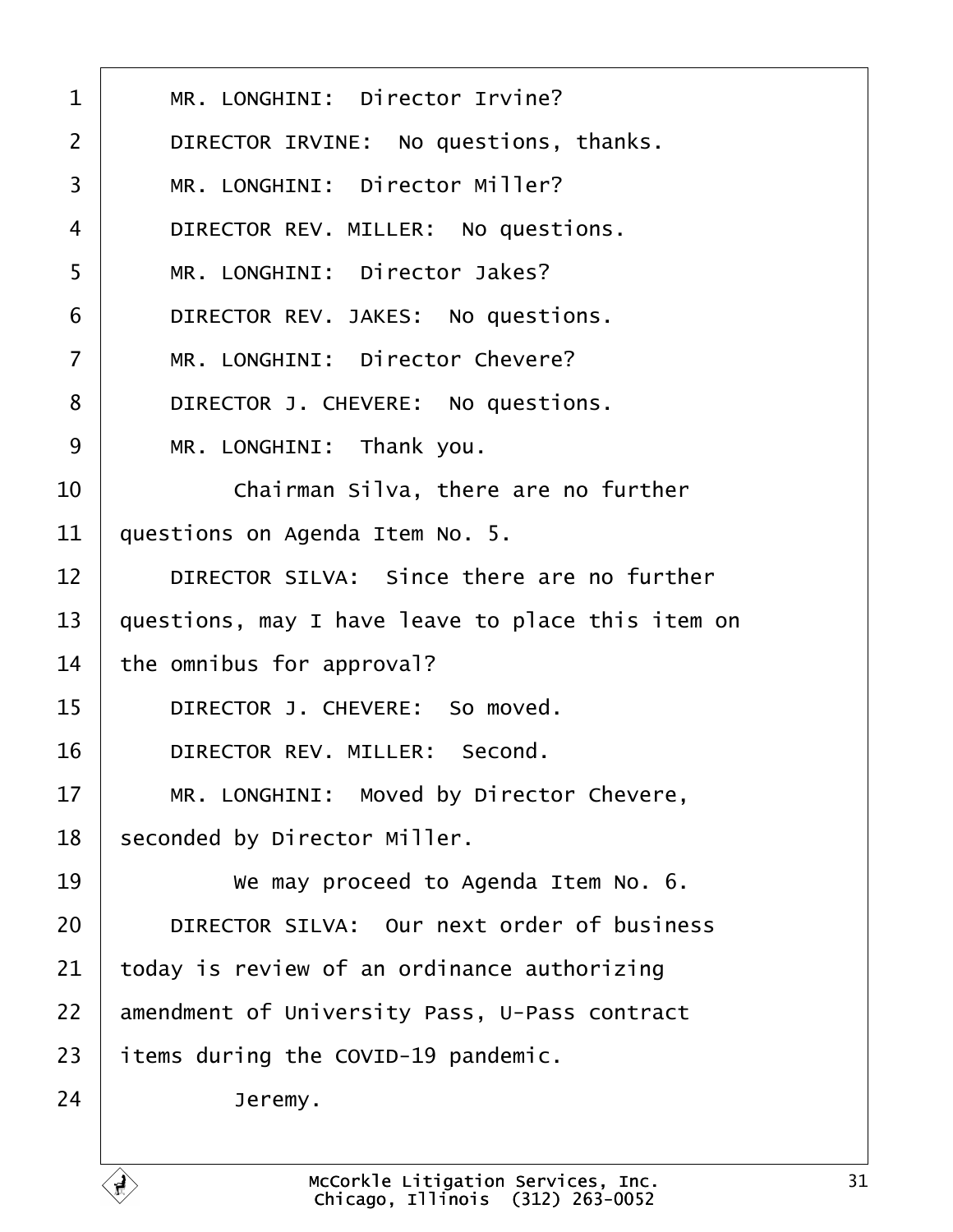1 MR. LONGHINI: Director Irvine?

2 DIRECTOR IRVINE: No questions, thanks.

3 MR. LONGHINI: Director Miller?

4 DIRECTOR REV. MILLER: No questions.

5 MR. LONGHINI: Director Jakes?

6 DIRECTOR REV. JAKES: No questions.

7 MR. LONGHINI: Director Chevere?

8 DIRECTOR J. CHEVERE: No questions.

9 MR. LONGHINI: Thank you.

10 Chairman Silva, there are no further

11 questions on Agenda Item No. 5.

12 DIRECTOR SILVA: Since there are no further

13 questions, may I have leave to place this item on

14 the omnibus for approval?

15 DIRECTOR J. CHEVERE: So moved.

16 DIRECTOR REV. MILLER: Second.

17 MR. LONGHINI: Moved by Director Chevere,

18 seconded by Director Miller.

19 We may proceed to Agenda Item No. 6.

20 DIRECTOR SILVA: Our next order of business

21 today is review of an ordinance authorizing

22 amendment of University Pass, U-Pass contract

23 items during the COVID-19 pandemic.

24 Jeremy.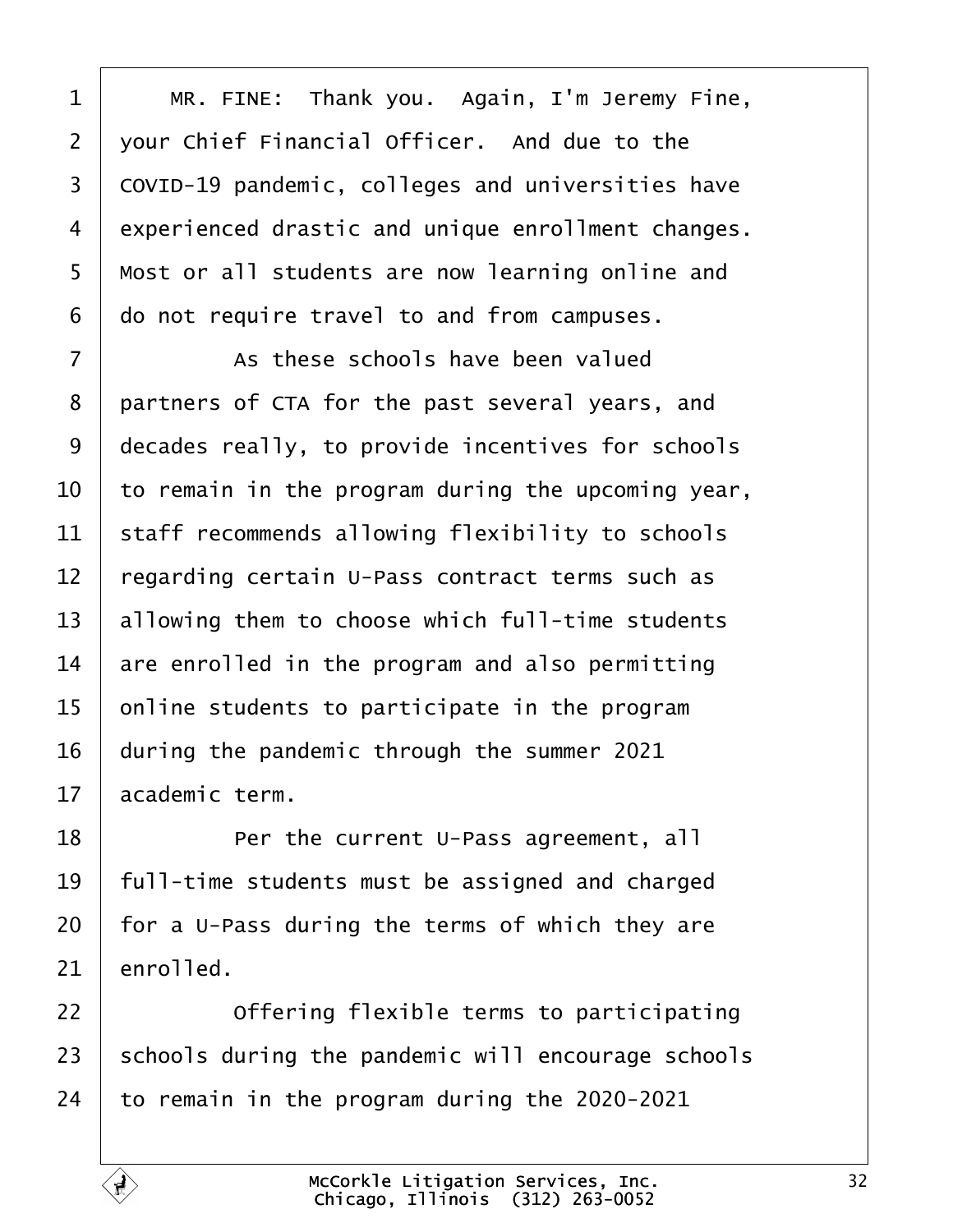MR. FINE: Thank you. Again, I'm Jeremy Fine, your Chief Financial Officer. And due to the COVID-19 pandemic, colleges and universities have experienced drastic and unique enrollment changes. Most or all students are now learning online and do not require travel to and from campuses.

As these schools have been valued partners of CTA for the past several years, and decades really, to provide incentives for schools to remain in the program during the upcoming year, staff recommends allowing flexibility to schools regarding certain U-Pass contract terms such as allowing them to choose which full-time students are enrolled in the program and also permitting online students to participate in the program during the pandemic through the summer 2021 academic term.

Per the current U-Pass agreement, all full-time students must be assigned and charged for a U-Pass during the terms of which they are enrolled.

Offering flexible terms to participating schools during the pandemic will encourage schools to remain in the program during the 2020-2021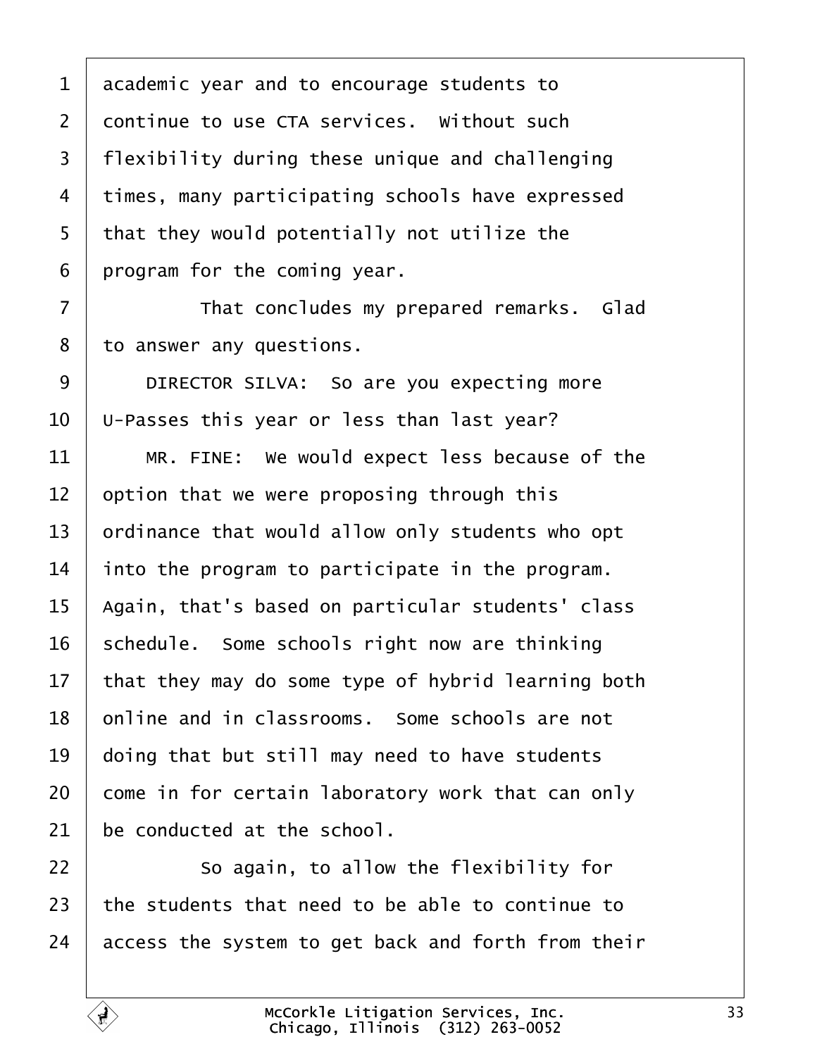academic year and to encourage students to continue to use CTA services. Without such flexibility during these unique and challenging times, many participating schools have expressed that they would potentially not utilize the program for the coming year.

That concludes my prepared remarks. Glad to answer any questions.

DIRECTOR SILVA: So are you expecting more U-Passes this year or less than last year?

MR. FINE: We would expect less because of the option that we were proposing through this ordinance that would allow only students who opt into the program to participate in the program. Again, that's based on particular students' class schedule. Some schools right now are thinking that they may do some type of hybrid learning both online and in classrooms. Some schools are not doing that but still may need to have students come in for certain laboratory work that can only be conducted at the school.

So again, to allow the flexibility for the students that need to be able to continue to access the system to get back and forth from their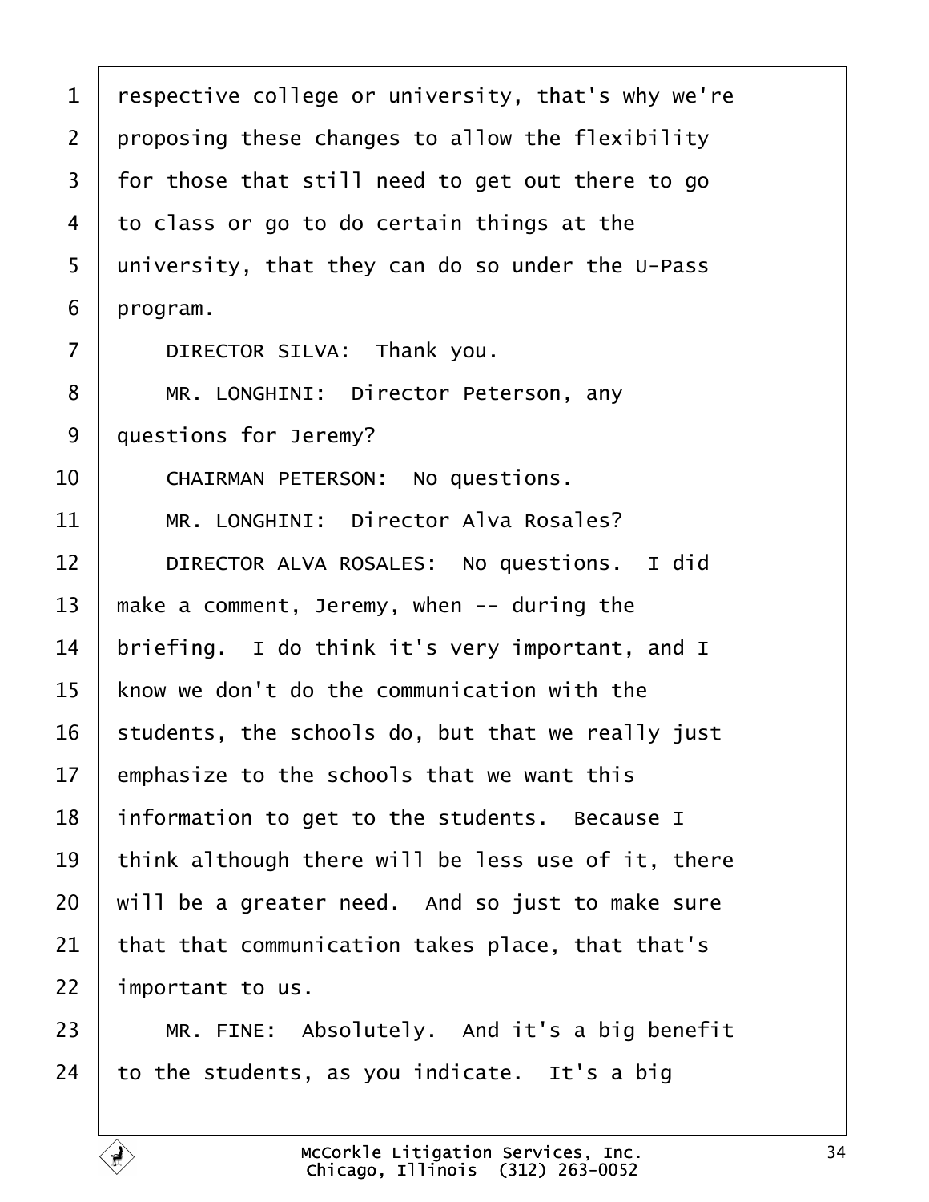respective college or university, that's why we're proposing these changes to allow the flexibility for those that still need to get out there to go to class or go to do certain things at the university, that they can do so under the U-Pass program.

DIRECTOR SILVA: Thank you.

MR. LONGHINI: Director Peterson, any questions for Jeremy?

CHAIRMAN PETERSON: No questions.

MR. LONGHINI: Director Alva Rosales?

DIRECTOR ALVA ROSALES: No questions. I did make a comment, Jeremy, when -- during the briefing. I do think it's very important, and I know we don't do the communication with the students, the schools do, but that we really just emphasize to the schools that we want this information to get to the students. Because I think although there will be less use of it, there will be a greater need. And so just to make sure that that communication takes place, that that's important to us.

MR. FINE: Absolutely. And it's a big benefit to the students, as you indicate. It's a big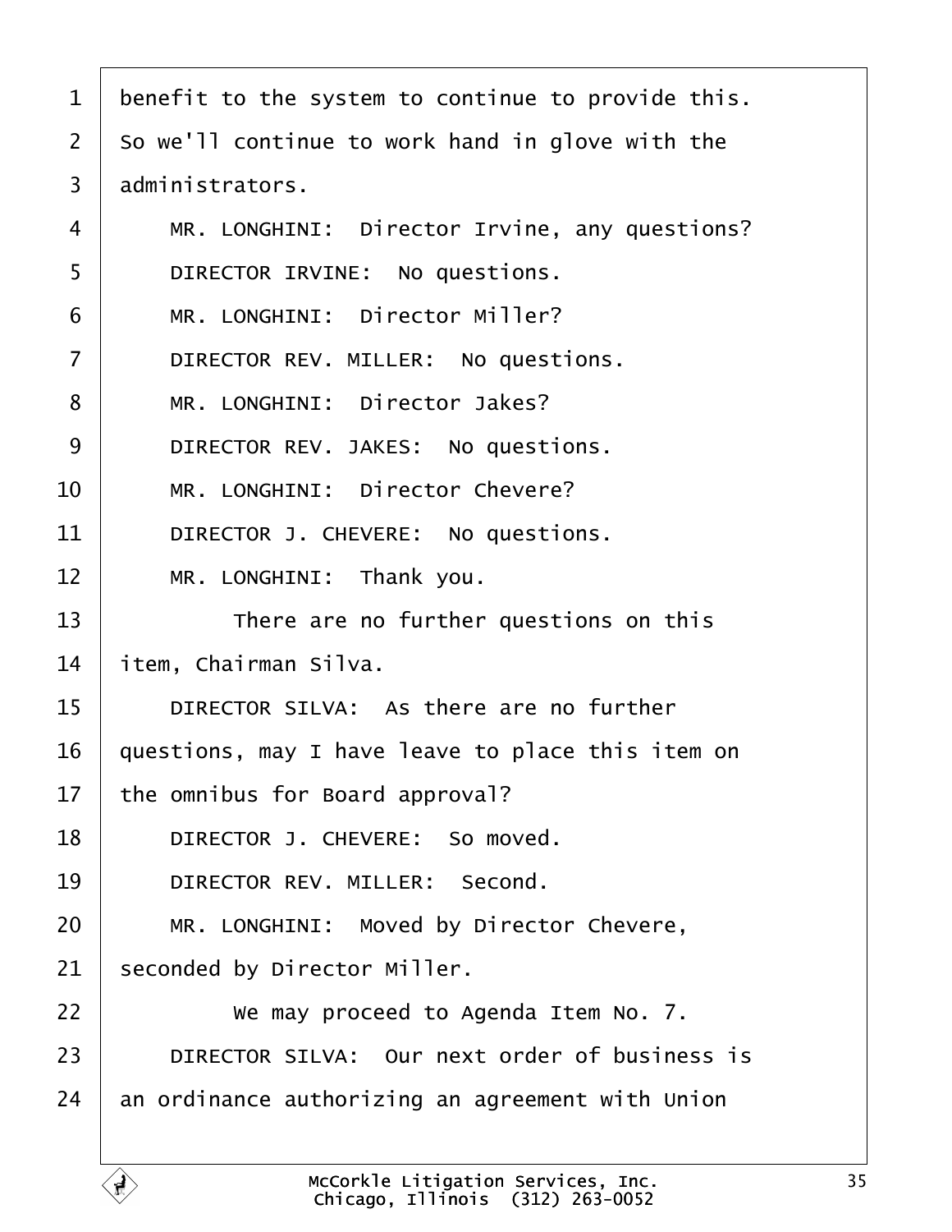1 benefit to the system to continue to provide this.
2 So we'll continue to work hand in glove with the
3 administrators.
4 MR. LONGHINI: Director Irvine, any questions?
5 DIRECTOR IRVINE: No questions.
6 MR. LONGHINI: Director Miller?
7 DIRECTOR REV. MILLER: No questions.
8 MR. LONGHINI: Director Jakes?
9 DIRECTOR REV. JAKES: No questions.
10 MR. LONGHINI: Director Chevere?
11 DIRECTOR J. CHEVERE: No questions.
12 MR. LONGHINI: Thank you.
13 There are no further questions on this
14 item, Chairman Silva.
15 DIRECTOR SILVA: As there are no further
16 questions, may I have leave to place this item on
17 the omnibus for Board approval?
18 DIRECTOR J. CHEVERE: So moved.
19 DIRECTOR REV. MILLER: Second.
20 MR. LONGHINI: Moved by Director Chevere,
21 seconded by Director Miller.
22 We may proceed to Agenda Item No. 7.
23 DIRECTOR SILVA: Our next order of business is
24 an ordinance authorizing an agreement with Union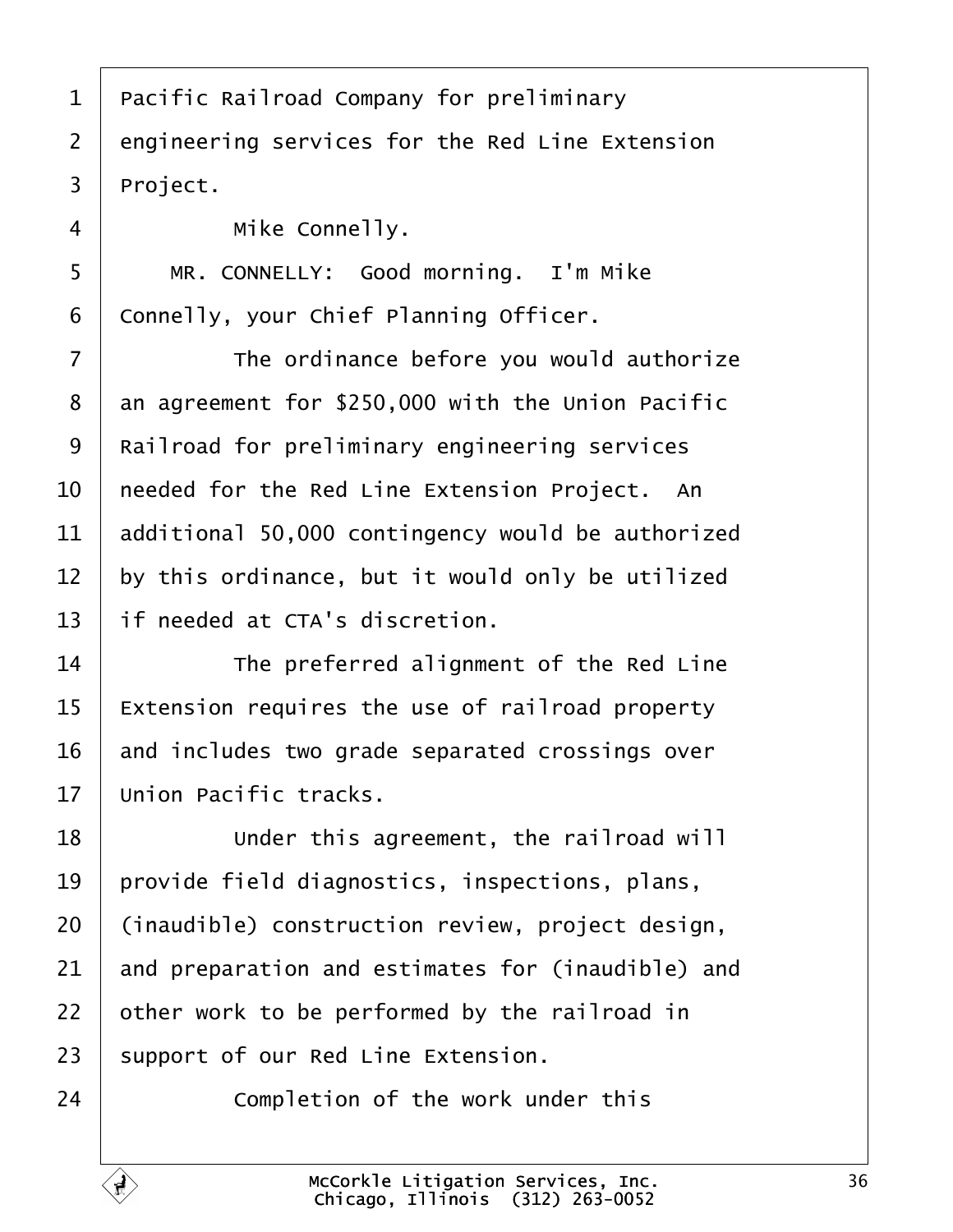1 Pacific Railroad Company for preliminary
2 engineering services for the Red Line Extension
3 Project.
4 Mike Connelly.
5 MR. CONNELLY: Good morning. I'm Mike
6 Connelly, your Chief Planning Officer.
7 The ordinance before you would authorize
8 an agreement for $250,000 with the Union Pacific
9 Railroad for preliminary engineering services
10 needed for the Red Line Extension Project. An
11 additional 50,000 contingency would be authorized
12 by this ordinance, but it would only be utilized
13 if needed at CTA's discretion.
14 The preferred alignment of the Red Line
15 Extension requires the use of railroad property
16 and includes two grade separated crossings over
17 Union Pacific tracks.
18 Under this agreement, the railroad will
19 provide field diagnostics, inspections, plans,
20 (inaudible) construction review, project design,
21 and preparation and estimates for (inaudible) and
22 other work to be performed by the railroad in
23 support of our Red Line Extension.
24 Completion of the work under this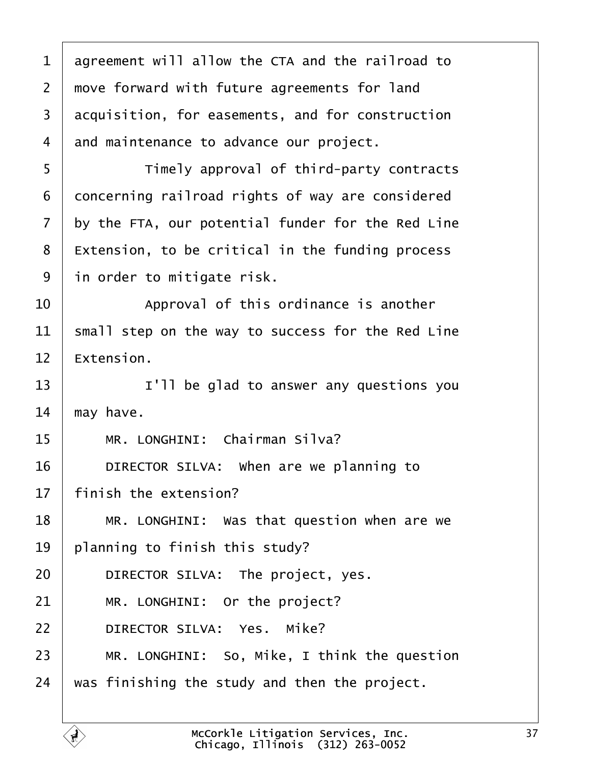1 agreement will allow the CTA and the railroad to
2 move forward with future agreements for land
3 acquisition, for easements, and for construction
4 and maintenance to advance our project.
5 Timely approval of third-party contracts
6 concerning railroad rights of way are considered
7 by the FTA, our potential funder for the Red Line
8 Extension, to be critical in the funding process
9 in order to mitigate risk.
10 Approval of this ordinance is another
11 small step on the way to success for the Red Line
12 Extension.
13 I'll be glad to answer any questions you
14 may have.
15 MR. LONGHINI: Chairman Silva?
16 DIRECTOR SILVA: When are we planning to
17 finish the extension?
18 MR. LONGHINI: Was that question when are we
19 planning to finish this study?
20 DIRECTOR SILVA: The project, yes.
21 MR. LONGHINI: Or the project?
22 DIRECTOR SILVA: Yes. Mike?
23 MR. LONGHINI: So, Mike, I think the question
24 was finishing the study and then the project.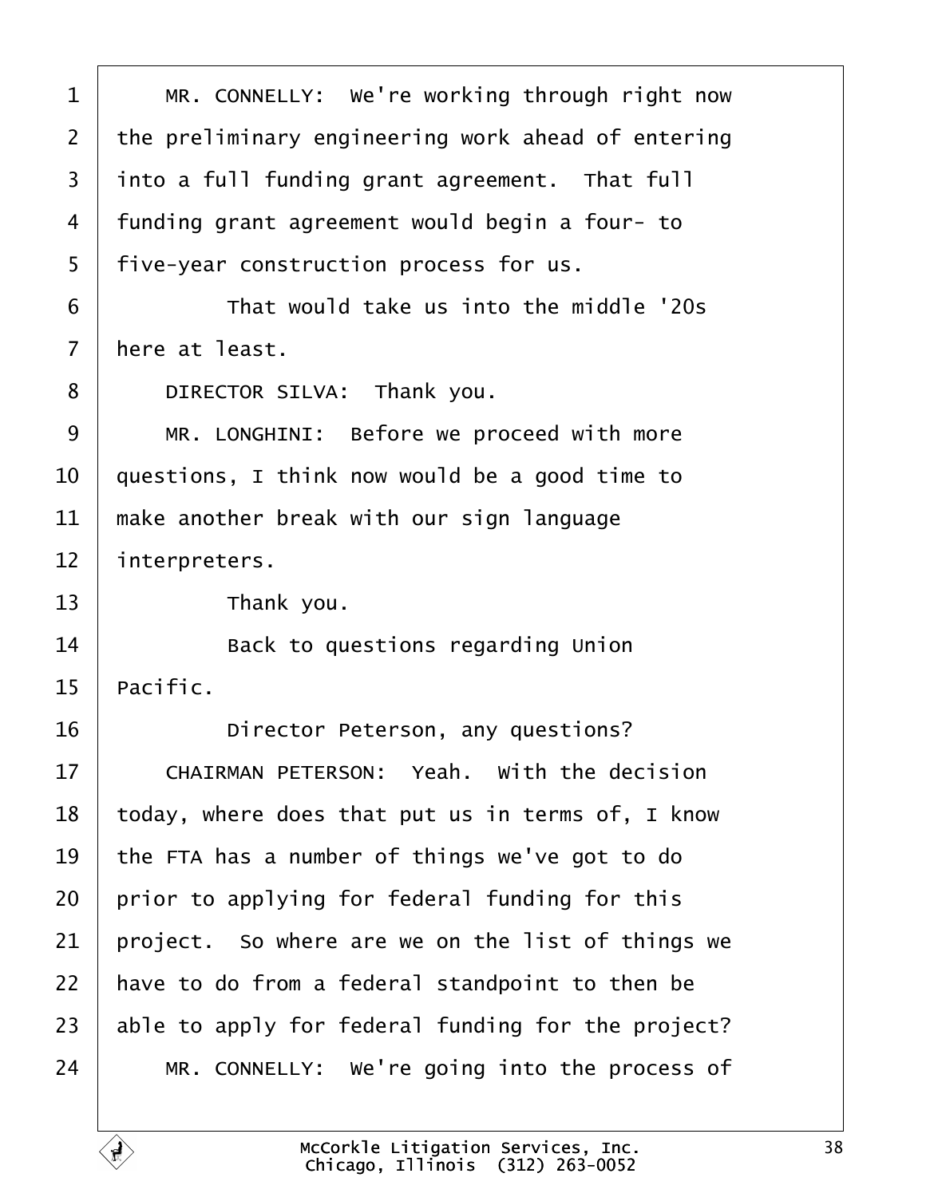1 MR. CONNELLY: We're working through right now
2 the preliminary engineering work ahead of entering
3 into a full funding grant agreement. That full
4 funding grant agreement would begin a four- to
5 five-year construction process for us.
6 That would take us into the middle '20s
7 here at least.
8 DIRECTOR SILVA: Thank you.
9 MR. LONGHINI: Before we proceed with more
10 questions, I think now would be a good time to
11 make another break with our sign language
12 interpreters.
13 Thank you.
14 Back to questions regarding Union
15 Pacific.
16 Director Peterson, any questions?
17 CHAIRMAN PETERSON: Yeah. With the decision
18 today, where does that put us in terms of, I know
19 the FTA has a number of things we've got to do
20 prior to applying for federal funding for this
21 project. So where are we on the list of things we
22 have to do from a federal standpoint to then be
23 able to apply for federal funding for the project?
24 MR. CONNELLY: We're going into the process of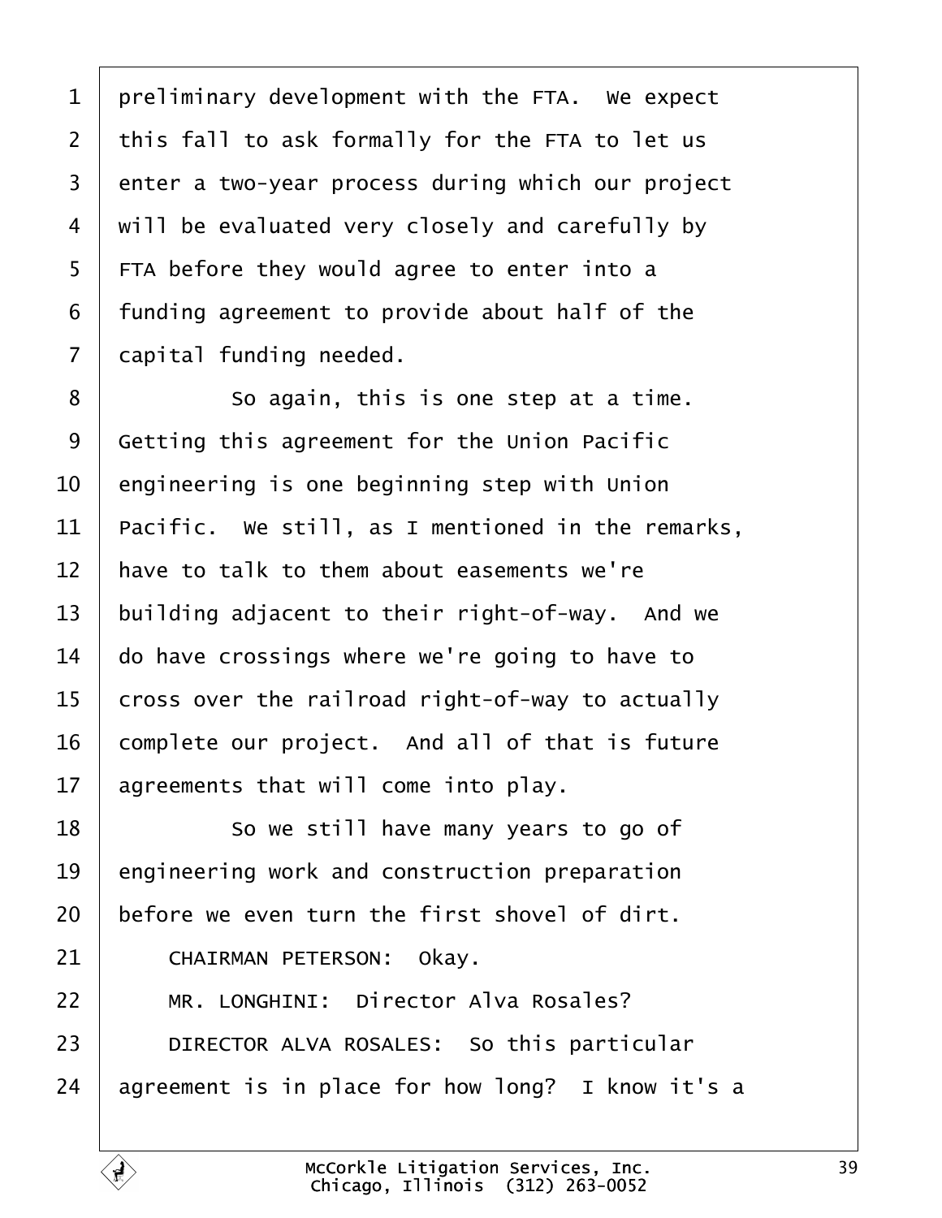preliminary development with the FTA. We expect this fall to ask formally for the FTA to let us enter a two-year process during which our project will be evaluated very closely and carefully by FTA before they would agree to enter into a funding agreement to provide about half of the capital funding needed.

So again, this is one step at a time. Getting this agreement for the Union Pacific engineering is one beginning step with Union Pacific. We still, as I mentioned in the remarks, have to talk to them about easements we're building adjacent to their right-of-way. And we do have crossings where we're going to have to cross over the railroad right-of-way to actually complete our project. And all of that is future agreements that will come into play.

So we still have many years to go of engineering work and construction preparation before we even turn the first shovel of dirt.

CHAIRMAN PETERSON: Okay.

MR. LONGHINI: Director Alva Rosales?

DIRECTOR ALVA ROSALES: So this particular agreement is in place for how long? I know it's a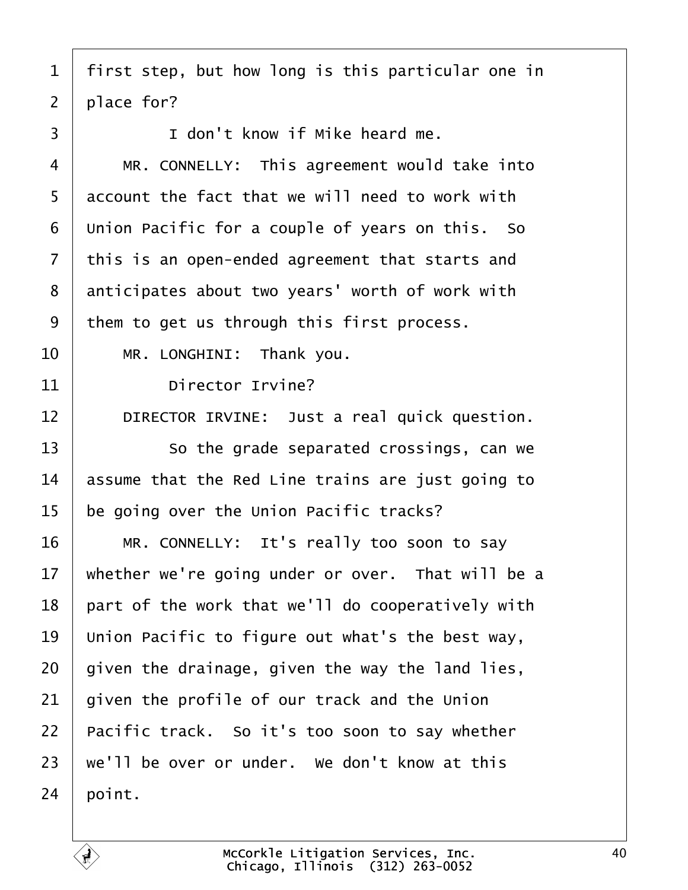first step, but how long is this particular one in place for?

I don't know if Mike heard me.

MR. CONNELLY: This agreement would take into account the fact that we will need to work with Union Pacific for a couple of years on this. So this is an open-ended agreement that starts and anticipates about two years' worth of work with them to get us through this first process.

MR. LONGHINI: Thank you.

Director Irvine?

DIRECTOR IRVINE: Just a real quick question.

So the grade separated crossings, can we assume that the Red Line trains are just going to be going over the Union Pacific tracks?

MR. CONNELLY: It's really too soon to say whether we're going under or over. That will be a part of the work that we'll do cooperatively with Union Pacific to figure out what's the best way, given the drainage, given the way the land lies, given the profile of our track and the Union Pacific track. So it's too soon to say whether we'll be over or under. We don't know at this point.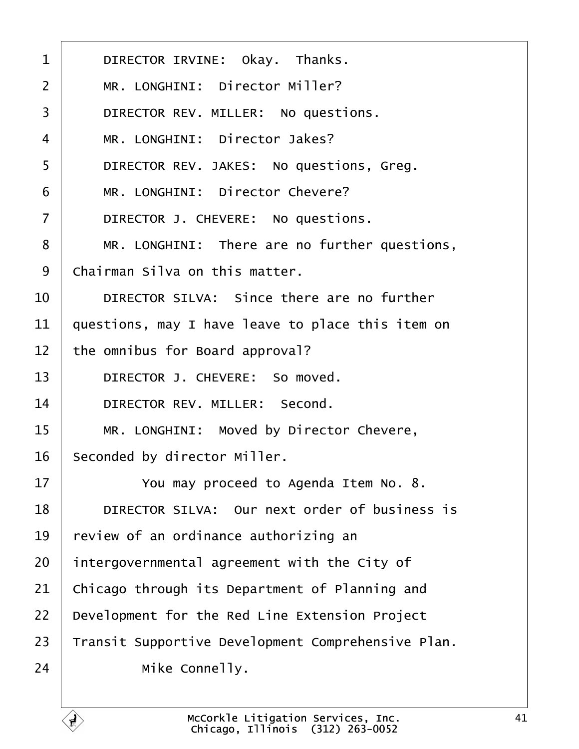1 DIRECTOR IRVINE: Okay. Thanks.

2 MR. LONGHINI: Director Miller?

3 DIRECTOR REV. MILLER: No questions.

4 MR. LONGHINI: Director Jakes?

5 DIRECTOR REV. JAKES: No questions, Greg.

6 MR. LONGHINI: Director Chevere?

7 DIRECTOR J. CHEVERE: No questions.

8 MR. LONGHINI: There are no further questions,

9 Chairman Silva on this matter.

10 DIRECTOR SILVA: Since there are no further

11 questions, may I have leave to place this item on

12 the omnibus for Board approval?

13 DIRECTOR J. CHEVERE: So moved.

14 DIRECTOR REV. MILLER: Second.

15 MR. LONGHINI: Moved by Director Chevere,

16 Seconded by director Miller.

17 You may proceed to Agenda Item No. 8.

18 DIRECTOR SILVA: Our next order of business is

19 review of an ordinance authorizing an

20 intergovernmental agreement with the City of

21 Chicago through its Department of Planning and

22 Development for the Red Line Extension Project

23 Transit Supportive Development Comprehensive Plan.

24 Mike Connelly.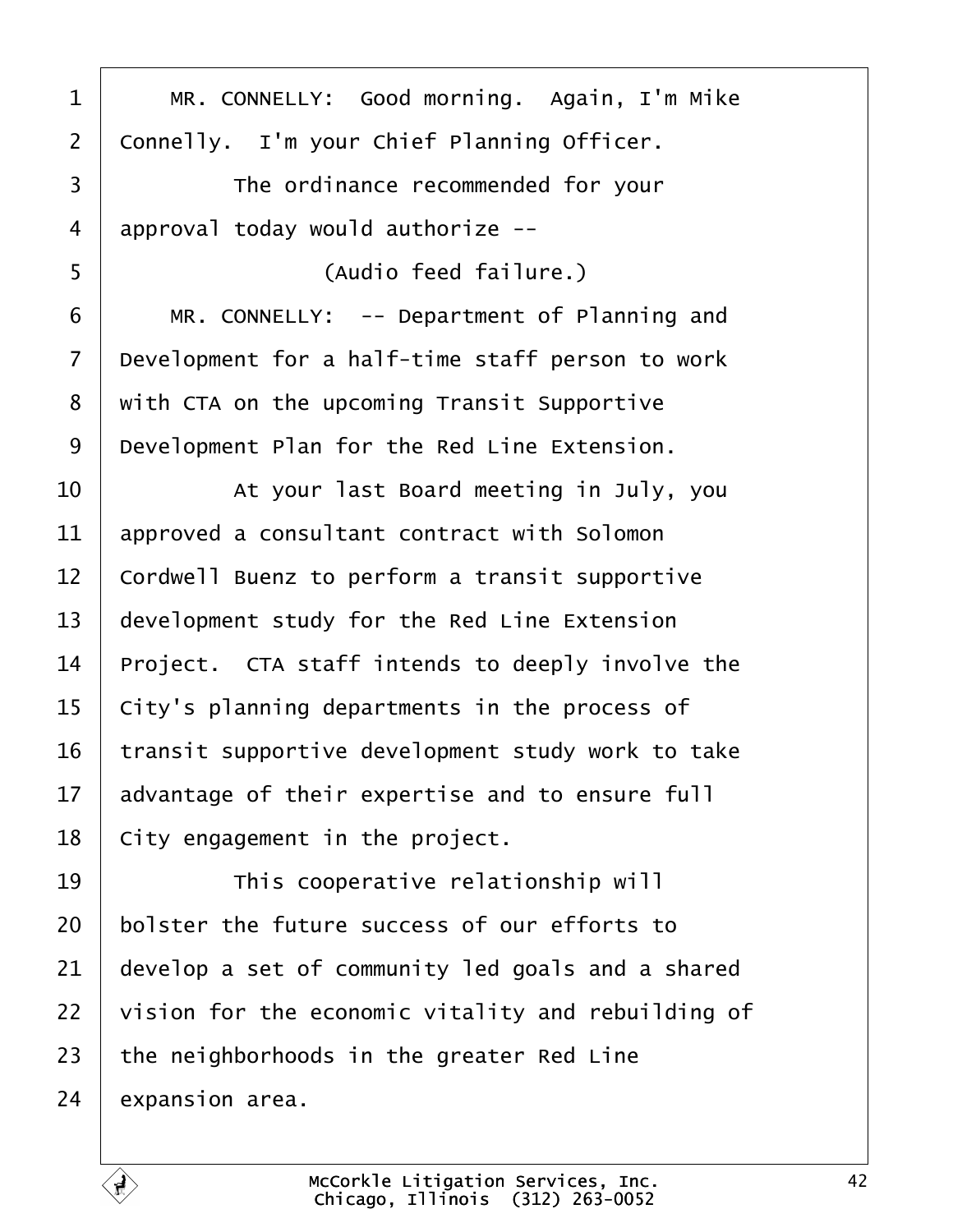MR. CONNELLY: Good morning. Again, I'm Mike Connelly. I'm your Chief Planning Officer.

The ordinance recommended for your approval today would authorize --

(Audio feed failure.)

MR. CONNELLY: -- Department of Planning and Development for a half-time staff person to work with CTA on the upcoming Transit Supportive Development Plan for the Red Line Extension.

At your last Board meeting in July, you approved a consultant contract with Solomon Cordwell Buenz to perform a transit supportive development study for the Red Line Extension Project. CTA staff intends to deeply involve the City's planning departments in the process of transit supportive development study work to take advantage of their expertise and to ensure full City engagement in the project.

This cooperative relationship will bolster the future success of our efforts to develop a set of community led goals and a shared vision for the economic vitality and rebuilding of the neighborhoods in the greater Red Line expansion area.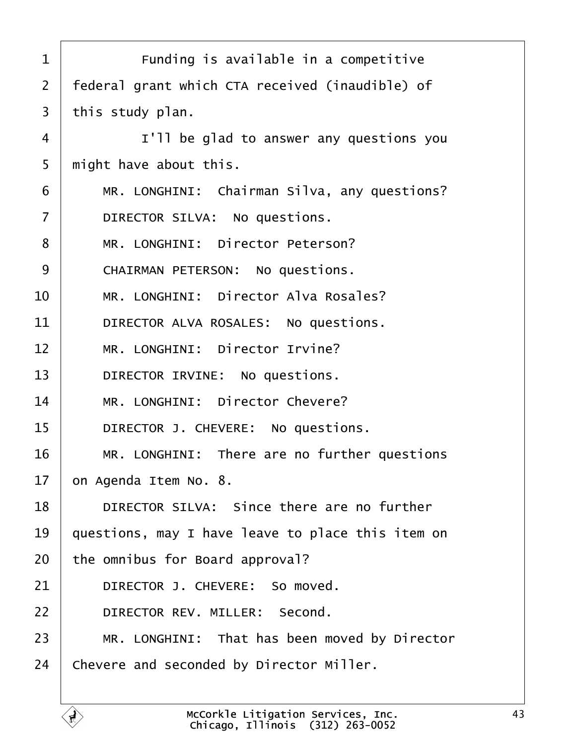1 Funding is available in a competitive
2 federal grant which CTA received (inaudible) of
3 this study plan.
4 I'll be glad to answer any questions you
5 might have about this.
6 MR. LONGHINI: Chairman Silva, any questions?
7 DIRECTOR SILVA: No questions.
8 MR. LONGHINI: Director Peterson?
9 CHAIRMAN PETERSON: No questions.
10 MR. LONGHINI: Director Alva Rosales?
11 DIRECTOR ALVA ROSALES: No questions.
12 MR. LONGHINI: Director Irvine?
13 DIRECTOR IRVINE: No questions.
14 MR. LONGHINI: Director Chevere?
15 DIRECTOR J. CHEVERE: No questions.
16 MR. LONGHINI: There are no further questions
17 on Agenda Item No. 8.
18 DIRECTOR SILVA: Since there are no further
19 questions, may I have leave to place this item on
20 the omnibus for Board approval?
21 DIRECTOR J. CHEVERE: So moved.
22 DIRECTOR REV. MILLER: Second.
23 MR. LONGHINI: That has been moved by Director
24 Chevere and seconded by Director Miller.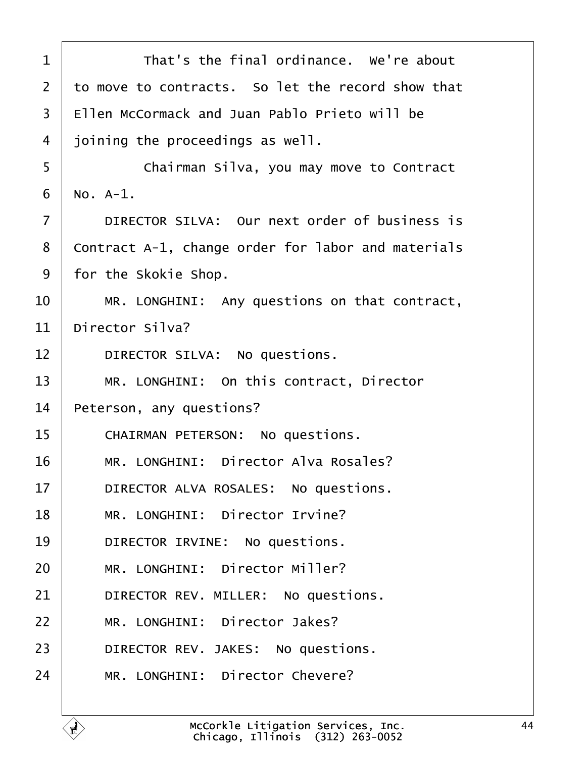1 That's the final ordinance. We're about
2 to move to contracts. So let the record show that
3 Ellen McCormack and Juan Pablo Prieto will be
4 joining the proceedings as well.
5 Chairman Silva, you may move to Contract
6 No. A-1.
7 DIRECTOR SILVA: Our next order of business is
8 Contract A-1, change order for labor and materials
9 for the Skokie Shop.
10 MR. LONGHINI: Any questions on that contract,
11 Director Silva?
12 DIRECTOR SILVA: No questions.
13 MR. LONGHINI: On this contract, Director
14 Peterson, any questions?
15 CHAIRMAN PETERSON: No questions.
16 MR. LONGHINI: Director Alva Rosales?
17 DIRECTOR ALVA ROSALES: No questions.
18 MR. LONGHINI: Director Irvine?
19 DIRECTOR IRVINE: No questions.
20 MR. LONGHINI: Director Miller?
21 DIRECTOR REV. MILLER: No questions.
22 MR. LONGHINI: Director Jakes?
23 DIRECTOR REV. JAKES: No questions.
24 MR. LONGHINI: Director Chevere?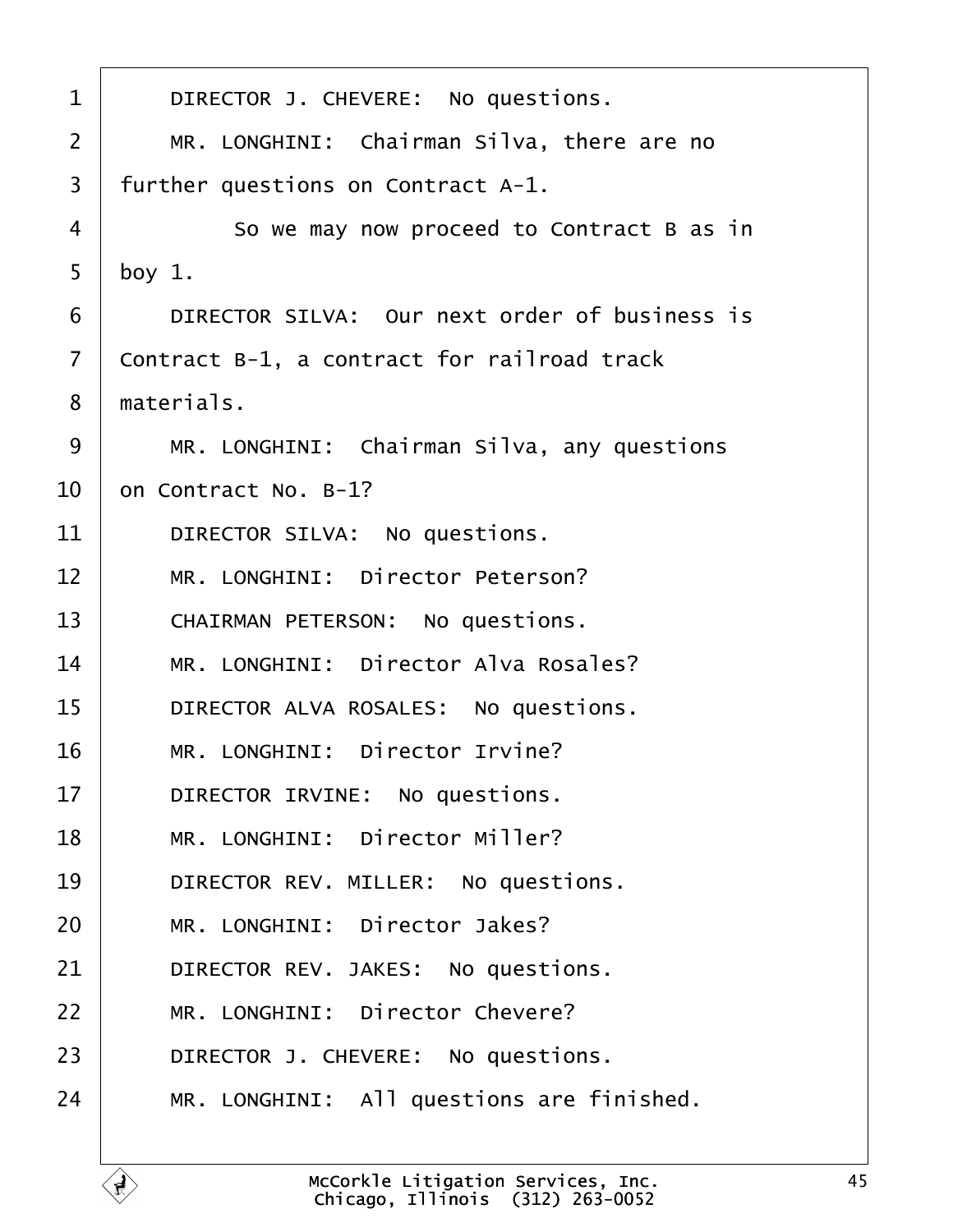1 DIRECTOR J. CHEVERE: No questions.

2 MR. LONGHINI: Chairman Silva, there are no

3 further questions on Contract A-1.

4 So we may now proceed to Contract B as in

5 boy 1.

6 DIRECTOR SILVA: Our next order of business is

7 Contract B-1, a contract for railroad track

8 materials.

9 MR. LONGHINI: Chairman Silva, any questions

10 on Contract No. B-1?

11 DIRECTOR SILVA: No questions.

12 MR. LONGHINI: Director Peterson?

13 CHAIRMAN PETERSON: No questions.

14 MR. LONGHINI: Director Alva Rosales?

15 DIRECTOR ALVA ROSALES: No questions.

16 MR. LONGHINI: Director Irvine?

17 DIRECTOR IRVINE: No questions.

18 MR. LONGHINI: Director Miller?

19 DIRECTOR REV. MILLER: No questions.

20 MR. LONGHINI: Director Jakes?

21 DIRECTOR REV. JAKES: No questions.

22 MR. LONGHINI: Director Chevere?

23 DIRECTOR J. CHEVERE: No questions.

24 MR. LONGHINI: All questions are finished.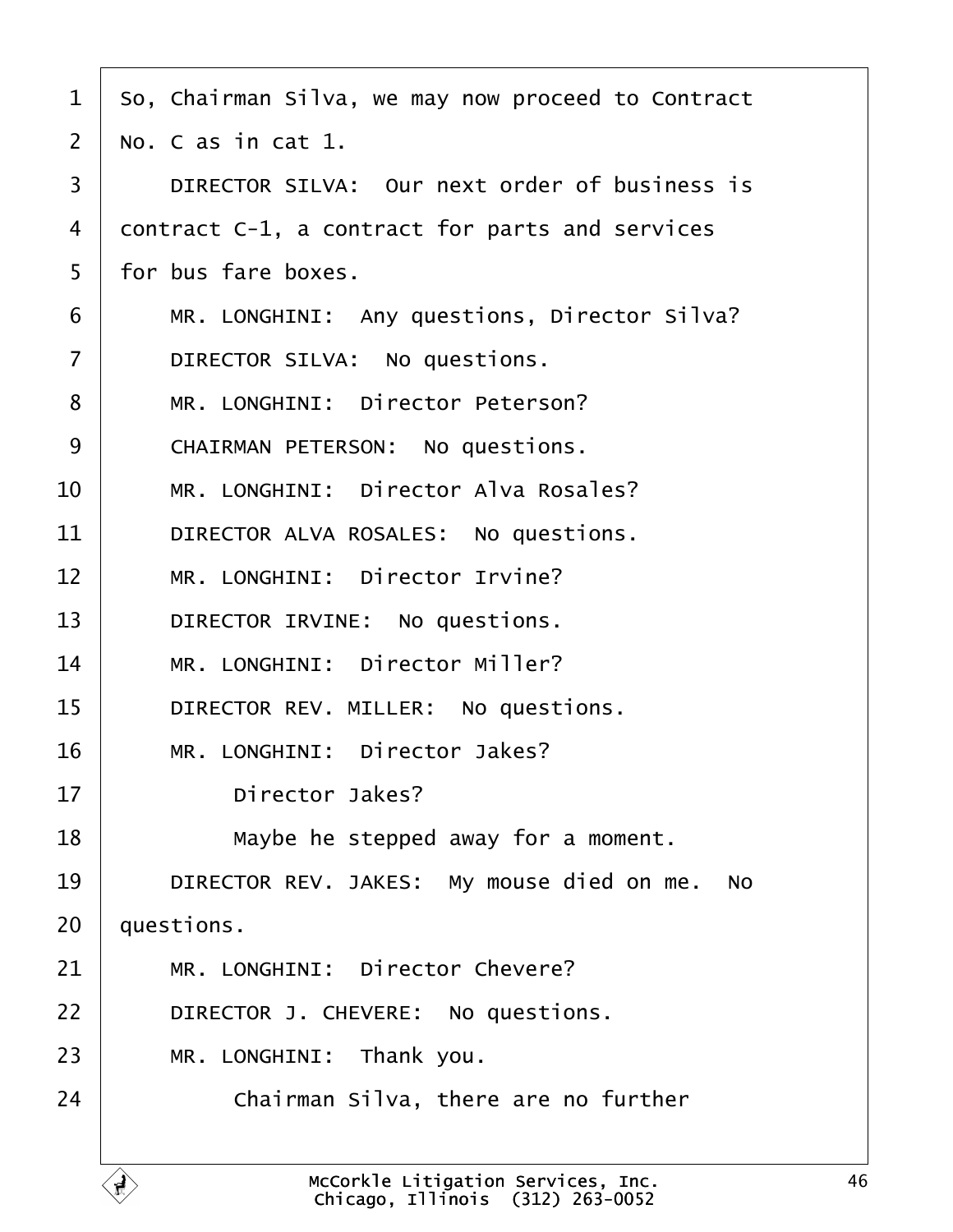1 So, Chairman Silva, we may now proceed to Contract
2 No. C as in cat 1.
3 DIRECTOR SILVA: Our next order of business is
4 contract C-1, a contract for parts and services
5 for bus fare boxes.
6 MR. LONGHINI: Any questions, Director Silva?
7 DIRECTOR SILVA: No questions.
8 MR. LONGHINI: Director Peterson?
9 CHAIRMAN PETERSON: No questions.
10 MR. LONGHINI: Director Alva Rosales?
11 DIRECTOR ALVA ROSALES: No questions.
12 MR. LONGHINI: Director Irvine?
13 DIRECTOR IRVINE: No questions.
14 MR. LONGHINI: Director Miller?
15 DIRECTOR REV. MILLER: No questions.
16 MR. LONGHINI: Director Jakes?
17 Director Jakes?
18 Maybe he stepped away for a moment.
19 DIRECTOR REV. JAKES: My mouse died on me. No
20 questions.
21 MR. LONGHINI: Director Chevere?
22 DIRECTOR J. CHEVERE: No questions.
23 MR. LONGHINI: Thank you.
24 Chairman Silva, there are no further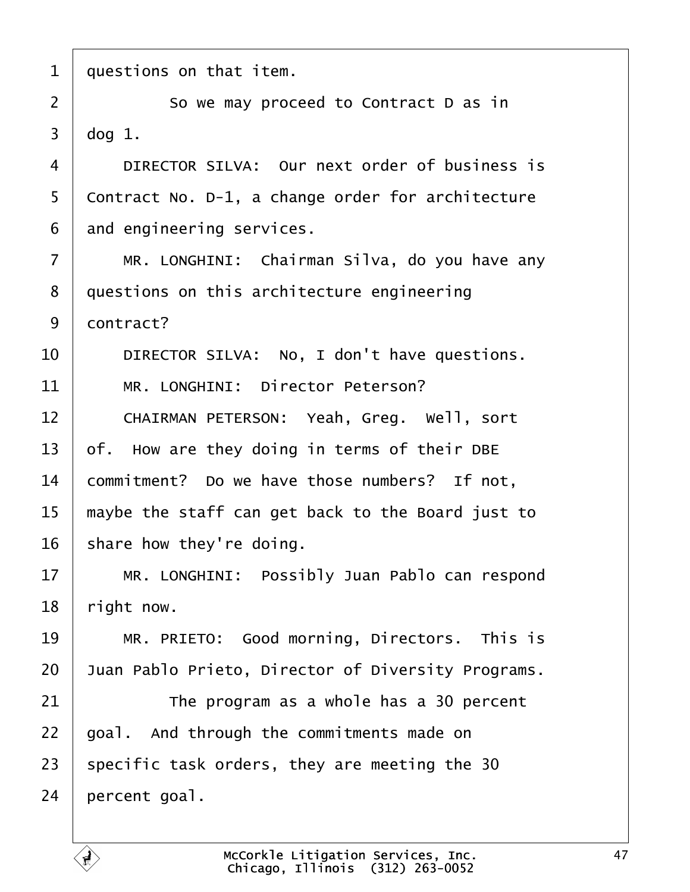1 questions on that item.

2 So we may proceed to Contract D as in

3 dog 1.

4 DIRECTOR SILVA: Our next order of business is

5 Contract No. D-1, a change order for architecture

6 and engineering services.

7 MR. LONGHINI: Chairman Silva, do you have any

8 questions on this architecture engineering

9 contract?

10 DIRECTOR SILVA: No, I don't have questions.

11 MR. LONGHINI: Director Peterson?

12 CHAIRMAN PETERSON: Yeah, Greg. Well, sort

13 of. How are they doing in terms of their DBE

14 commitment? Do we have those numbers? If not,

15 maybe the staff can get back to the Board just to

16 share how they're doing.

17 MR. LONGHINI: Possibly Juan Pablo can respond

18 right now.

19 MR. PRIETO: Good morning, Directors. This is

20 Juan Pablo Prieto, Director of Diversity Programs.

21 The program as a whole has a 30 percent

22 goal. And through the commitments made on

23 specific task orders, they are meeting the 30

24 percent goal.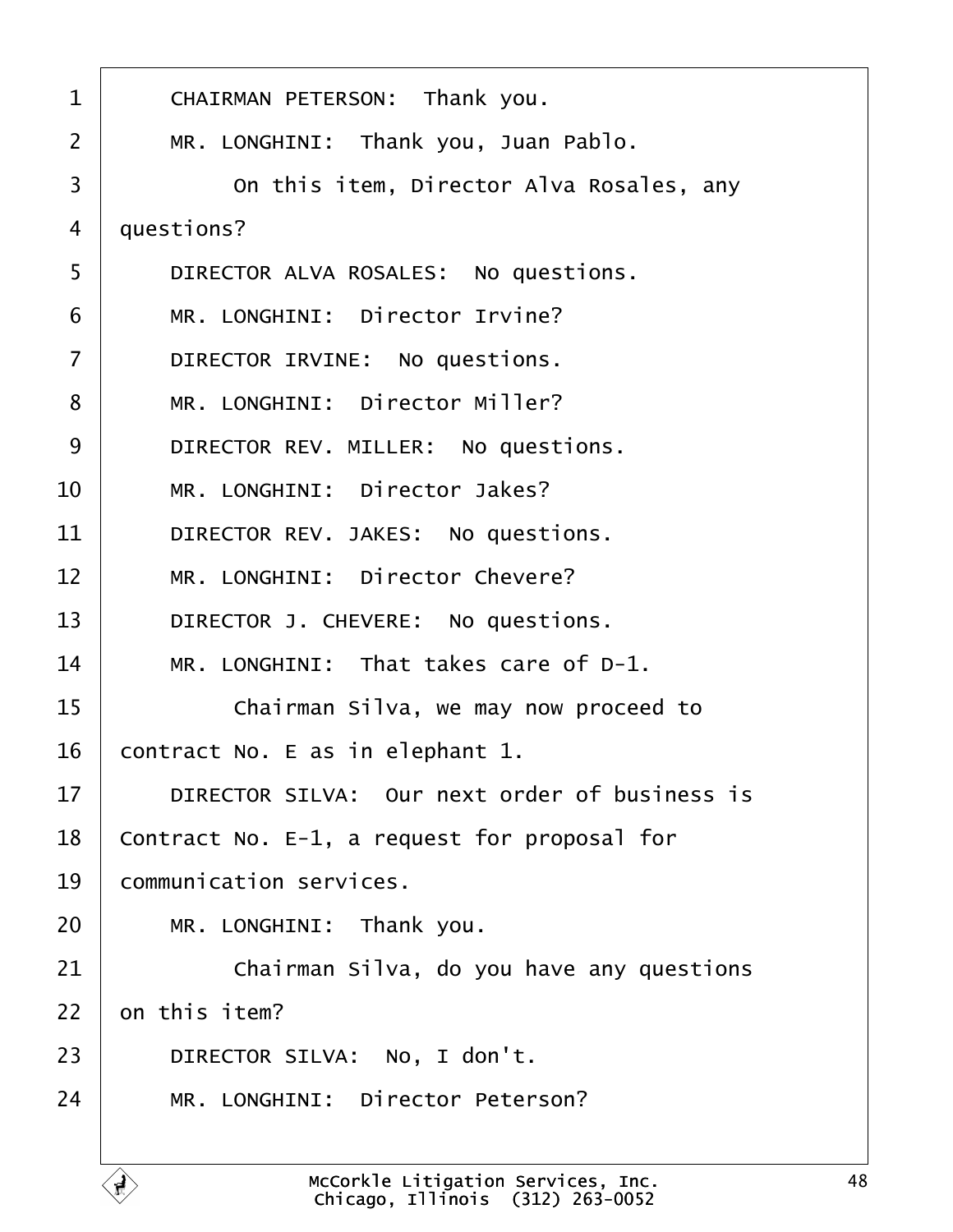1 CHAIRMAN PETERSON: Thank you.

2 MR. LONGHINI: Thank you, Juan Pablo.

3 On this item, Director Alva Rosales, any

4 questions?

5 DIRECTOR ALVA ROSALES: No questions.

6 MR. LONGHINI: Director Irvine?

7 DIRECTOR IRVINE: No questions.

8 MR. LONGHINI: Director Miller?

9 DIRECTOR REV. MILLER: No questions.

10 MR. LONGHINI: Director Jakes?

11 DIRECTOR REV. JAKES: No questions.

12 MR. LONGHINI: Director Chevere?

13 DIRECTOR J. CHEVERE: No questions.

14 MR. LONGHINI: That takes care of D-1.

15 Chairman Silva, we may now proceed to

16 contract No. E as in elephant 1.

17 DIRECTOR SILVA: Our next order of business is

18 Contract No. E-1, a request for proposal for

19 communication services.

20 MR. LONGHINI: Thank you.

21 Chairman Silva, do you have any questions

22 on this item?

23 DIRECTOR SILVA: No, I don't.

24 MR. LONGHINI: Director Peterson?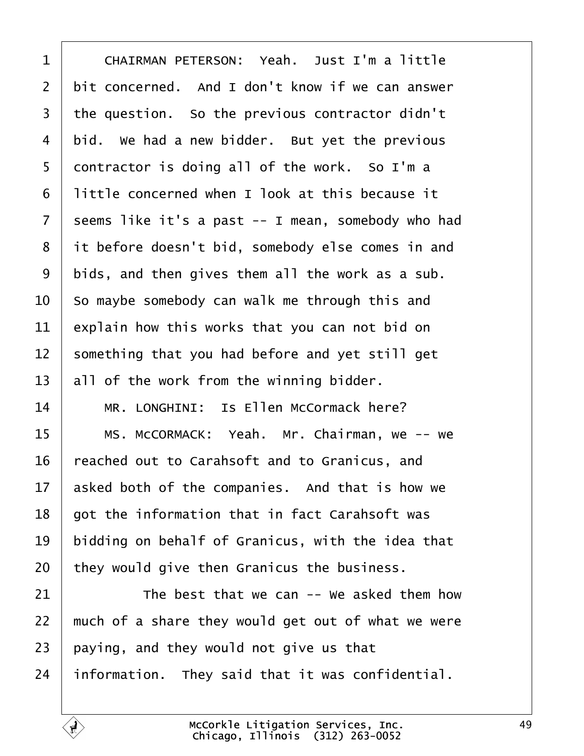CHAIRMAN PETERSON: Yeah. Just I'm a little bit concerned. And I don't know if we can answer the question. So the previous contractor didn't bid. We had a new bidder. But yet the previous contractor is doing all of the work. So I'm a little concerned when I look at this because it seems like it's a past -- I mean, somebody who had it before doesn't bid, somebody else comes in and bids, and then gives them all the work as a sub. So maybe somebody can walk me through this and explain how this works that you can not bid on something that you had before and yet still get all of the work from the winning bidder.

MR. LONGHINI: Is Ellen McCormack here?

MS. McCORMACK: Yeah. Mr. Chairman, we -- we reached out to Carahsoft and to Granicus, and asked both of the companies. And that is how we got the information that in fact Carahsoft was bidding on behalf of Granicus, with the idea that they would give then Granicus the business.

The best that we can -- We asked them how much of a share they would get out of what we were paying, and they would not give us that information. They said that it was confidential.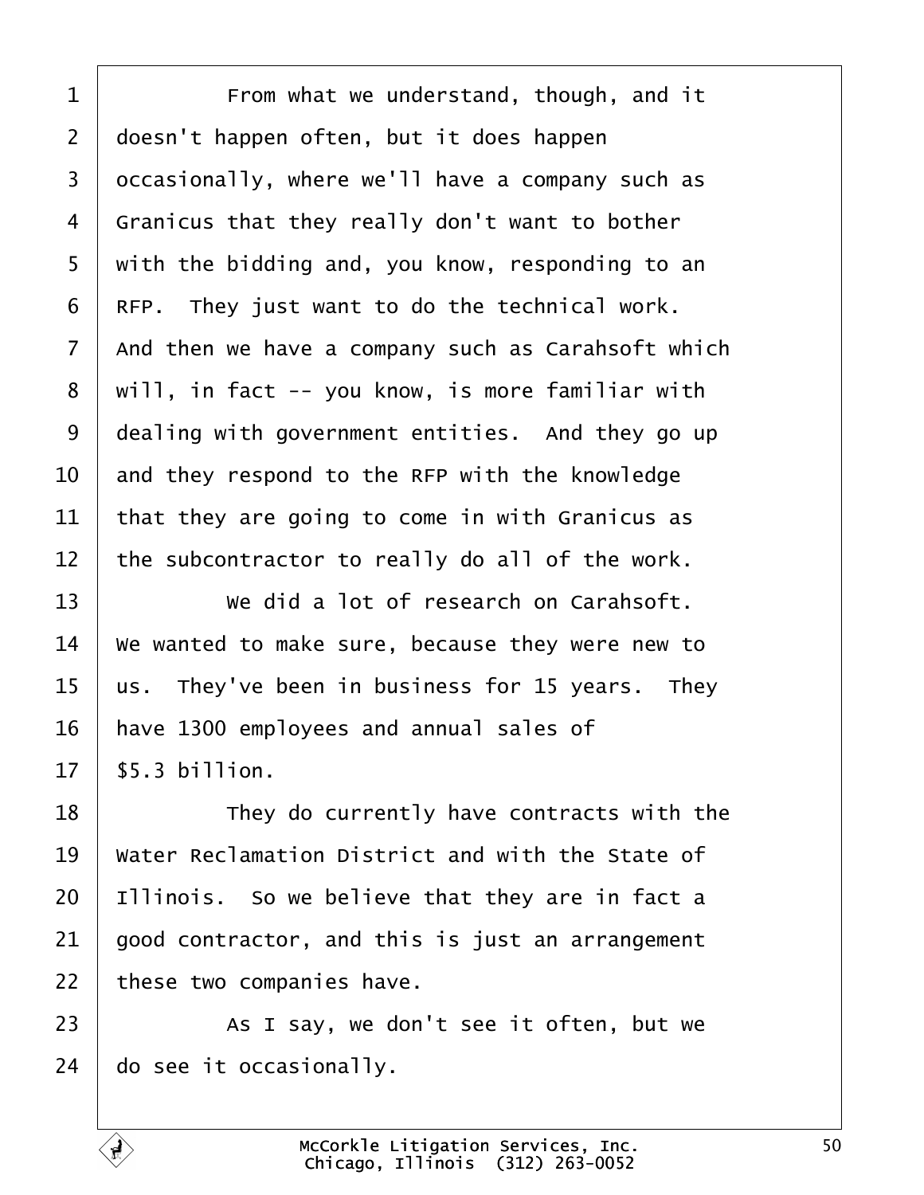From what we understand, though, and it doesn't happen often, but it does happen occasionally, where we'll have a company such as Granicus that they really don't want to bother with the bidding and, you know, responding to an RFP. They just want to do the technical work. And then we have a company such as Carahsoft which will, in fact -- you know, is more familiar with dealing with government entities. And they go up and they respond to the RFP with the knowledge that they are going to come in with Granicus as the subcontractor to really do all of the work.

We did a lot of research on Carahsoft. We wanted to make sure, because they were new to us. They've been in business for 15 years. They have 1300 employees and annual sales of $5.3 billion.

They do currently have contracts with the Water Reclamation District and with the State of Illinois. So we believe that they are in fact a good contractor, and this is just an arrangement these two companies have.

As I say, we don't see it often, but we do see it occasionally.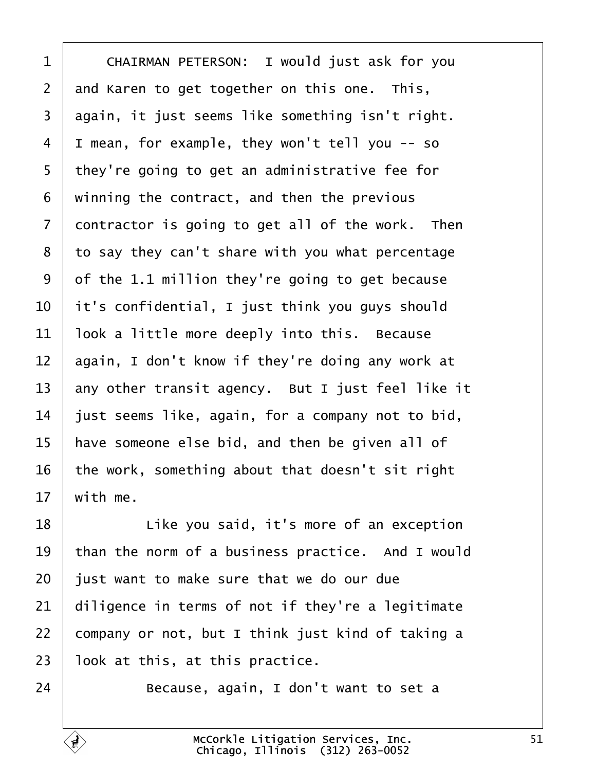CHAIRMAN PETERSON: I would just ask for you and Karen to get together on this one. This, again, it just seems like something isn't right. I mean, for example, they won't tell you -- so they're going to get an administrative fee for winning the contract, and then the previous contractor is going to get all of the work. Then to say they can't share with you what percentage of the 1.1 million they're going to get because it's confidential, I just think you guys should look a little more deeply into this. Because again, I don't know if they're doing any work at any other transit agency. But I just feel like it just seems like, again, for a company not to bid, have someone else bid, and then be given all of the work, something about that doesn't sit right with me.

Like you said, it's more of an exception than the norm of a business practice. And I would just want to make sure that we do our due diligence in terms of not if they're a legitimate company or not, but I think just kind of taking a look at this, at this practice.

Because, again, I don't want to set a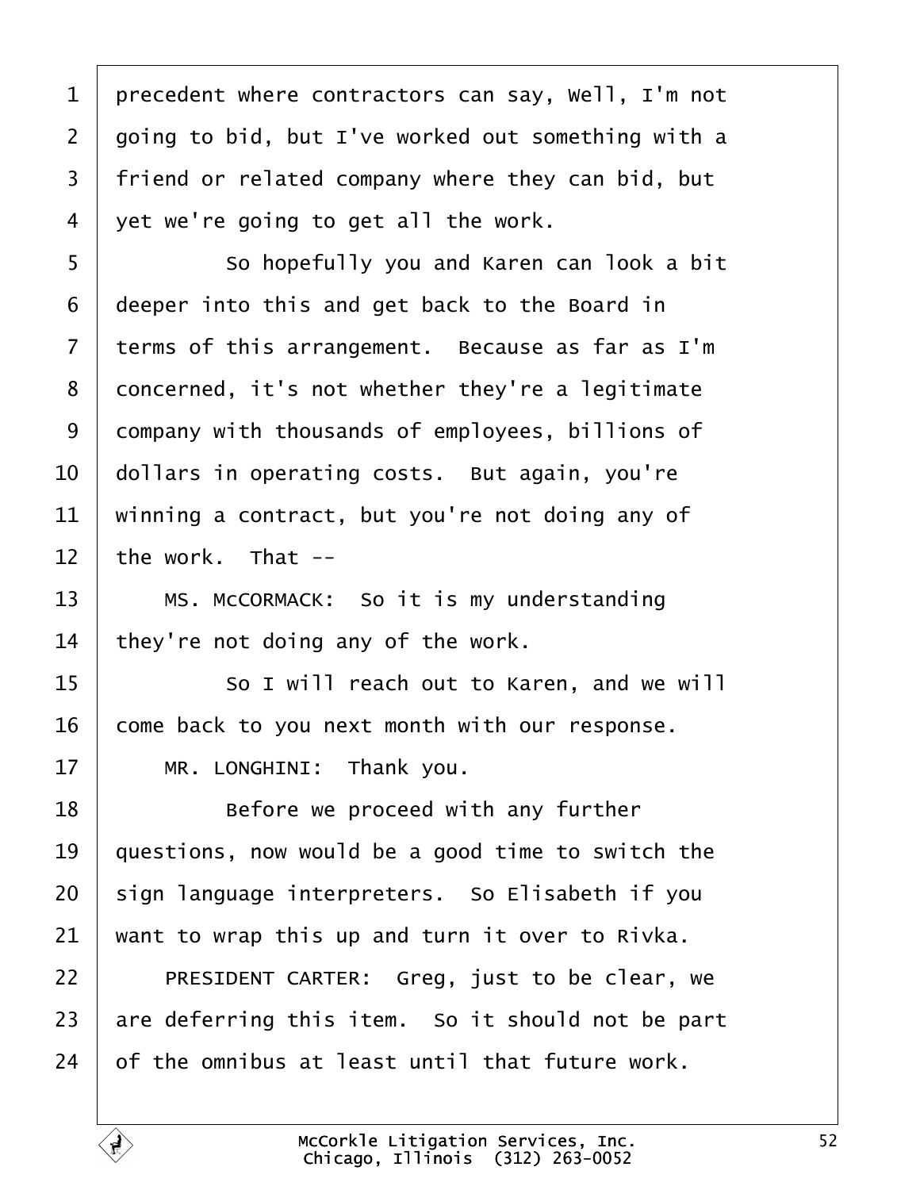1 precedent where contractors can say, Well, I'm not
2 going to bid, but I've worked out something with a
3 friend or related company where they can bid, but
4 yet we're going to get all the work.

5 So hopefully you and Karen can look a bit
6 deeper into this and get back to the Board in
7 terms of this arrangement. Because as far as I'm
8 concerned, it's not whether they're a legitimate
9 company with thousands of employees, billions of
10 dollars in operating costs. But again, you're
11 winning a contract, but you're not doing any of
12 the work. That --

13 MS. McCORMACK: So it is my understanding
14 they're not doing any of the work.

15 So I will reach out to Karen, and we will
16 come back to you next month with our response.

17 MR. LONGHINI: Thank you.

18 Before we proceed with any further
19 questions, now would be a good time to switch the
20 sign language interpreters. So Elisabeth if you
21 want to wrap this up and turn it over to Rivka.

22 PRESIDENT CARTER: Greg, just to be clear, we
23 are deferring this item. So it should not be part
24 of the omnibus at least until that future work.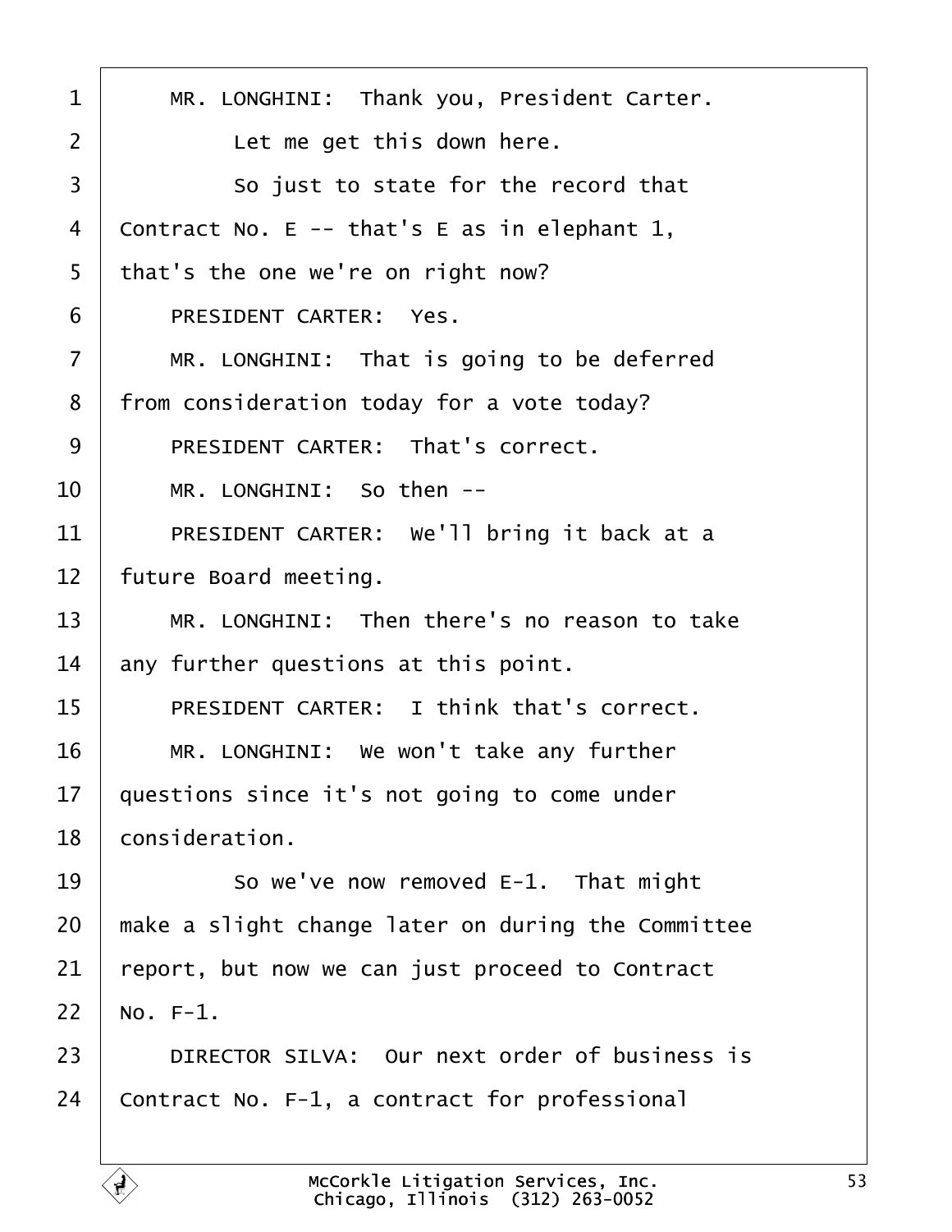MR. LONGHINI: Thank you, President Carter.

Let me get this down here.

So just to state for the record that Contract No. E -- that's E as in elephant 1, that's the one we're on right now?

PRESIDENT CARTER: Yes.

MR. LONGHINI: That is going to be deferred from consideration today for a vote today?

PRESIDENT CARTER: That's correct.

MR. LONGHINI: So then --

PRESIDENT CARTER: We'll bring it back at a future Board meeting.

MR. LONGHINI: Then there's no reason to take any further questions at this point.

PRESIDENT CARTER: I think that's correct.

MR. LONGHINI: We won't take any further questions since it's not going to come under consideration.

So we've now removed E-1. That might make a slight change later on during the Committee report, but now we can just proceed to Contract No. F-1.

DIRECTOR SILVA: Our next order of business is Contract No. F-1, a contract for professional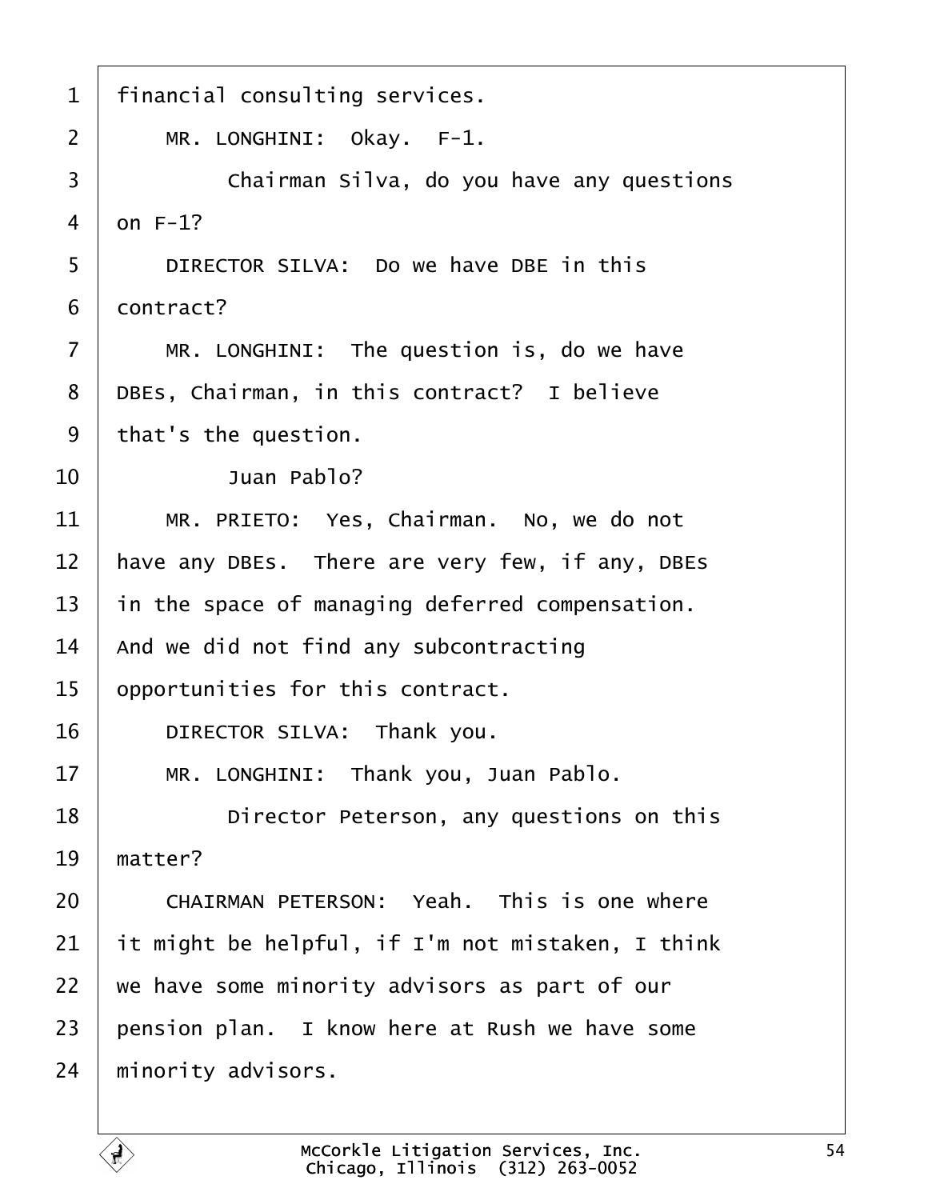1 financial consulting services.

2 MR. LONGHINI: Okay. F-1.

3 Chairman Silva, do you have any questions

4 on F-1?

5 DIRECTOR SILVA: Do we have DBE in this

6 contract?

7 MR. LONGHINI: The question is, do we have

8 DBEs, Chairman, in this contract? I believe

9 that's the question.

10 Juan Pablo?

11 MR. PRIETO: Yes, Chairman. No, we do not

12 have any DBEs. There are very few, if any, DBEs

13 in the space of managing deferred compensation.

14 And we did not find any subcontracting

15 opportunities for this contract.

16 DIRECTOR SILVA: Thank you.

17 MR. LONGHINI: Thank you, Juan Pablo.

18 Director Peterson, any questions on this

19 matter?

20 CHAIRMAN PETERSON: Yeah. This is one where

21 it might be helpful, if I'm not mistaken, I think

22 we have some minority advisors as part of our

23 pension plan. I know here at Rush we have some

24 minority advisors.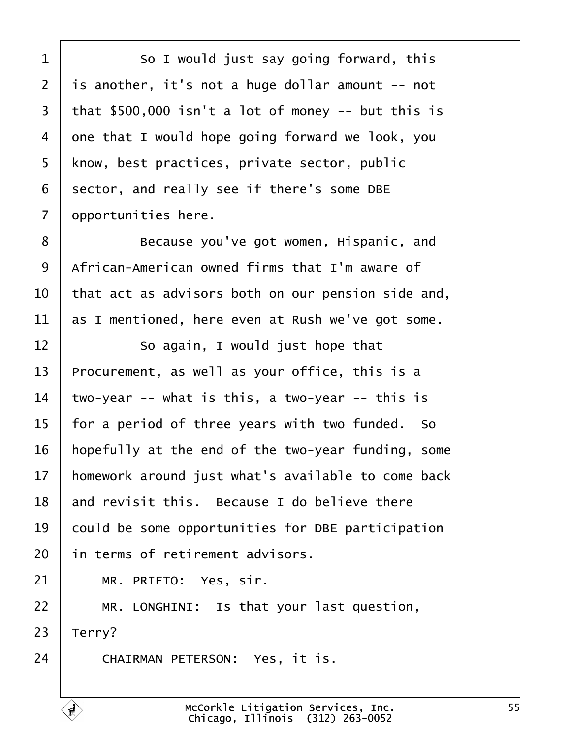So I would just say going forward, this is another, it's not a huge dollar amount -- not that $500,000 isn't a lot of money -- but this is one that I would hope going forward we look, you know, best practices, private sector, public sector, and really see if there's some DBE opportunities here.

Because you've got women, Hispanic, and African-American owned firms that I'm aware of that act as advisors both on our pension side and, as I mentioned, here even at Rush we've got some.

So again, I would just hope that Procurement, as well as your office, this is a two-year -- what is this, a two-year -- this is for a period of three years with two funded. So hopefully at the end of the two-year funding, some homework around just what's available to come back and revisit this. Because I do believe there could be some opportunities for DBE participation in terms of retirement advisors.

MR. PRIETO: Yes, sir.

MR. LONGHINI: Is that your last question, Terry?

CHAIRMAN PETERSON: Yes, it is.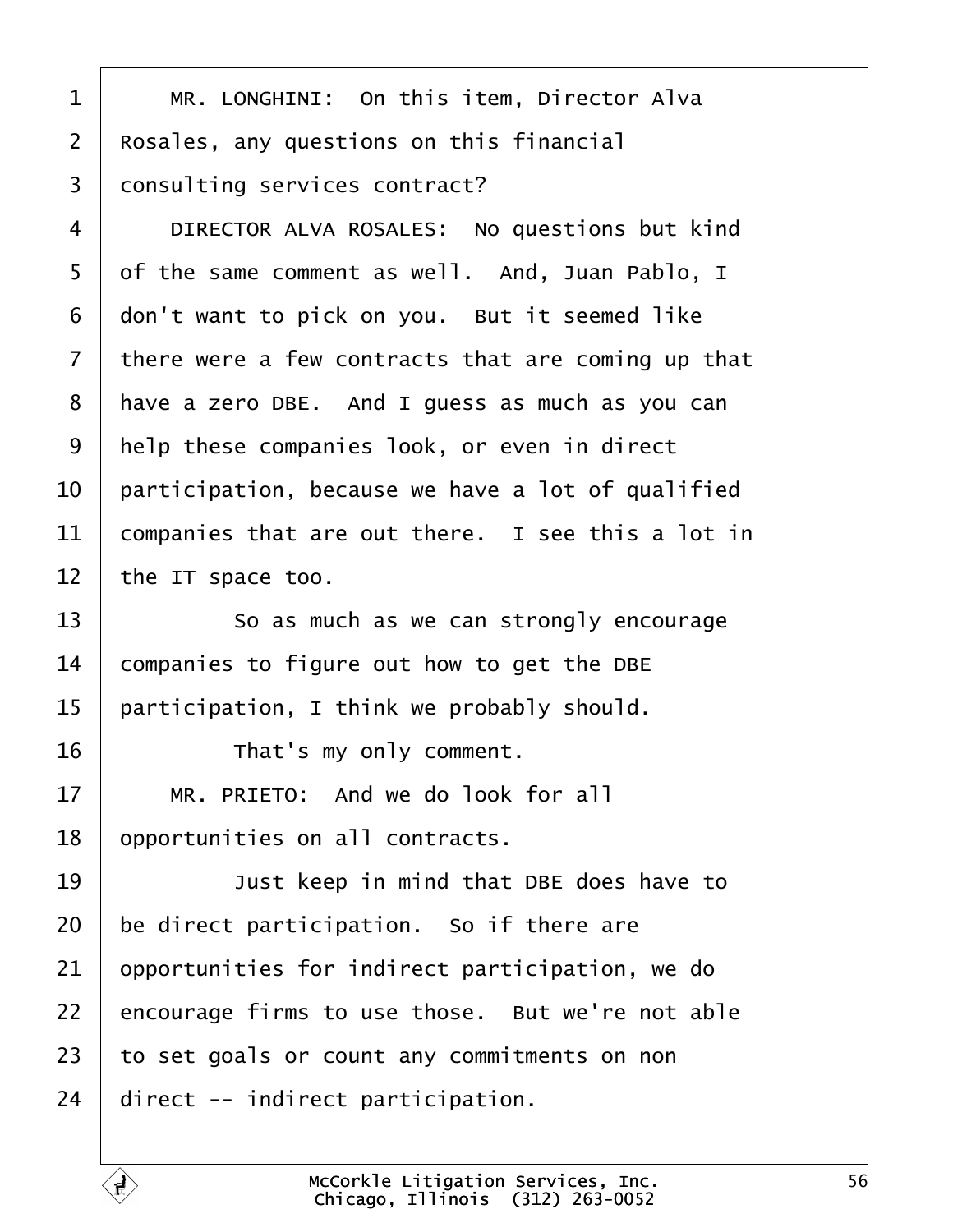1 MR. LONGHINI: On this item, Director Alva
2 Rosales, any questions on this financial
3 consulting services contract?
4 DIRECTOR ALVA ROSALES: No questions but kind
5 of the same comment as well. And, Juan Pablo, I
6 don't want to pick on you. But it seemed like
7 there were a few contracts that are coming up that
8 have a zero DBE. And I guess as much as you can
9 help these companies look, or even in direct
10 participation, because we have a lot of qualified
11 companies that are out there. I see this a lot in
12 the IT space too.
13 So as much as we can strongly encourage
14 companies to figure out how to get the DBE
15 participation, I think we probably should.
16 That's my only comment.
17 MR. PRIETO: And we do look for all
18 opportunities on all contracts.
19 Just keep in mind that DBE does have to
20 be direct participation. So if there are
21 opportunities for indirect participation, we do
22 encourage firms to use those. But we're not able
23 to set goals or count any commitments on non
24 direct -- indirect participation.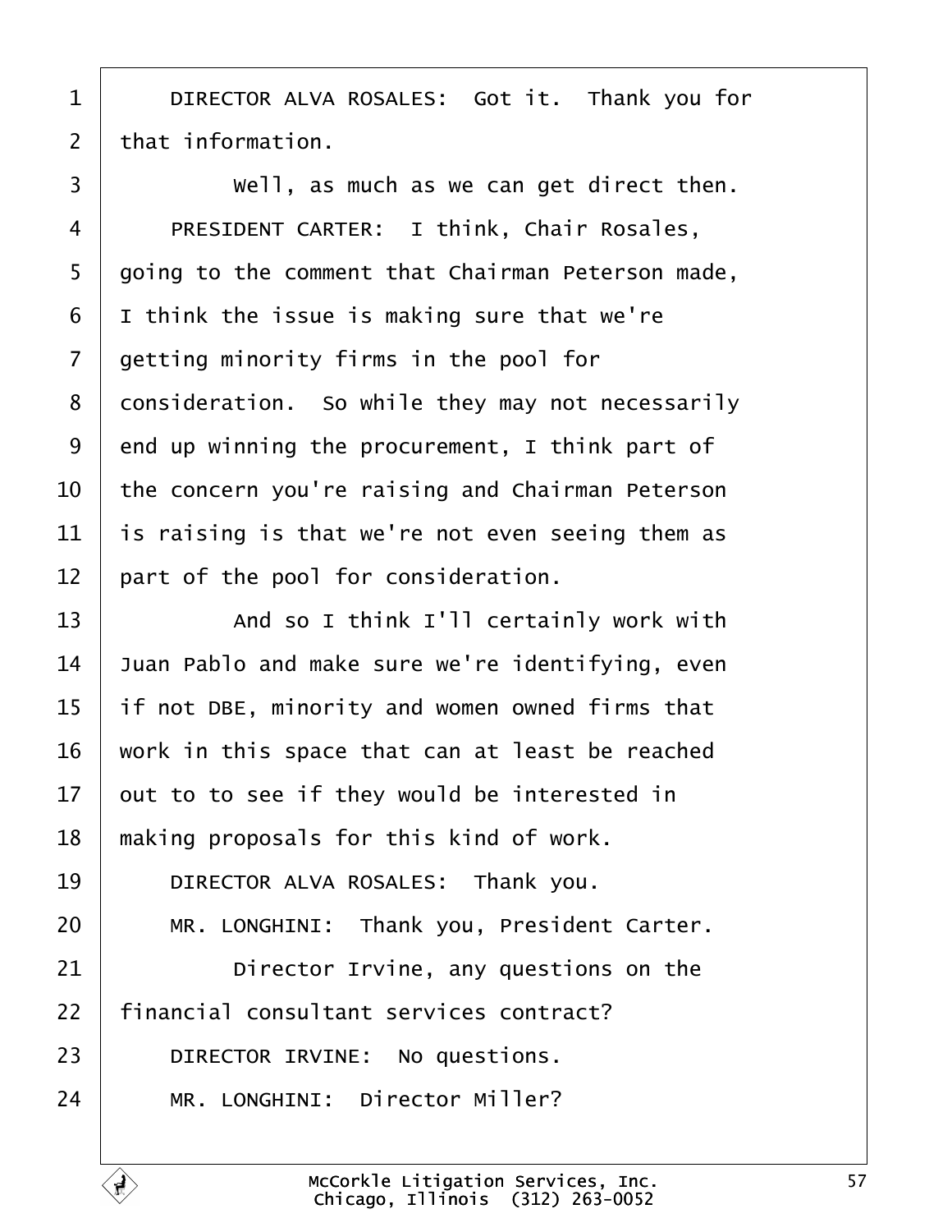1 DIRECTOR ALVA ROSALES: Got it. Thank you for
2 that information.
3 Well, as much as we can get direct then.
4 PRESIDENT CARTER: I think, Chair Rosales,
5 going to the comment that Chairman Peterson made,
6 I think the issue is making sure that we're
7 getting minority firms in the pool for
8 consideration. So while they may not necessarily
9 end up winning the procurement, I think part of
10 the concern you're raising and Chairman Peterson
11 is raising is that we're not even seeing them as
12 part of the pool for consideration.
13 And so I think I'll certainly work with
14 Juan Pablo and make sure we're identifying, even
15 if not DBE, minority and women owned firms that
16 work in this space that can at least be reached
17 out to to see if they would be interested in
18 making proposals for this kind of work.
19 DIRECTOR ALVA ROSALES: Thank you.
20 MR. LONGHINI: Thank you, President Carter.
21 Director Irvine, any questions on the
22 financial consultant services contract?
23 DIRECTOR IRVINE: No questions.
24 MR. LONGHINI: Director Miller?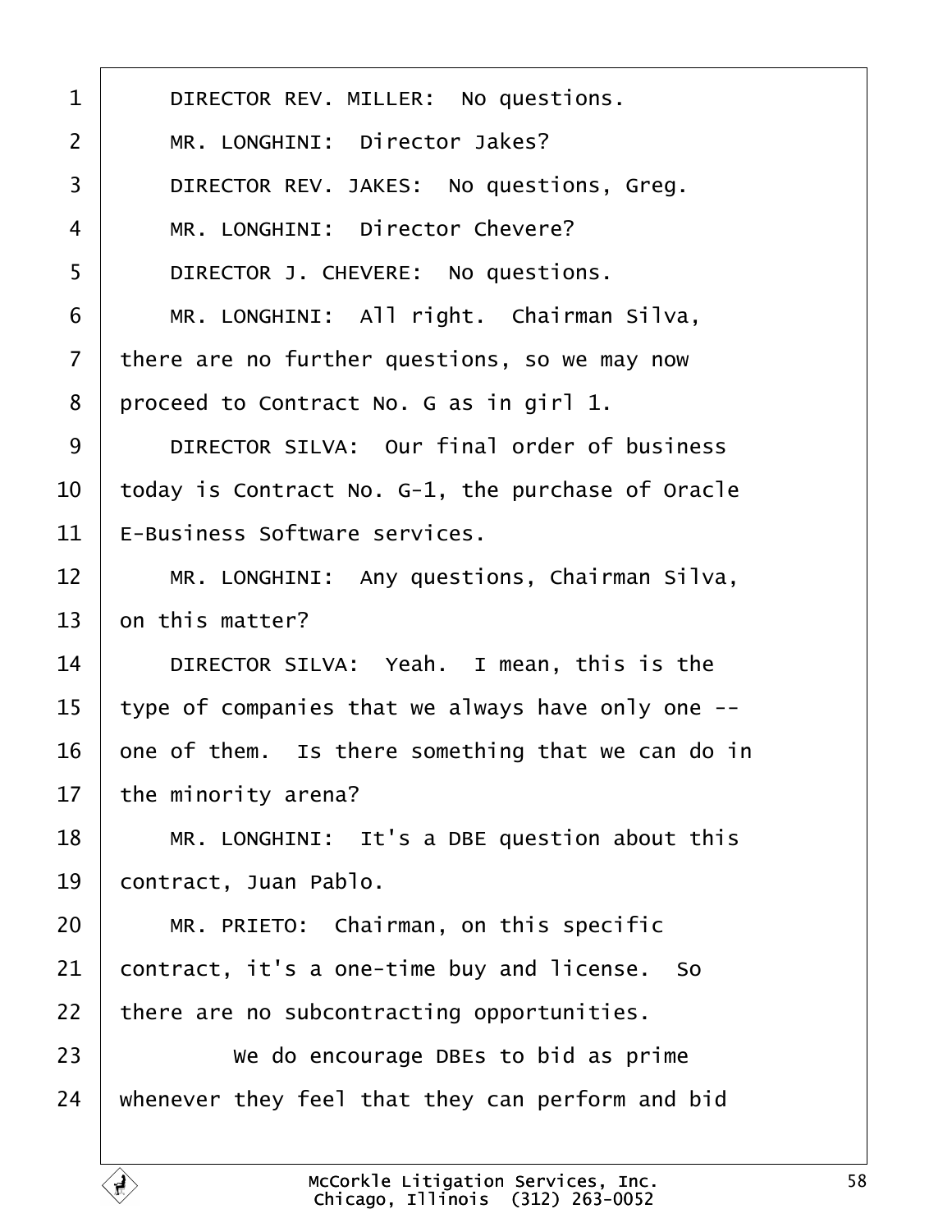1 DIRECTOR REV. MILLER: No questions.

2 MR. LONGHINI: Director Jakes?

3 DIRECTOR REV. JAKES: No questions, Greg.

4 MR. LONGHINI: Director Chevere?

5 DIRECTOR J. CHEVERE: No questions.

6 MR. LONGHINI: All right. Chairman Silva,

7 there are no further questions, so we may now

8 proceed to Contract No. G as in girl 1.

9 DIRECTOR SILVA: Our final order of business

10 today is Contract No. G-1, the purchase of Oracle

11 E-Business Software services.

12 MR. LONGHINI: Any questions, Chairman Silva,

13 on this matter?

14 DIRECTOR SILVA: Yeah. I mean, this is the

15 type of companies that we always have only one --

16 one of them. Is there something that we can do in

17 the minority arena?

18 MR. LONGHINI: It's a DBE question about this

19 contract, Juan Pablo.

20 MR. PRIETO: Chairman, on this specific

21 contract, it's a one-time buy and license. So

22 there are no subcontracting opportunities.

23 We do encourage DBEs to bid as prime

24 whenever they feel that they can perform and bid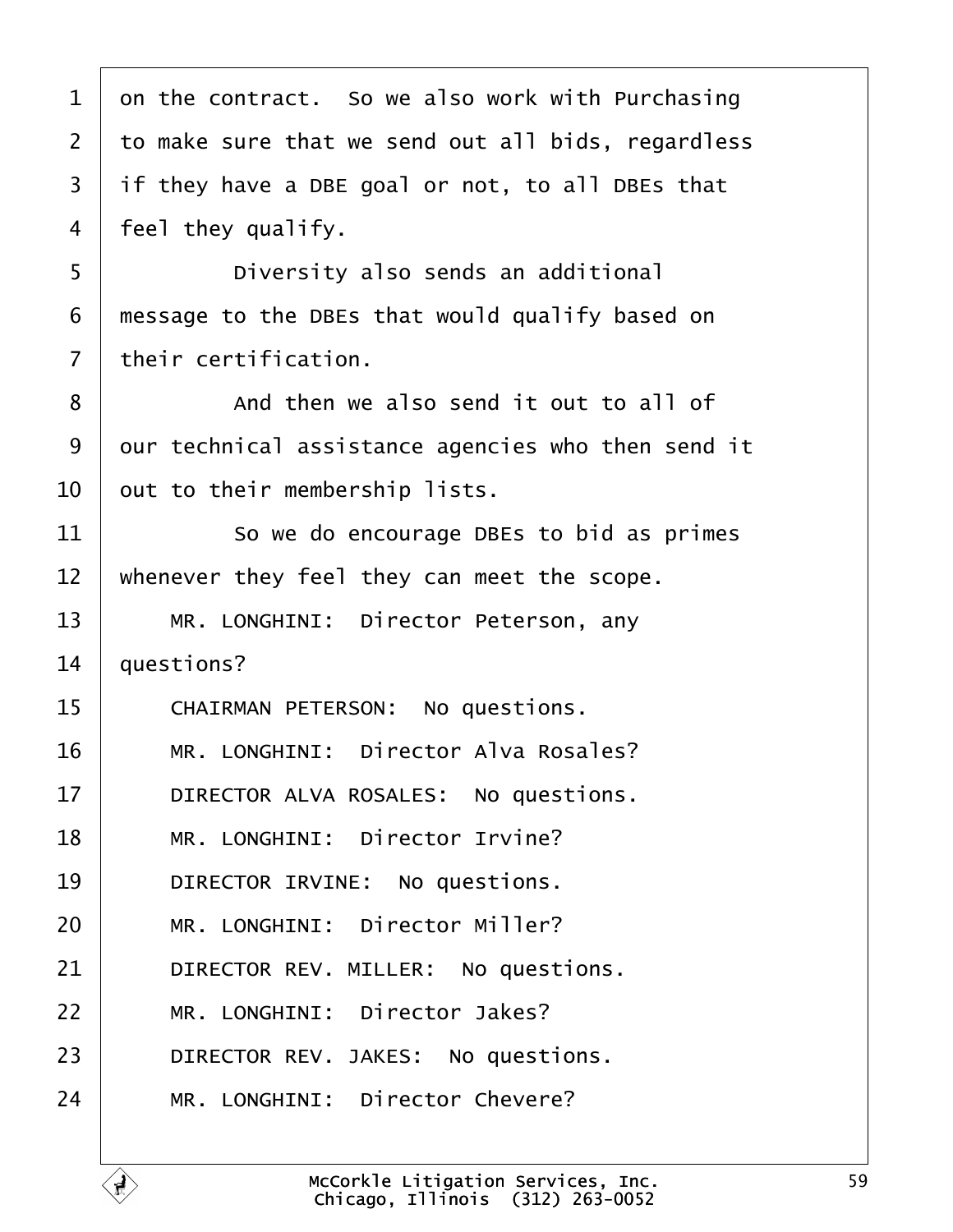on the contract. So we also work with Purchasing to make sure that we send out all bids, regardless if they have a DBE goal or not, to all DBEs that feel they qualify.

Diversity also sends an additional message to the DBEs that would qualify based on their certification.

And then we also send it out to all of our technical assistance agencies who then send it out to their membership lists.

So we do encourage DBEs to bid as primes whenever they feel they can meet the scope.

MR. LONGHINI: Director Peterson, any questions?

CHAIRMAN PETERSON: No questions.

MR. LONGHINI: Director Alva Rosales?

DIRECTOR ALVA ROSALES: No questions.

MR. LONGHINI: Director Irvine?

DIRECTOR IRVINE: No questions.

MR. LONGHINI: Director Miller?

DIRECTOR REV. MILLER: No questions.

MR. LONGHINI: Director Jakes?

DIRECTOR REV. JAKES: No questions.

MR. LONGHINI: Director Chevere?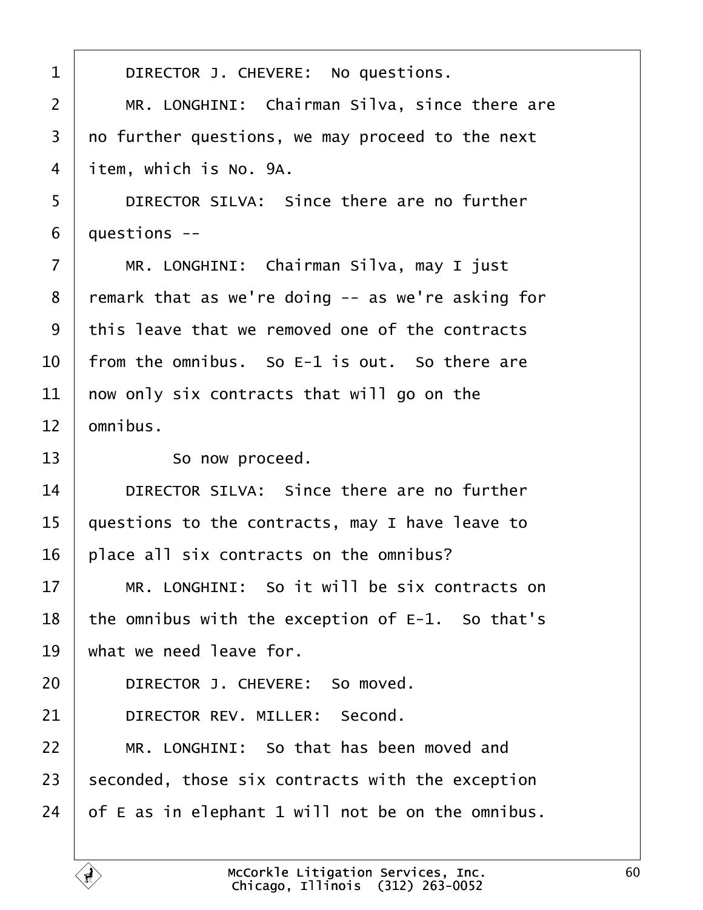1 DIRECTOR J. CHEVERE: No questions.

2 MR. LONGHINI: Chairman Silva, since there are

3 no further questions, we may proceed to the next

4 item, which is No. 9A.

5 DIRECTOR SILVA: Since there are no further

6 questions --

7 MR. LONGHINI: Chairman Silva, may I just

8 remark that as we're doing -- as we're asking for

9 this leave that we removed one of the contracts

10 from the omnibus. So E-1 is out. So there are

11 now only six contracts that will go on the

12 omnibus.

13 So now proceed.

14 DIRECTOR SILVA: Since there are no further

15 questions to the contracts, may I have leave to

16 place all six contracts on the omnibus?

17 MR. LONGHINI: So it will be six contracts on

18 the omnibus with the exception of E-1. So that's

19 what we need leave for.

20 DIRECTOR J. CHEVERE: So moved.

21 DIRECTOR REV. MILLER: Second.

22 MR. LONGHINI: So that has been moved and

23 seconded, those six contracts with the exception

24 of E as in elephant 1 will not be on the omnibus.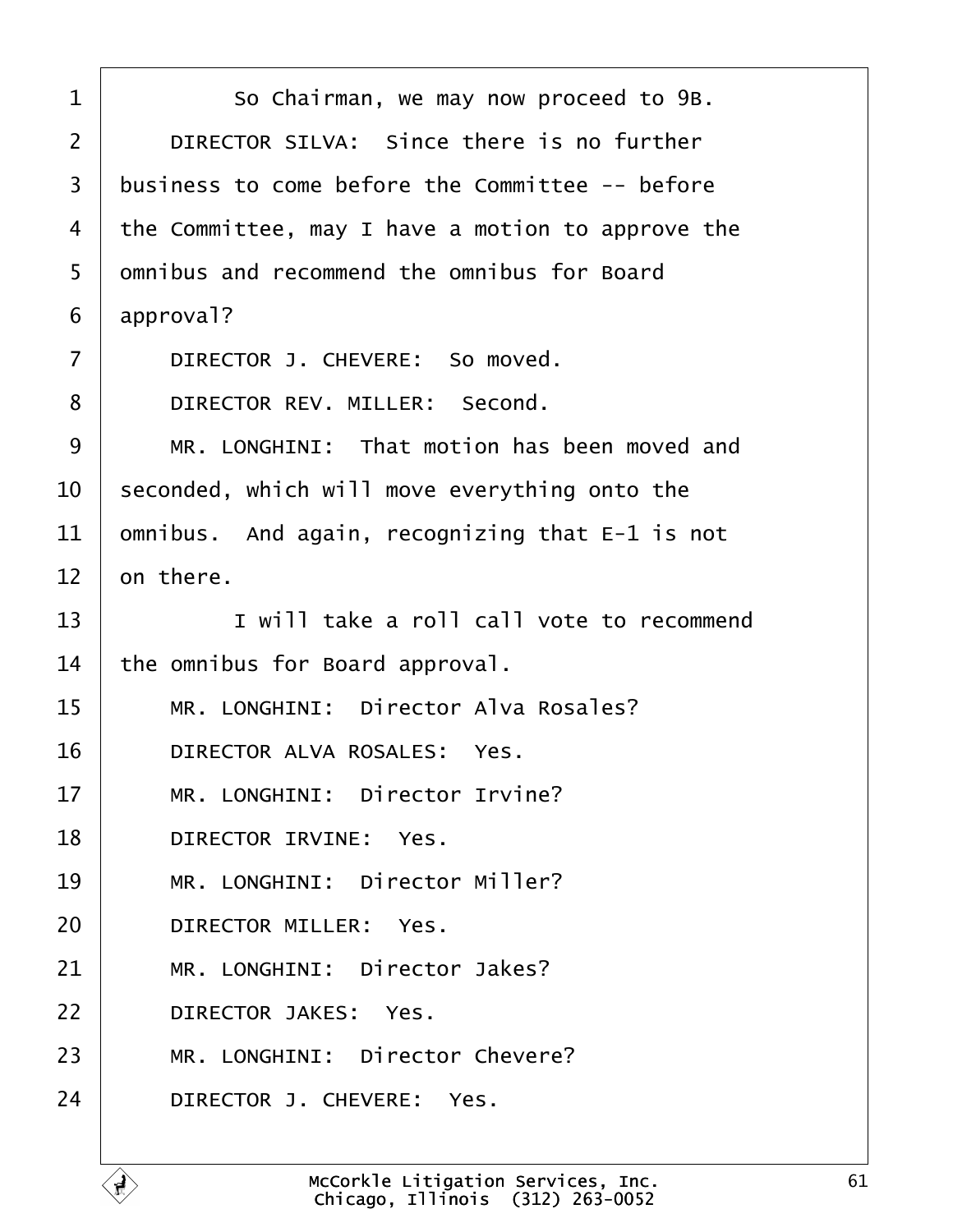1 So Chairman, we may now proceed to 9B.

2 DIRECTOR SILVA: Since there is no further

3 business to come before the Committee -- before

4 the Committee, may I have a motion to approve the

5 omnibus and recommend the omnibus for Board

6 approval?

7 DIRECTOR J. CHEVERE: So moved.

8 DIRECTOR REV. MILLER: Second.

9 MR. LONGHINI: That motion has been moved and

10 seconded, which will move everything onto the

11 omnibus. And again, recognizing that E-1 is not

12 on there.

13 I will take a roll call vote to recommend

14 the omnibus for Board approval.

15 MR. LONGHINI: Director Alva Rosales?

16 DIRECTOR ALVA ROSALES: Yes.

17 MR. LONGHINI: Director Irvine?

18 DIRECTOR IRVINE: Yes.

19 MR. LONGHINI: Director Miller?

20 DIRECTOR MILLER: Yes.

21 MR. LONGHINI: Director Jakes?

22 DIRECTOR JAKES: Yes.

23 MR. LONGHINI: Director Chevere?

24 DIRECTOR J. CHEVERE: Yes.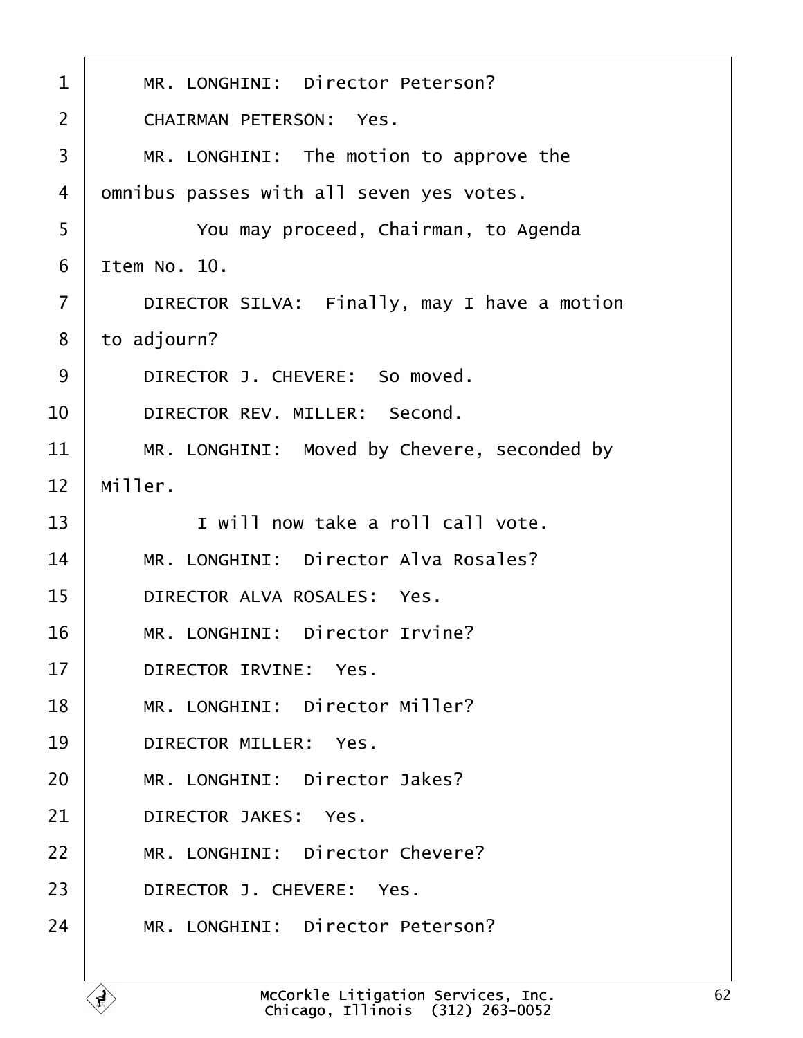1 MR. LONGHINI: Director Peterson?

2 CHAIRMAN PETERSON: Yes.

3 MR. LONGHINI: The motion to approve the

4 omnibus passes with all seven yes votes.

5 You may proceed, Chairman, to Agenda

6 Item No. 10.

7 DIRECTOR SILVA: Finally, may I have a motion

8 to adjourn?

9 DIRECTOR J. CHEVERE: So moved.

10 DIRECTOR REV. MILLER: Second.

11 MR. LONGHINI: Moved by Chevere, seconded by

12 Miller.

13 I will now take a roll call vote.

14 MR. LONGHINI: Director Alva Rosales?

15 DIRECTOR ALVA ROSALES: Yes.

16 MR. LONGHINI: Director Irvine?

17 DIRECTOR IRVINE: Yes.

18 MR. LONGHINI: Director Miller?

19 DIRECTOR MILLER: Yes.

20 MR. LONGHINI: Director Jakes?

21 DIRECTOR JAKES: Yes.

22 MR. LONGHINI: Director Chevere?

23 DIRECTOR J. CHEVERE: Yes.

24 MR. LONGHINI: Director Peterson?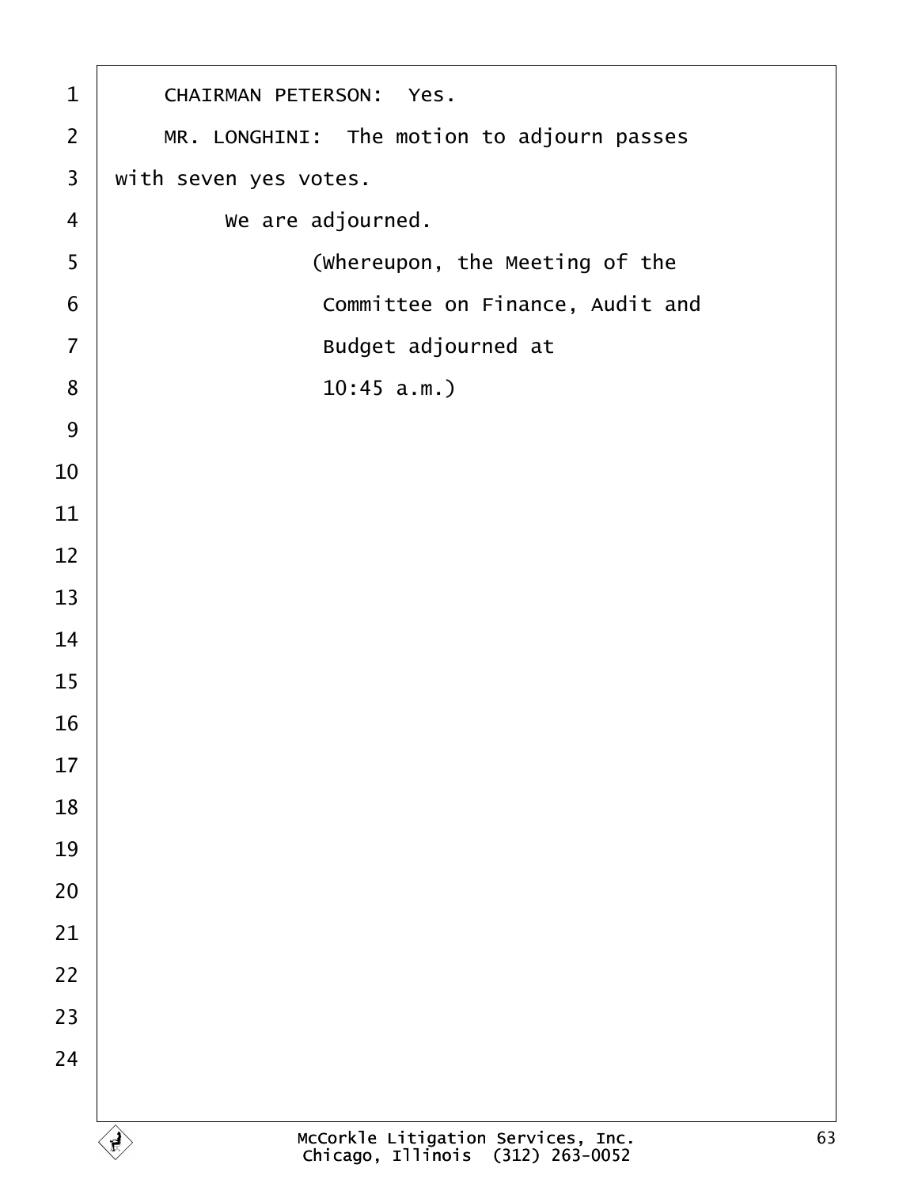CHAIRMAN PETERSON: Yes.

MR. LONGHINI: The motion to adjourn passes with seven yes votes.

We are adjourned.

(Whereupon, the Meeting of the Committee on Finance, Audit and Budget adjourned at 10:45 a.m.)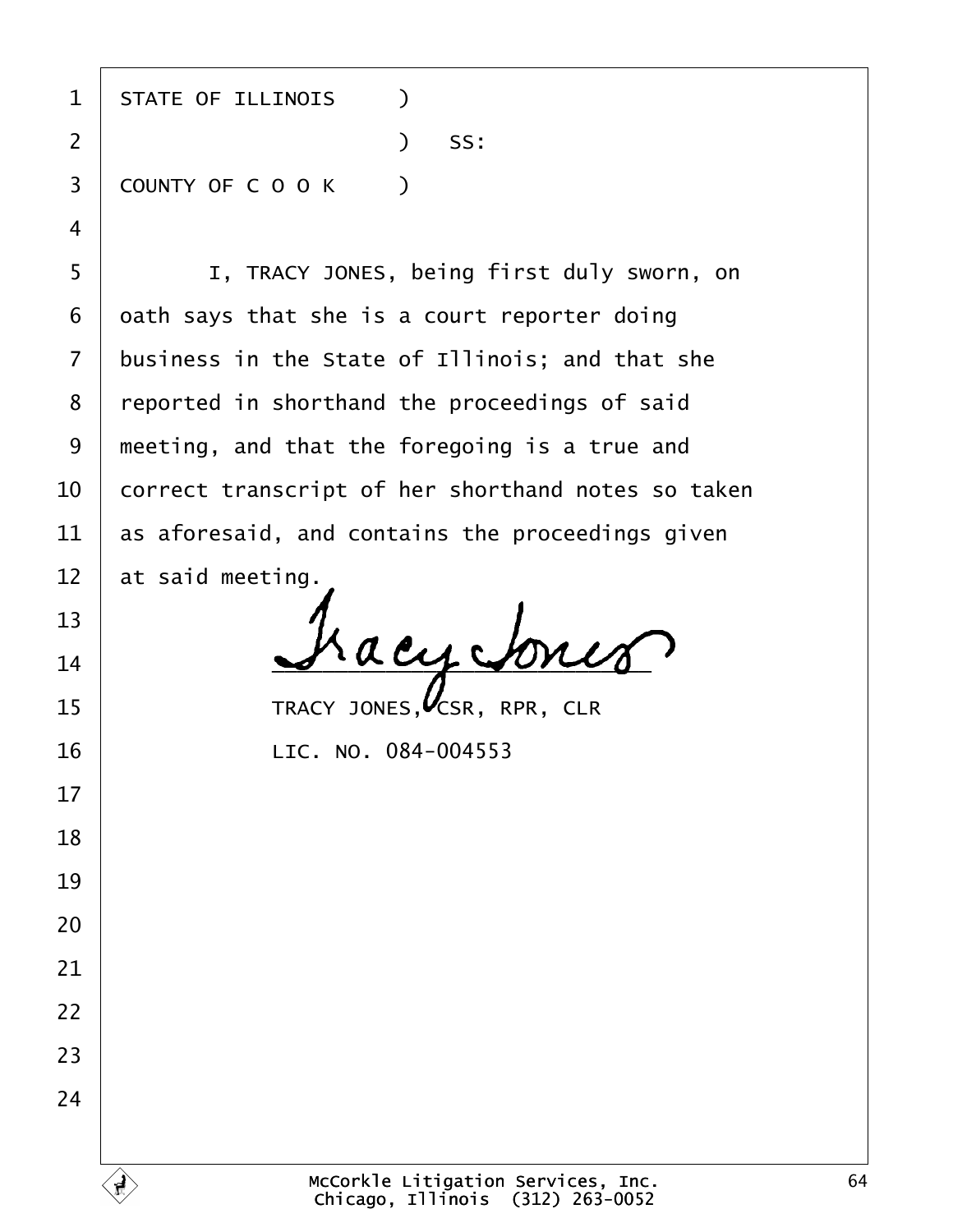STATE OF ILLINOIS )
) SS:
COUNTY OF C O O K )

I, TRACY JONES, being first duly sworn, on oath says that she is a court reporter doing business in the State of Illinois; and that she reported in shorthand the proceedings of said meeting, and that the foregoing is a true and correct transcript of her shorthand notes so taken as aforesaid, and contains the proceedings given at said meeting.

Tracy Jones
_______________________

TRACY JONES, CSR, RPR, CLR

LIC. NO. 084-004553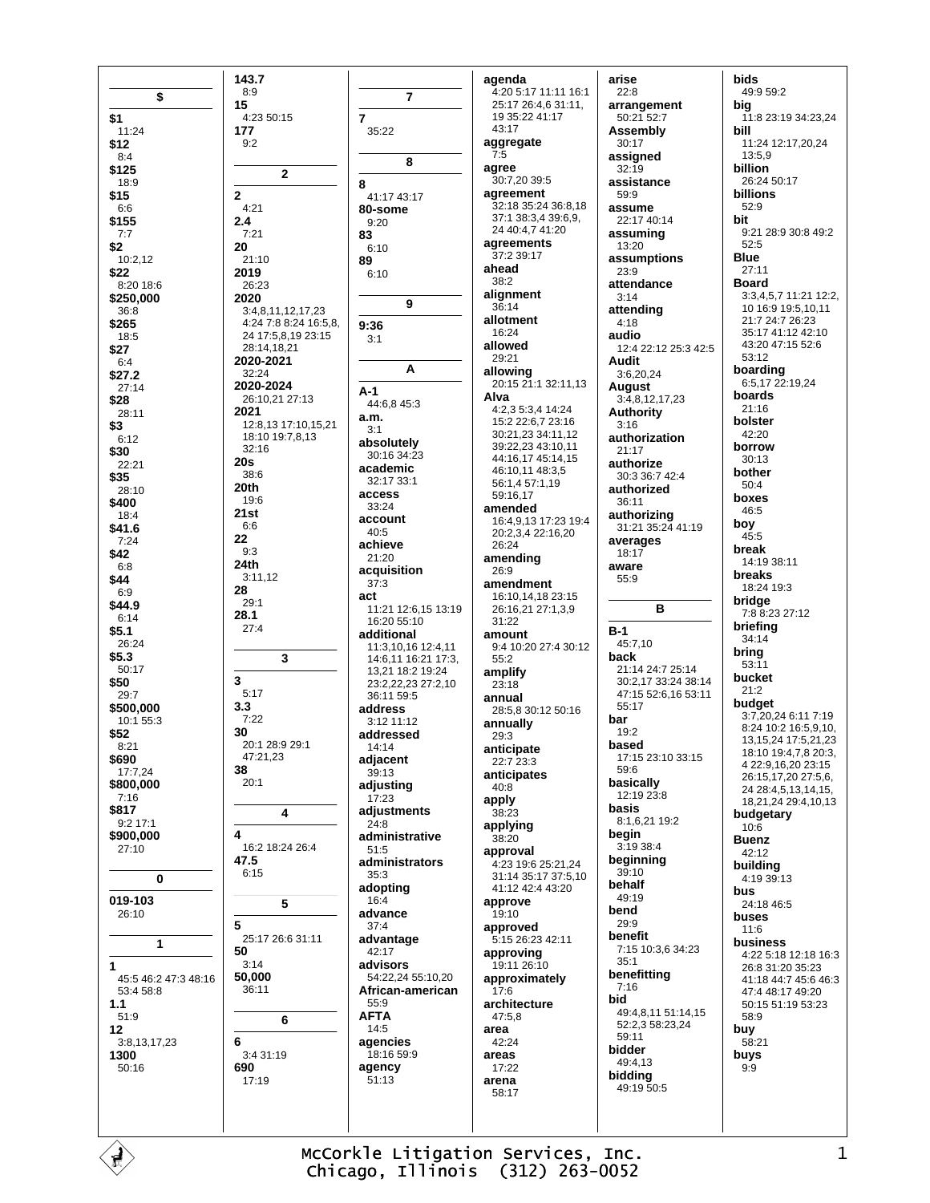## $

**$1**
11:24
**$12**
8:4
**$125**
18:9
**$15**
6:6
**$155**
7:7
**$2**
10:2,12
**$22**
8:20 18:6
**$250,000**
36:8
**$265**
18:5
**$27**
6:4
**$27.2**
27:14
**$28**
28:11
**$3**
6:12
**$30**
22:21
**$35**
28:10
**$400**
18:4
**$41.6**
7:24
**$42**
6:8
**$44**
6:9
**$44.9**
6:14
**$5.1**
26:24
**$5.3**
50:17
**$50**
29:7
**$500,000**
10:1 55:3
**$52**
8:21
**$690**
17:7,24
**$800,000**
7:16
**$817**
9:2 17:1
**$900,000**
27:10

## 0

**019-103**
26:10

## 1

**1**
45:5 46:2 47:3 48:16 53:4 58:8
**1.1**
51:9
**12**
3:8,13,17,23
**1300**
50:16
**143.7**
8:9
**15**
4:23 50:15
**177**
9:2

## 2

**2**
4:21
**2.4**
7:21
**20**
21:10
**2019**
26:23
**2020**
3:4,8,11,12,17,23 4:24 7:8 8:24 16:5,8, 24 17:5,8,19 23:15 28:14,18,21
**2020-2021**
32:24
**2020-2024**
26:10,21 27:13
**2021**
12:8,13 17:10,15,21 18:10 19:7,8,13 32:16
**20s**
38:6
**20th**
19:6
**21st**
6:6
**22**
9:3
**24th**
3:11,12
**28**
29:1
**28.1**
27:4

## 3

**3**
5:17
**3.3**
7:22
**30**
20:1 28:9 29:1 47:21,23
**38**
20:1

## 4

**4**
16:2 18:24 26:4
**47.5**
6:15

## 5

**5**
25:17 26:6 31:11
**50**
3:14
**50,000**
36:11

## 6

**6**
3:4 31:19
**690**
17:19

## 7

**7**
35:22

## 8

**8**
41:17 43:17
**80-some**
9:20
**83**
6:10
**89**
6:10

## 9

**9:36**
3:1

## A

**A-1**
44:6,8 45:3
**a.m.**
3:1
**absolutely**
30:16 34:23
**academic**
32:17 33:1
**access**
33:24
**account**
40:5
**achieve**
21:20
**acquisition**
37:3
**act**
11:21 12:6,15 13:19 16:20 55:10
**additional**
11:3,10,16 12:4,11 14:6,11 16:21 17:3, 13,21 18:2 19:24 23:2,22,23 27:2,10 36:11 59:5
**address**
3:12 11:12
**addressed**
14:14
**adjacent**
39:13
**adjusting**
17:23
**adjustments**
24:8
**administrative**
51:5
**administrators**
35:3
**adopting**
16:4
**advance**
37:4
**advantage**
42:17
**advisors**
54:22,24 55:10,20
**African-american**
55:9
**AFTA**
14:5
**agencies**
18:16 59:9
**agency**
51:13
**agenda**
4:20 5:17 11:11 16:1 25:17 26:4,6 31:11, 19 35:22 41:17 43:17
**aggregate**
7:5
**agree**
30:7,20 39:5
**agreement**
32:18 35:24 36:8,18 37:1 38:3,4 39:6,9, 24 40:4,7 41:20
**agreements**
37:2 39:17
**ahead**
38:2
**alignment**
36:14
**allotment**
16:24
**allowed**
29:21
**allowing**
20:15 21:1 32:11,13
**Alva**
4:2,3 5:3,4 14:24 15:2 22:6,7 23:16 30:21,23 34:11,12 39:22,23 43:10,11 44:16,17 45:14,15 46:10,11 48:3,5 56:1,4 57:1,19 59:16,17
**amended**
16:4,9,13 17:23 19:4 20:2,3,4 22:16,20 26:24
**amending**
26:9
**amendment**
16:10,14,18 23:15 26:16,21 27:1,3,9 31:22
**amount**
9:4 10:20 27:4 30:12 55:2
**amplify**
23:18
**annual**
28:5,8 30:12 50:16
**annually**
29:3
**anticipate**
22:7 23:3
**anticipates**
40:8
**apply**
38:23
**applying**
38:20
**approval**
4:23 19:6 25:21,24 31:14 35:17 37:5,10 41:12 42:4 43:20
**approve**
19:10
**approved**
5:15 26:23 42:11
**approving**
19:11 26:10
**approximately**
17:6
**architecture**
47:5,8
**area**
42:24
**areas**
17:22
**arena**
58:17
**arise**
22:8
**arrangement**
50:21 52:7
**Assembly**
30:17
**assigned**
32:19
**assistance**
59:9
**assume**
22:17 40:14
**assuming**
13:20
**assumptions**
23:9
**attendance**
3:14
**attending**
4:18
**audio**
12:4 22:12 25:3 42:5
**Audit**
3:6,20,24
**August**
3:4,8,12,17,23
**Authority**
3:16
**authorization**
21:17
**authorize**
30:3 36:7 42:4
**authorized**
36:11
**authorizing**
31:21 35:24 41:19
**averages**
18:17
**aware**
55:9

## B

**B-1**
45:7,10
**back**
21:14 24:7 25:14 30:2,17 33:24 38:14 47:15 52:6,16 53:11 55:17
**bar**
19:2
**based**
17:15 23:10 33:15 59:6
**basically**
12:19 23:8
**basis**
8:1,6,21 19:2
**begin**
3:19 38:4
**beginning**
39:10
**behalf**
49:19
**bend**
29:9
**benefit**
7:15 10:3,6 34:23 35:1
**benefitting**
7:16
**bid**
49:4,8,11 51:14,15 52:2,3 58:23,24 59:11
**bidder**
49:4,13
**bidding**
49:19 50:5
**bids**
49:9 59:2
**big**
11:8 23:19 34:23,24
**bill**
11:24 12:17,20,24 13:5,9
**billion**
26:24 50:17
**billions**
52:9
**bit**
9:21 28:9 30:8 49:2 52:5
**Blue**
27:11
**Board**
3:3,4,5,7 11:21 12:2, 10 16:9 19:5,10,11 21:7 24:7 26:23 35:17 41:12 42:10 43:20 47:15 52:6 53:12
**boarding**
6:5,17 22:19,24
**boards**
21:16
**bolster**
42:20
**borrow**
30:13
**bother**
50:4
**boxes**
46:5
**boy**
45:5
**break**
14:19 38:11
**breaks**
18:24 19:3
**bridge**
7:8 8:23 27:12
**briefing**
34:14
**bring**
53:11
**bucket**
21:2
**budget**
3:7,20,24 6:11 7:19 8:24 10:2 16:5,9,10, 13,15,24 17:5,21,23 18:10 19:4,7,8 20:3, 4 22:9,16,20 23:15 26:15,17,20 27:5,6, 24 28:4,5,13,14,15, 18,21,24 29:4,10,13
**budgetary**
10:6
**Buenz**
42:12
**building**
4:19 39:13
**bus**
24:18 46:5
**buses**
11:6
**business**
4:22 5:18 12:18 16:3 26:8 31:20 35:23 41:18 44:7 45:6 46:3 47:4 48:17 49:20 50:15 51:19 53:23 58:9
**buy**
58:21
**buys**
9:9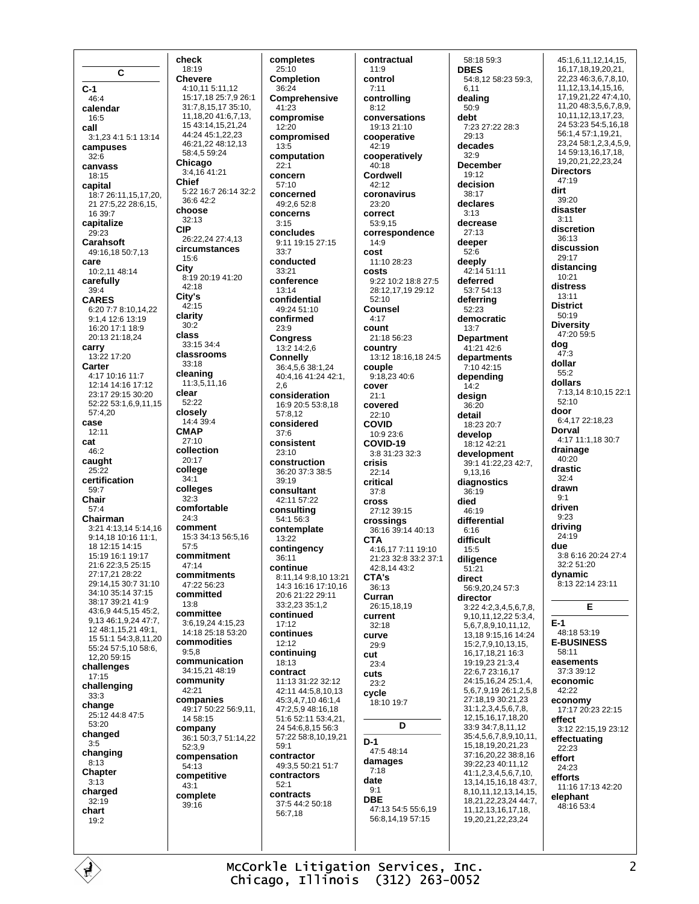## C

**C-1**
46:4

**calendar**
16:5

**call**
3:1,23 4:1 5:1 13:14

**campuses**
32:6

**canvass**
18:15

**capital**
18:7 26:11,15,17,20, 21 27:5,22 28:6,15, 16 39:7

**capitalize**
29:23

**Carahsoft**
49:16,18 50:7,13

**care**
10:2,11 48:14

**carefully**
39:4

**CARES**
6:20 7:7 8:10,14,22 9:1,4 12:6 13:19 16:20 17:1 18:9 20:13 21:18,24

**carry**
13:22 17:20

**Carter**
4:17 10:16 11:7 12:14 14:16 17:12 23:17 29:15 30:20 52:22 53:1,6,9,11,15 57:4,20

**case**
12:11

**cat**
46:2

**caught**
25:22

**certification**
59:7

**Chair**
57:4

**Chairman**
3:21 4:13,14 5:14,16 9:14,18 10:16 11:1, 18 12:15 14:15 15:19 16:1 19:17 21:6 22:3,5 25:15 27:17,21 28:22 29:14,15 30:7 31:10 34:10 35:14 37:15 38:17 39:21 41:9 43:6,9 44:5,15 45:2, 9,13 46:1,9,24 47:7, 12 48:1,15,21 49:1, 15 51:1 54:3,8,11,20 55:24 57:5,10 58:6, 12,20 59:15

**challenges**
17:15

**challenging**
33:3

**change**
25:12 44:8 47:5 53:20

**changed**
3:5

**changing**
8:13

**Chapter**
3:13

**charged**
32:19

**chart**
19:2

**check**
18:19

**Chevere**
4:10,11 5:11,12 15:17,18 25:7,9 26:1 31:7,8,15,17 35:10, 11,18,20 41:6,7,13, 15 43:14,15,21,24 44:24 45:1,22,23 46:21,22 48:12,13 58:4,5 59:24

**Chicago**
3:4,16 41:21

**Chief**
5:22 16:7 26:14 32:2 36:6 42:2

**choose**
32:13

**CIP**
26:22,24 27:4,13

**circumstances**
15:6

**City**
8:19 20:19 41:20 42:18

**City's**
42:15

**clarity**
30:2

**class**
33:15 34:4

**classrooms**
33:18

**cleaning**
11:3,5,11,16

**clear**
52:22

**closely**
14:4 39:4

**CMAP**
27:10

**collection**
20:17

**college**
34:1

**colleges**
32:3

**comfortable**
24:3

**comment**
15:3 34:13 56:5,16 57:5

**commitment**
47:14

**commitments**
47:22 56:23

**committed**
13:8

**committee**
3:6,19,24 4:15,23 14:18 25:18 53:20

**commodities**
9:5,8

**communication**
34:15,21 48:19

**community**
42:21

**companies**
49:17 50:22 56:9,11, 14 58:15

**company**
36:1 50:3,7 51:14,22 52:3,9

**compensation**
54:13

**competitive**
43:1

**complete**
39:16

**completes**
25:10

**Completion**
36:24

**Comprehensive**
41:23

**compromise**
12:20

**compromised**
13:5

**computation**
22:1

**concern**
57:10

**concerned**
49:2,6 52:8

**concerns**
3:15

**concludes**
9:11 19:15 27:15 33:7

**conducted**
33:21

**conference**
13:14

**confidential**
49:24 51:10

**confirmed**
23:9

**Congress**
13:2 14:2,6

**Connelly**
36:4,5,6 38:1,24 40:4,16 41:24 42:1, 2,6

**consideration**
16:9 20:5 53:8,18 57:8,12

**considered**
37:6

**consistent**
23:10

**construction**
36:20 37:3 38:5 39:19

**consultant**
42:11 57:22

**consulting**
54:1 56:3

**contemplate**
13:22

**contingency**
36:11

**continue**
8:11,14 9:8,10 13:21 14:3 16:16 17:10,16 20:6 21:22 29:11 33:2,23 35:1,2

**continued**
17:12

**continues**
12:12

**continuing**
18:13

**contract**
11:13 31:22 32:12 42:11 44:5,8,10,13 45:3,4,7,10 46:1,4 47:2,5,9 48:16,18 51:6 52:11 53:4,21, 24 54:6,8,15 56:3 57:22 58:8,10,19,21 59:1

**contractor**
49:3,5 50:21 51:7

**contractors**
52:1

**contracts**
37:5 44:2 50:18 56:7,18

**contractual**
11:9

**control**
7:11

**controlling**
8:12

**conversations**
19:13 21:10

**cooperative**
42:19

**cooperatively**
40:18

**Cordwell**
42:12

**coronavirus**
23:20

**correct**
53:9,15

**correspondence**
14:9

**cost**
11:10 28:23

**costs**
9:22 10:2 18:8 27:5 28:12,17,19 29:12 52:10

**Counsel**
4:17

**count**
21:18 56:23

**country**
13:12 18:16,18 24:5

**couple**
9:18,23 40:6

**cover**
21:1

**covered**
22:10

**COVID**
10:9 23:6

**COVID-19**
3:8 31:23 32:3

**crisis**
22:14

**critical**
37:8

**cross**
27:12 39:15

**crossings**
36:16 39:14 40:13

**CTA**
4:16,17 7:11 19:10 21:23 32:8 33:2 37:1 42:8,14 43:2

**CTA's**
36:13

**Curran**
26:15,18,19

**current**
32:18

**curve**
29:9

**cut**
23:4

**cuts**
23:2

**cycle**
18:10 19:7

## D

**D-1**
47:5 48:14

**damages**
7:18

**date**
9:1

**DBE**
47:13 54:5 55:6,19 56:8,14,19 57:15
58:18 59:3

**DBES**
54:8,12 58:23 59:3, 6,11

**dealing**
50:9

**debt**
7:23 27:22 28:3 29:13

**decades**
32:9

**December**
19:12

**decision**
38:17

**declares**
3:13

**decrease**
27:13

**deeper**
52:6

**deeply**
42:14 51:11

**deferred**
53:7 54:13

**deferring**
52:23

**democratic**
13:7

**Department**
41:21 42:6

**departments**
7:10 42:15

**depending**
14:2

**design**
36:20

**detail**
18:23 20:7

**develop**
18:12 42:21

**development**
39:1 41:22,23 42:7, 9,13,16

**diagnostics**
36:19

**died**
46:19

**differential**
6:16

**difficult**
15:5

**diligence**
51:21

**direct**
56:9,20,24 57:3

**director**
3:22 4:2,3,4,5,6,7,8, 9,10,11,12,22 5:3,4, 5,6,7,8,9,10,11,12, 13,18 9:15,16 14:24 15:2,7,9,10,13,15, 16,17,18,21 16:3 19:19,23 21:3,4 22:6,7 23:16,17 24:15,16,24 25:1,4, 5,6,7,9,19 26:1,2,5,8 27:18,19 30:21,23 31:1,2,3,4,5,6,7,8, 12,15,16,17,18,20 33:9 34:7,8,11,12 35:4,5,6,7,8,9,10,11, 15,18,19,20,21,23 37:16,20,22 38:8,16 39:22,23 40:11,12 41:1,2,3,4,5,6,7,10, 13,14,15,16,18 43:7, 8,10,11,12,13,14,15, 18,21,22,23,24 44:7, 11,12,13,16,17,18, 19,20,21,22,23,24
45:1,6,11,12,14,15, 16,17,18,19,20,21, 22,23 46:3,6,7,8,10, 11,12,13,14,15,16, 17,19,21,22 47:4,10, 11,20 48:3,5,6,7,8,9, 10,11,12,13,17,23, 24 53:23 54:5,16,18 56:1,4 57:1,19,21, 23,24 58:1,2,3,4,5,9, 14 59:13,16,17,18, 19,20,21,22,23,24

**Directors**
47:19

**dirt**
39:20

**disaster**
3:11

**discretion**
36:13

**discussion**
29:17

**distancing**
10:21

**distress**
13:11

**District**
50:19

**Diversity**
47:20 59:5

**dog**
47:3

**dollar**
55:2

**dollars**
7:13,14 8:10,15 22:1 52:10

**door**
6:4,17 22:18,23

**Dorval**
4:17 11:1,18 30:7

**drainage**
40:20

**drastic**
32:4

**drawn**
9:1

**driven**
9:23

**driving**
24:19

**due**
3:8 6:16 20:24 27:4 32:2 51:20

**dynamic**
8:13 22:14 23:11

## E

**E-1**
48:18 53:19

**E-BUSINESS**
58:11

**easements**
37:3 39:12

**economic**
42:22

**economy**
17:17 20:23 22:15

**effect**
3:12 22:15,19 23:12

**effectuating**
22:23

**effort**
24:23

**efforts**
11:16 17:13 42:20

**elephant**
48:16 53:4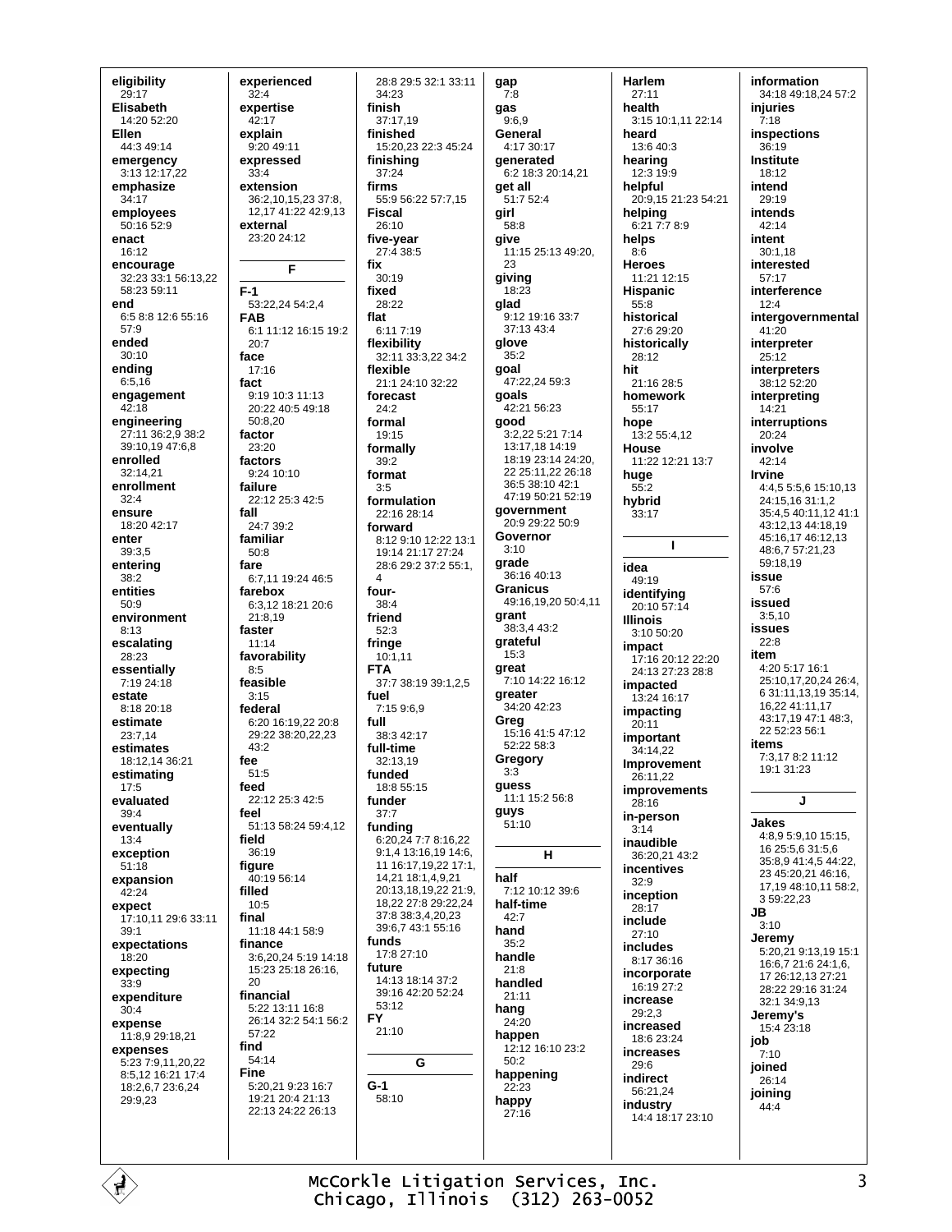**eligibility**
29:17
**Elisabeth**
14:20 52:20
**Ellen**
44:3 49:14
**emergency**
3:13 12:17,22
**emphasize**
34:17
**employees**
50:16 52:9
**enact**
16:12
**encourage**
32:23 33:1 56:13,22
58:23 59:11
**end**
6:5 8:8 12:6 55:16
57:9
**ended**
30:10
**ending**
6:5,16
**engagement**
42:18
**engineering**
27:11 36:2,9 38:2
39:10,19 47:6,8
**enrolled**
32:14,21
**enrollment**
32:4
**ensure**
18:20 42:17
**enter**
39:3,5
**entering**
38:2
**entities**
50:9
**environment**
8:13
**escalating**
28:23
**essentially**
7:19 24:18
**estate**
8:18 20:18
**estimate**
23:7,14
**estimates**
18:12,14 36:21
**estimating**
17:5
**evaluated**
39:4
**eventually**
13:4
**exception**
51:18
**expansion**
42:24
**expect**
17:10,11 29:6 33:11
39:1
**expectations**
18:20
**expecting**
33:9
**expenditure**
30:4
**expense**
11:8,9 29:18,21
**expenses**
5:23 7:9,11,20,22
8:5,12 16:21 17:4
18:2,6,7 23:6,24
29:9,23

**experienced**
32:4
**expertise**
42:17
**explain**
9:20 49:11
**expressed**
33:4
**extension**
36:2,10,15,23 37:8,
12,17 41:22 42:9,13
**external**
23:20 24:12

## F

**F-1**
53:22,24 54:2,4
**FAB**
6:1 11:12 16:15 19:2
20:7
**face**
17:16
**fact**
9:19 10:3 11:13
20:22 40:5 49:18
50:8,20
**factor**
23:20
**factors**
9:24 10:10
**failure**
22:12 25:3 42:5
**fall**
24:7 39:2
**familiar**
50:8
**fare**
6:7,11 19:24 46:5
**farebox**
6:3,12 18:21 20:6
21:8,19
**faster**
11:14
**favorability**
8:5
**feasible**
3:15
**federal**
6:20 16:19,22 20:8
29:22 38:20,22,23
43:2
**fee**
51:5
**feed**
22:12 25:3 42:5
**feel**
51:13 58:24 59:4,12
**field**
36:19
**figure**
40:19 56:14
**filled**
10:5
**final**
11:18 44:1 58:9
**finance**
3:6,20,24 5:19 14:18
15:23 25:18 26:16,
20
**financial**
5:22 13:11 16:8
26:14 32:2 54:1 56:2
57:22
**find**
54:14
**Fine**
5:20,21 9:23 16:7
19:21 20:4 21:13
22:13 24:22 26:13

28:8 29:5 32:1 33:11
34:23
**finish**
37:17,19
**finished**
15:20,23 22:3 45:24
**finishing**
37:24
**firms**
55:9 56:22 57:7,15
**Fiscal**
26:10
**five-year**
27:4 38:5
**fix**
30:19
**fixed**
28:22
**flat**
6:11 7:19
**flexibility**
32:11 33:3,22 34:2
**flexible**
21:1 24:10 32:22
**forecast**
24:2
**formal**
19:15
**formally**
39:2
**format**
3:5
**formulation**
22:16 28:14
**forward**
8:12 9:10 12:22 13:1
19:14 21:17 27:24
28:6 29:2 37:2 55:1,
4
**four-**
38:4
**friend**
52:3
**fringe**
10:1,11
**FTA**
37:7 38:19 39:1,2,5
**fuel**
7:15 9:6,9
**full**
38:3 42:17
**full-time**
32:13,19
**funded**
18:8 55:15
**funder**
37:7
**funding**
6:20,24 7:7 8:16,22
9:1,4 13:16,19 14:6,
11 16:17,19,22 17:1,
14,21 18:1,4,9,21
20:13,18,19,22 21:9,
18,22 27:8 29:22,24
37:8 38:3,4,20,23
39:6,7 43:1 55:16
**funds**
17:8 27:10
**future**
14:13 18:14 37:2
39:16 42:20 52:24
53:12
**FY**
21:10

## G

**G-1**
58:10

**gap**
7:8
**gas**
9:6,9
**General**
4:17 30:17
**generated**
6:2 18:3 20:14,21
**get all**
51:7 52:4
**girl**
58:8
**give**
11:15 25:13 49:20,
23
**giving**
18:23
**glad**
9:12 19:16 33:7
37:13 43:4
**glove**
35:2
**goal**
47:22,24 59:3
**goals**
42:21 56:23
**good**
3:2,22 5:21 7:14
13:17,18 14:19
18:19 23:14 24:20,
22 25:11,22 26:18
36:5 38:10 42:1
47:19 50:21 52:19
**government**
20:9 29:22 50:9
**Governor**
3:10
**grade**
36:16 40:13
**Granicus**
49:16,19,20 50:4,11
**grant**
38:3,4 43:2
**grateful**
15:3
**great**
7:10 14:22 16:12
**greater**
34:20 42:23
**Greg**
15:16 41:5 47:12
52:22 58:3
**Gregory**
3:3
**guess**
11:1 15:2 56:8
**guys**
51:10

## H

**half**
7:12 10:12 39:6
**half-time**
42:7
**hand**
35:2
**handle**
21:8
**handled**
21:11
**hang**
24:20
**happen**
12:12 16:10 23:2
50:2
**happening**
22:23
**happy**
27:16

**Harlem**
27:11
**health**
3:15 10:1,11 22:14
**heard**
13:6 40:3
**hearing**
12:3 19:9
**helpful**
20:9,15 21:23 54:21
**helping**
6:21 7:7 8:9
**helps**
8:6
**Heroes**
11:21 12:15
**Hispanic**
55:8
**historical**
27:6 29:20
**historically**
28:12
**hit**
21:16 28:5
**homework**
55:17
**hope**
13:2 55:4,12
**House**
11:22 12:21 13:7
**huge**
55:2
**hybrid**
33:17

## I

**idea**
49:19
**identifying**
20:10 57:14
**Illinois**
3:10 50:20
**impact**
17:16 20:12 22:20
24:13 27:23 28:8
**impacted**
13:24 16:17
**impacting**
20:11
**important**
34:14,22
**Improvement**
26:11,22
**improvements**
28:16
**in-person**
3:14
**inaudible**
36:20,21 43:2
**incentives**
32:9
**inception**
28:17
**include**
27:10
**includes**
8:17 36:16
**incorporate**
16:19 27:2
**increase**
29:2,3
**increased**
18:6 23:24
**increases**
29:6
**indirect**
56:21,24
**industry**
14:4 18:17 23:10

**information**
34:18 49:18,24 57:2
**injuries**
7:18
**inspections**
36:19
**Institute**
18:12
**intend**
29:19
**intends**
42:14
**intent**
30:1,18
**interested**
57:17
**interference**
12:4
**intergovernmental**
41:20
**interpreter**
25:12
**interpreters**
38:12 52:20
**interpreting**
14:21
**interruptions**
20:24
**involve**
42:14
**Irvine**
4:4,5 5:5,6 15:10,13
24:15,16 31:1,2
35:4,5 40:11,12 41:1
43:12,13 44:18,19
45:16,17 46:12,13
48:6,7 57:21,23
59:18,19
**issue**
57:6
**issued**
3:5,10
**issues**
22:8
**item**
4:20 5:17 16:1
25:10,17,20,24 26:4,
6 31:11,13,19 35:14,
16,22 41:11,17
43:17,19 47:1 48:3,
22 52:23 56:1
**items**
7:3,17 8:2 11:12
19:1 31:23

## J

**Jakes**
4:8,9 5:9,10 15:15,
16 25:5,6 31:5,6
35:8,9 41:4,5 44:22,
23 45:20,21 46:16,
17,19 48:10,11 58:2,
3 59:22,23
**JB**
3:10
**Jeremy**
5:20,21 9:13,19 15:1
16:6,7 21:6 24:1,6,
17 26:12,13 27:21
28:22 29:16 31:24
32:1 34:9,13
**Jeremy's**
15:4 23:18
**job**
7:10
**joined**
26:14
**joining**
44:4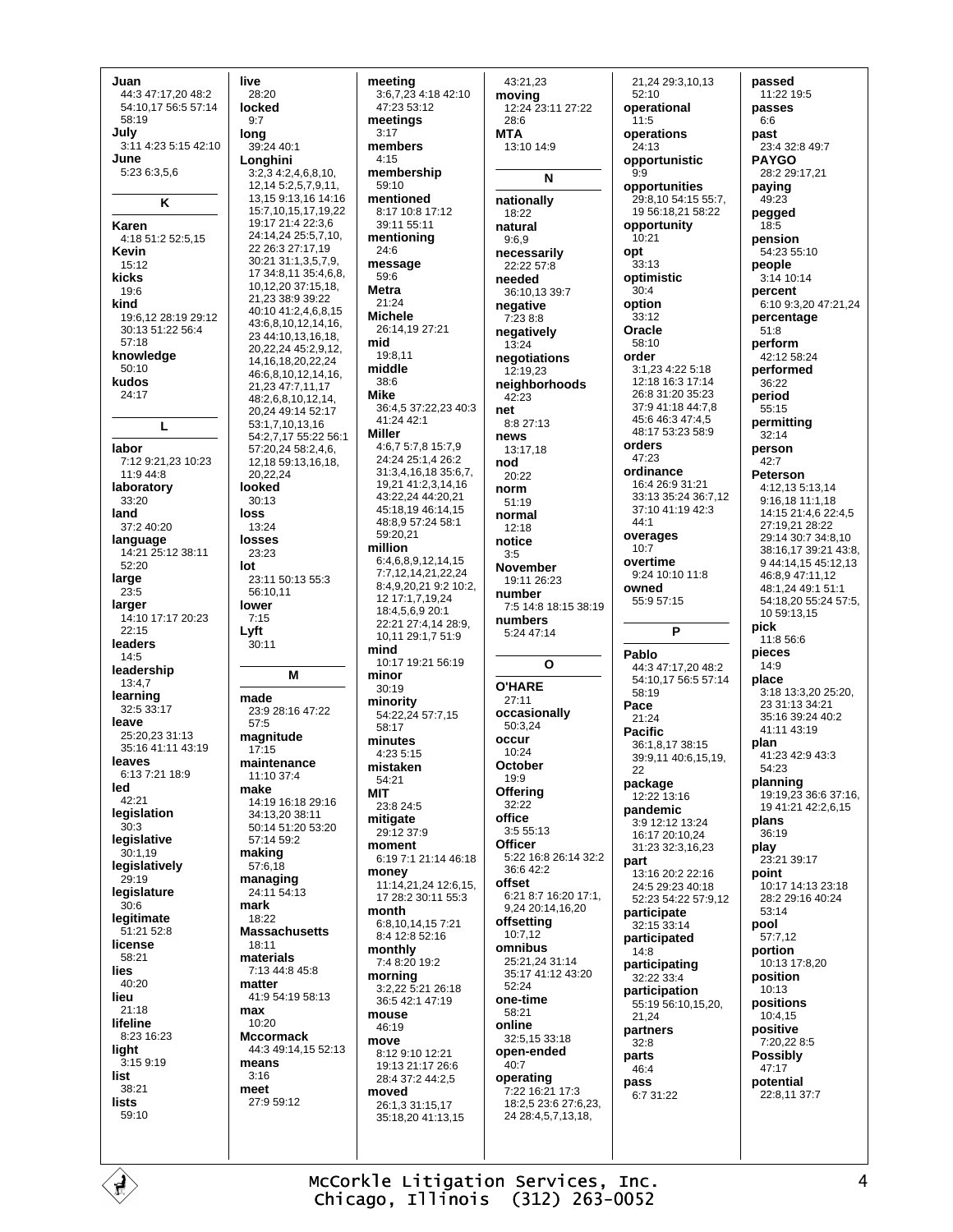**Juan**
44:3 47:17,20 48:2
54:10,17 56:5 57:14
58:19
**July**
3:11 4:23 5:15 42:10
**June**
5:23 6:3,5,6

## K

**Karen**
4:18 51:2 52:5,15
**Kevin**
15:12
**kicks**
19:6
**kind**
19:6,12 28:19 29:12
30:13 51:22 56:4
57:18
**knowledge**
50:10
**kudos**
24:17

## L

**labor**
7:12 9:21,23 10:23
11:9 44:8
**laboratory**
33:20
**land**
37:2 40:20
**language**
14:21 25:12 38:11
52:20
**large**
23:5
**larger**
14:10 17:17 20:23
22:15
**leaders**
14:5
**leadership**
13:4,7
**learning**
32:5 33:17
**leave**
25:20,23 31:13
35:16 41:11 43:19
**leaves**
6:13 7:21 18:9
**led**
42:21
**legislation**
30:3
**legislative**
30:1,19
**legislatively**
29:19
**legislature**
30:6
**legitimate**
51:21 52:8
**license**
58:21
**lies**
40:20
**lieu**
21:18
**lifeline**
8:23 16:23
**light**
3:15 9:19
**list**
38:21
**lists**
59:10
**live**
28:20
**locked**
9:7
**long**
39:24 40:1
**Longhini**
3:2,3 4:2,4,6,8,10,
12,14 5:2,5,7,9,11,
13,15 9:13,16 14:16
15:7,10,15,17,19,22
19:17 21:4 22:3,6
24:14,24 25:5,7,10,
22 26:3 27:17,19
30:21 31:1,3,5,7,9,
17 34:8,11 35:4,6,8,
10,12,20 37:15,18,
21,23 38:9 39:22
40:10 41:2,4,6,8,15
43:6,8,10,12,14,16,
23 44:10,13,16,18,
20,22,24 45:2,9,12,
14,16,18,20,22,24
46:6,8,10,12,14,16,
21,23 47:7,11,17
48:2,6,8,10,12,14,
20,24 49:14 52:17
53:1,7,10,13,16
54:2,7,17 55:22 56:1
57:20,24 58:2,4,6,
12,18 59:13,16,18,
20,22,24
**looked**
30:13
**loss**
13:24
**losses**
23:23
**lot**
23:11 50:13 55:3
56:10,11
**lower**
7:15
**Lyft**
30:11

## M

**made**
23:9 28:16 47:22
57:5
**magnitude**
17:15
**maintenance**
11:10 37:4
**make**
14:19 16:18 29:16
34:13,20 38:11
50:14 51:20 53:20
57:14 59:2
**making**
57:6,18
**managing**
24:11 54:13
**mark**
18:22
**Massachusetts**
18:11
**materials**
7:13 44:8 45:8
**matter**
41:9 54:19 58:13
**max**
10:20
**Mccormack**
44:3 49:14,15 52:13
**means**
3:16
**meet**
27:9 59:12
**meeting**
3:6,7,23 4:18 42:10
47:23 53:12
**meetings**
3:17
**members**
4:15
**membership**
59:10
**mentioned**
8:17 10:8 17:12
39:11 55:11
**mentioning**
24:6
**message**
59:6
**Metra**
21:24
**Michele**
26:14,19 27:21
**mid**
19:8,11
**middle**
38:6
**Mike**
36:4,5 37:22,23 40:3
41:24 42:1
**Miller**
4:6,7 5:7,8 15:7,9
24:24 25:1,4 26:2
31:3,4,16,18 35:6,7,
19,21 41:2,3,14,16
43:22,24 44:20,21
45:18,19 46:14,15
48:8,9 57:24 58:1
59:20,21
**million**
6:4,6,8,9,12,14,15
7:7,12,14,21,22,24
8:4,9,20,21 9:2 10:2,
12 17:1,7,19,24
18:4,5,6,9 20:1
22:21 27:4,14 28:9,
10,11 29:1,7 51:9
**mind**
10:17 19:21 56:19
**minor**
30:19
**minority**
54:22,24 57:7,15
58:17
**minutes**
4:23 5:15
**mistaken**
54:21
**MIT**
23:8 24:5
**mitigate**
29:12 37:9
**moment**
6:19 7:1 21:14 46:18
**money**
11:14,21,24 12:6,15,
17 28:2 30:11 55:3
**month**
6:8,10,14,15 7:21
8:4 12:8 52:16
**monthly**
7:4 8:20 19:2
**morning**
3:2,22 5:21 26:18
36:5 42:1 47:19
**mouse**
46:19
**move**
8:12 9:10 12:21
19:13 21:17 26:6
28:4 37:2 44:2,5
**moved**
26:1,3 31:15,17
35:18,20 41:13,15
43:21,23
**moving**
12:24 23:11 27:22
28:6
**MTA**
13:10 14:9

## N

**nationally**
18:22
**natural**
9:6,9
**necessarily**
22:22 57:8
**needed**
36:10,13 39:7
**negative**
7:23 8:8
**negatively**
13:24
**negotiations**
12:19,23
**neighborhoods**
42:23
**net**
8:8 27:13
**news**
13:17,18
**nod**
20:22
**norm**
51:19
**normal**
12:18
**notice**
3:5
**November**
19:11 26:23
**number**
7:5 14:8 18:15 38:19
**numbers**
5:24 47:14

## O

**O'HARE**
27:11
**occasionally**
50:3,24
**occur**
10:24
**October**
19:9
**Offering**
32:22
**office**
3:5 55:13
**Officer**
5:22 16:8 26:14 32:2
36:6 42:2
**offset**
6:21 8:7 16:20 17:1,
9,24 20:14,16,20
**offsetting**
10:7,12
**omnibus**
25:21,24 31:14
35:17 41:12 43:20
52:24
**one-time**
58:21
**online**
32:5,15 33:18
**open-ended**
40:7
**operating**
7:22 16:21 17:3
18:2,5 23:6 27:6,23,
24 28:4,5,7,13,18,
21,24 29:3,10,13
52:10
**operational**
11:5
**operations**
24:13
**opportunistic**
9:9
**opportunities**
29:8,10 54:15 55:7,
19 56:18,21 58:22
**opportunity**
10:21
**opt**
33:13
**optimistic**
30:4
**option**
33:12
**Oracle**
58:10
**order**
3:1,23 4:22 5:18
12:18 16:3 17:14
26:8 31:20 35:23
37:9 41:18 44:7,8
45:6 46:3 47:4,5
48:17 53:23 58:9
**orders**
47:23
**ordinance**
16:4 26:9 31:21
33:13 35:24 36:7,12
37:10 41:19 42:3
44:1
**overages**
10:7
**overtime**
9:24 10:10 11:8
**owned**
55:9 57:15

## P

**Pablo**
44:3 47:17,20 48:2
54:10,17 56:5 57:14
58:19
**Pace**
21:24
**Pacific**
36:1,8,17 38:15
39:9,11 40:6,15,19,
22
**package**
12:22 13:16
**pandemic**
3:9 12:12 13:24
16:17 20:10,24
31:23 32:3,16,23
**part**
13:16 20:2 22:16
24:5 29:23 40:18
52:23 54:22 57:9,12
**participate**
32:15 33:14
**participated**
14:8
**participating**
32:22 33:4
**participation**
55:19 56:10,15,20,
21,24
**partners**
32:8
**parts**
46:4
**pass**
6:7 31:22
**passed**
11:22 19:5
**passes**
6:6
**past**
23:4 32:8 49:7
**PAYGO**
28:2 29:17,21
**paying**
49:23
**pegged**
18:5
**pension**
54:23 55:10
**people**
3:14 10:14
**percent**
6:10 9:3,20 47:21,24
**percentage**
51:8
**perform**
42:12 58:24
**performed**
36:22
**period**
55:15
**permitting**
32:14
**person**
42:7
**Peterson**
4:12,13 5:13,14
9:16,18 11:1,18
14:15 21:4,6 22:4,5
27:19,21 28:22
29:14 30:7 34:8,10
38:16,17 39:21 43:8,
9 44:14,15 45:12,13
46:8,9 47:11,12
48:1,24 49:1 51:1
54:18,20 55:24 57:5,
10 59:13,15
**pick**
11:8 56:6
**pieces**
14:9
**place**
3:18 13:3,20 25:20,
23 31:13 34:21
35:16 39:24 40:2
41:11 43:19
**plan**
41:23 42:9 43:3
54:23
**planning**
19:19,23 36:6 37:16,
19 41:21 42:2,6,15
**plans**
36:19
**play**
23:21 39:17
**point**
10:17 14:13 23:18
28:2 29:16 40:24
53:14
**pool**
57:7,12
**portion**
10:13 17:8,20
**position**
10:13
**positions**
10:4,15
**positive**
7:20,22 8:5
**Possibly**
47:17
**potential**
22:8,11 37:7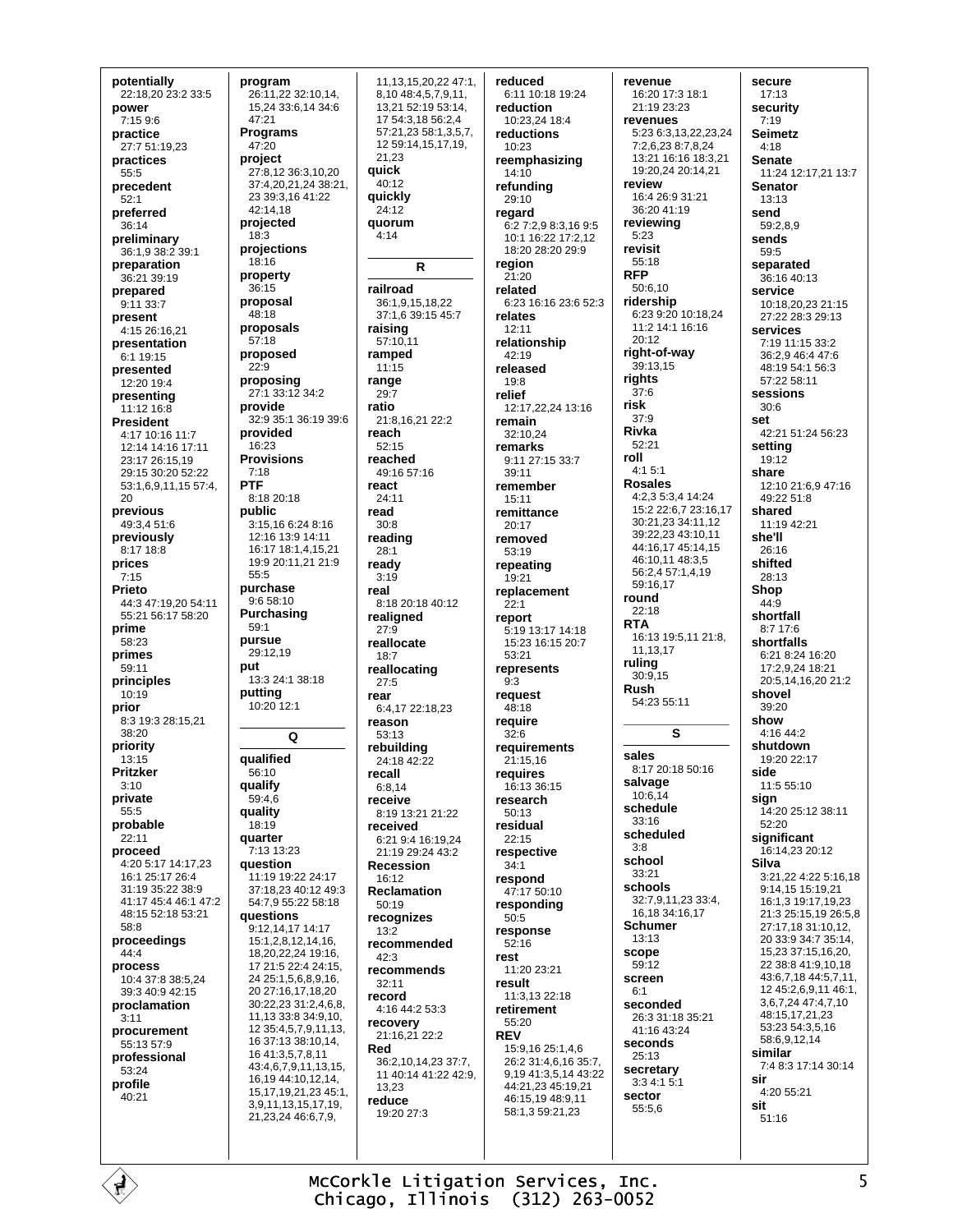**potentially**
22:18,20 23:2 33:5
**power**
7:15 9:6
**practice**
27:7 51:19,23
**practices**
55:5
**precedent**
52:1
**preferred**
36:14
**preliminary**
36:1,9 38:2 39:1
**preparation**
36:21 39:19
**prepared**
9:11 33:7
**present**
4:15 26:16,21
**presentation**
6:1 19:15
**presented**
12:20 19:4
**presenting**
11:12 16:8
**President**
4:17 10:16 11:7
12:14 14:16 17:11
23:17 26:15,19
29:15 30:20 52:22
53:1,6,9,11,15 57:4,
20
**previous**
49:3,4 51:6
**previously**
8:17 18:8
**prices**
7:15
**Prieto**
44:3 47:19,20 54:11
55:21 56:17 58:20
**prime**
58:23
**primes**
59:11
**principles**
10:19
**prior**
8:3 19:3 28:15,21
38:20
**priority**
13:15
**Pritzker**
3:10
**private**
55:5
**probable**
22:11
**proceed**
4:20 5:17 14:17,23
16:1 25:17 26:4
31:19 35:22 38:9
41:17 45:4 46:1 47:2
48:15 52:18 53:21
58:8
**proceedings**
44:4
**process**
10:4 37:8 38:5,24
39:3 40:9 42:15
**proclamation**
3:11
**procurement**
55:13 57:9
**professional**
53:24
**profile**
40:21

**program**
26:11,22 32:10,14,
15,24 33:6,14 34:6
47:21
**Programs**
47:20
**project**
27:8,12 36:3,10,20
37:4,20,21,24 38:21,
23 39:3,16 41:22
42:14,18
**projected**
18:3
**projections**
18:16
**property**
36:15
**proposal**
48:18
**proposals**
57:18
**proposed**
22:9
**proposing**
27:1 33:12 34:2
**provide**
32:9 35:1 36:19 39:6
**provided**
16:23
**Provisions**
7:18
**PTF**
8:18 20:18
**public**
3:15,16 6:24 8:16
12:16 13:9 14:11
16:17 18:1,4,15,21
19:9 20:11,21 21:9
55:5
**purchase**
9:6 58:10
**Purchasing**
59:1
**pursue**
29:12,19
**put**
13:3 24:1 38:18
**putting**
10:20 12:1

## Q

**qualified**
56:10
**qualify**
59:4,6
**quality**
18:19
**quarter**
7:13 13:23
**question**
11:19 19:22 24:17
37:18,23 40:12 49:3
54:7,9 55:22 58:18
**questions**
9:12,14,17 14:17
15:1,2,8,12,14,16,
18,20,22,24 19:16,
17 21:5 22:4 24:15,
24 25:1,5,6,8,9,16,
20 27:16,17,18,20
30:22,23 31:2,4,6,8,
11,13 33:8 34:9,10,
12 35:4,5,7,9,11,13,
16 37:13 38:10,14,
16 41:3,5,7,8,11
43:4,6,7,9,11,13,15,
16,19 44:10,12,14,
15,17,19,21,23 45:1,
3,9,11,13,15,17,19,
21,23,24 46:6,7,9,
11,13,15,20,22 47:1,
8,10 48:4,5,7,9,11,
13,21 52:19 53:14,
17 54:3,18 56:2,4
57:21,23 58:1,3,5,7,
12 59:14,15,17,19,
21,23
**quick**
40:12
**quickly**
24:12
**quorum**
4:14

## R

**railroad**
36:1,9,15,18,22
37:1,6 39:15 45:7
**raising**
57:10,11
**ramped**
11:15
**range**
29:7
**ratio**
21:8,16,21 22:2
**reach**
52:15
**reached**
49:16 57:16
**react**
24:11
**read**
30:8
**reading**
28:1
**ready**
3:19
**real**
8:18 20:18 40:12
**realigned**
27:9
**reallocate**
18:7
**reallocating**
27:5
**rear**
6:4,17 22:18,23
**reason**
53:13
**rebuilding**
24:18 42:22
**recall**
6:8,14
**receive**
8:19 13:21 21:22
**received**
6:21 9:4 16:19,24
21:19 29:24 43:2
**Recession**
16:12
**Reclamation**
50:19
**recognizes**
13:2
**recommended**
42:3
**recommends**
32:11
**record**
4:16 44:2 53:3
**recovery**
21:16,21 22:2
**Red**
36:2,10,14,23 37:7,
11 40:14 41:22 42:9,
13,23
**reduce**
19:20 27:3

**reduced**
6:11 10:18 19:24
**reduction**
10:23,24 18:4
**reductions**
10:23
**reemphasizing**
14:10
**refunding**
29:10
**regard**
6:2 7:2,9 8:3,16 9:5
10:1 16:22 17:2,12
18:20 28:20 29:9
**region**
21:20
**related**
6:23 16:16 23:6 52:3
**relates**
12:11
**relationship**
42:19
**released**
19:8
**relief**
12:17,22,24 13:16
**remain**
32:10,24
**remarks**
9:11 27:15 33:7
39:11
**remember**
15:11
**remittance**
20:17
**removed**
53:19
**repeating**
19:21
**replacement**
22:1
**report**
5:19 13:17 14:18
15:23 16:15 20:7
53:21
**represents**
9:3
**request**
48:18
**require**
32:6
**requirements**
21:15,16
**requires**
16:13 36:15
**research**
50:13
**residual**
22:15
**respective**
34:1
**respond**
47:17 50:10
**responding**
50:5
**response**
52:16
**rest**
11:20 23:21
**result**
11:3,13 22:18
**retirement**
55:20
**REV**
15:9,16 25:1,4,6
26:2 31:4,6,16 35:7,
9,19 41:3,5,14 43:22
44:21,23 45:19,21
46:15,19 48:9,11
58:1,3 59:21,23

**revenue**
16:20 17:3 18:1
21:19 23:23
**revenues**
5:23 6:3,13,22,23,24
7:2,6,23 8:7,8,24
13:21 16:16 18:3,21
19:20,24 20:14,21
**review**
16:4 26:9 31:21
36:20 41:19
**reviewing**
5:23
**revisit**
55:18
**RFP**
50:6,10
**ridership**
6:23 9:20 10:18,24
11:2 14:1 16:16
20:12
**right-of-way**
39:13,15
**rights**
37:6
**risk**
37:9
**Rivka**
52:21
**roll**
4:1 5:1
**Rosales**
4:2,3 5:3,4 14:24
15:2 22:6,7 23:16,17
30:21,23 34:11,12
39:22,23 43:10,11
44:16,17 45:14,15
46:10,11 48:3,5
56:2,4 57:1,4,19
59:16,17
**round**
22:18
**RTA**
16:13 19:5,11 21:8,
11,13,17
**ruling**
30:9,15
**Rush**
54:23 55:11

## S

**sales**
8:17 20:18 50:16
**salvage**
10:6,14
**schedule**
33:16
**scheduled**
3:8
**school**
33:21
**schools**
32:7,9,11,23 33:4,
16,18 34:16,17
**Schumer**
13:13
**scope**
59:12
**screen**
6:1
**seconded**
26:3 31:18 35:21
41:16 43:24
**seconds**
25:13
**secretary**
3:3 4:1 5:1
**sector**
55:5,6

**secure**
17:13
**security**
7:19
**Seimetz**
4:18
**Senate**
11:24 12:17,21 13:7
**Senator**
13:13
**send**
59:2,8,9
**sends**
59:5
**separated**
36:16 40:13
**service**
10:18,20,23 21:15
27:22 28:3 29:13
**services**
7:19 11:15 33:2
36:2,9 46:4 47:6
48:19 54:1 56:3
57:22 58:11
**sessions**
30:6
**set**
42:21 51:24 56:23
**setting**
19:12
**share**
12:10 21:6,9 47:16
49:22 51:8
**shared**
11:19 42:21
**she'll**
26:16
**shifted**
28:13
**Shop**
44:9
**shortfall**
8:7 17:6
**shortfalls**
6:21 8:24 16:20
17:2,9,24 18:21
20:5,14,16,20 21:2
**shovel**
39:20
**show**
4:16 44:2
**shutdown**
19:20 22:17
**side**
11:5 55:10
**sign**
14:20 25:12 38:11
52:20
**significant**
16:14,23 20:12
**Silva**
3:21,22 4:22 5:16,18
9:14,15 15:19,21
16:1,3 19:17,19,23
21:3 25:15,19 26:5,8
27:17,18 31:10,12,
20 33:9 34:7 35:14,
15,23 37:15,16,20,
22 38:8 41:9,10,18
43:6,7,18 44:5,7,11,
12 45:2,6,9,11 46:1,
3,6,7,24 47:4,7,10
48:15,17,21,23
53:23 54:3,5,16
58:6,9,12,14
**similar**
7:4 8:3 17:14 30:14
**sir**
4:20 55:21
**sit**
51:16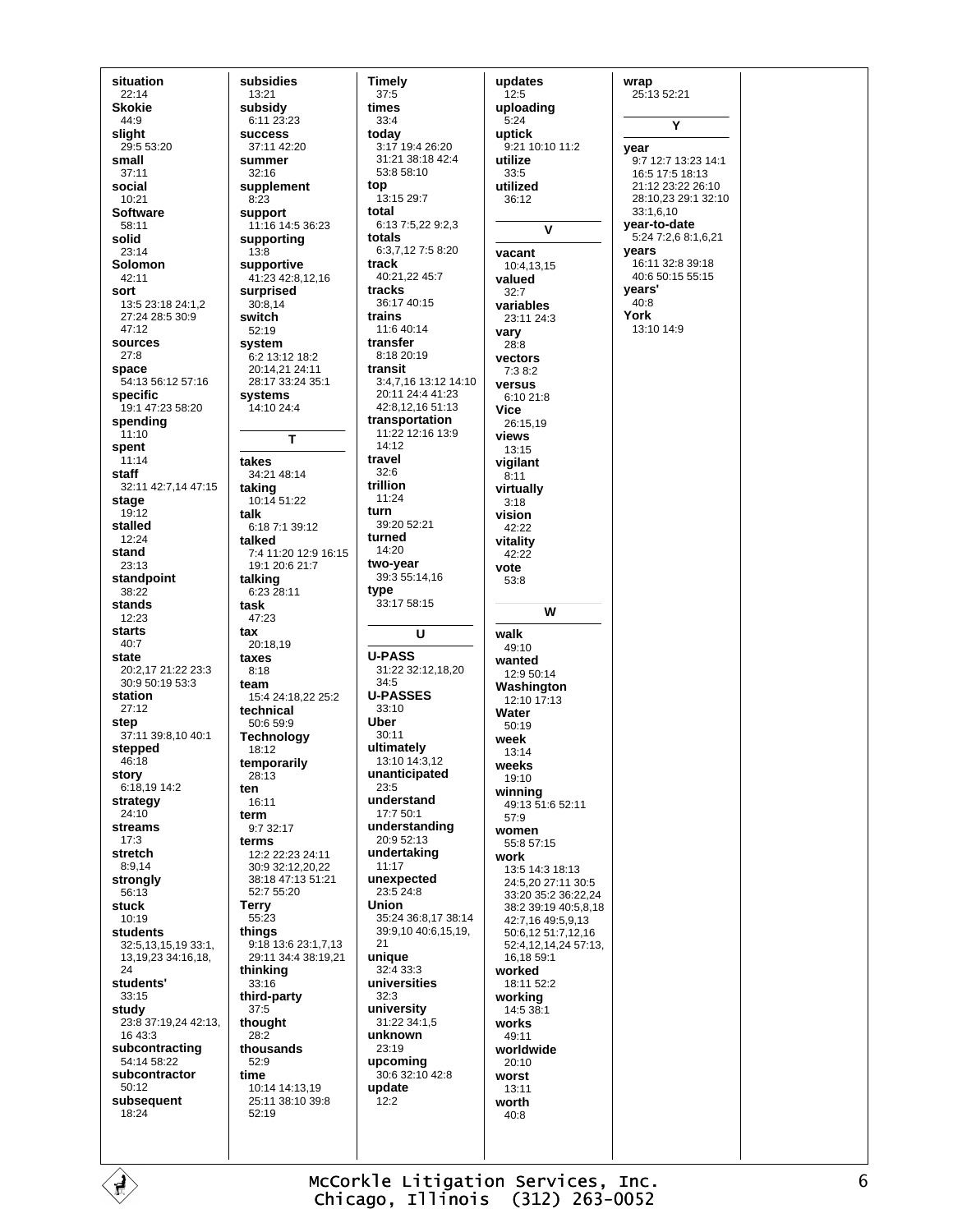**situation**
22:14
**Skokie**
44:9
**slight**
29:5 53:20
**small**
37:11
**social**
10:21
**Software**
58:11
**solid**
23:14
**Solomon**
42:11
**sort**
13:5 23:18 24:1,2 27:24 28:5 30:9 47:12
**sources**
27:8
**space**
54:13 56:12 57:16
**specific**
19:1 47:23 58:20
**spending**
11:10
**spent**
11:14
**staff**
32:11 42:7,14 47:15
**stage**
19:12
**stalled**
12:24
**stand**
23:13
**standpoint**
38:22
**stands**
12:23
**starts**
40:7
**state**
20:2,17 21:22 23:3 30:9 50:19 53:3
**station**
27:12
**step**
37:11 39:8,10 40:1
**stepped**
46:18
**story**
6:18,19 14:2
**strategy**
24:10
**streams**
17:3
**stretch**
8:9,14
**strongly**
56:13
**stuck**
10:19
**students**
32:5,13,15,19 33:1, 13,19,23 34:16,18, 24
**students'**
33:15
**study**
23:8 37:19,24 42:13, 16 43:3
**subcontracting**
54:14 58:22
**subcontractor**
50:12
**subsequent**
18:24

**subsidies**
13:21
**subsidy**
6:11 23:23
**success**
37:11 42:20
**summer**
32:16
**supplement**
8:23
**support**
11:16 14:5 36:23
**supporting**
13:8
**supportive**
41:23 42:8,12,16
**surprised**
30:8,14
**switch**
52:19
**system**
6:2 13:12 18:2 20:14,21 24:11 28:17 33:24 35:1
**systems**
14:10 24:4

**T**

**takes**
34:21 48:14
**taking**
10:14 51:22
**talk**
6:18 7:1 39:12
**talked**
7:4 11:20 12:9 16:15 19:1 20:6 21:7
**talking**
6:23 28:11
**task**
47:23
**tax**
20:18,19
**taxes**
8:18
**team**
15:4 24:18,22 25:2
**technical**
50:6 59:9
**Technology**
18:12
**temporarily**
28:13
**ten**
16:11
**term**
9:7 32:17
**terms**
12:2 22:23 24:11 30:9 32:12,20,22 38:18 47:13 51:21 52:7 55:20
**Terry**
55:23
**things**
9:18 13:6 23:1,7,13 29:11 34:4 38:19,21
**thinking**
33:16
**third-party**
37:5
**thought**
28:2
**thousands**
52:9
**time**
10:14 14:13,19 25:11 38:10 39:8 52:19

**Timely**
37:5
**times**
33:4
**today**
3:17 19:4 26:20 31:21 38:18 42:4 53:8 58:10
**top**
13:15 29:7
**total**
6:13 7:5,22 9:2,3
**totals**
6:3,7,12 7:5 8:20
**track**
40:21,22 45:7
**tracks**
36:17 40:15
**trains**
11:6 40:14
**transfer**
8:18 20:19
**transit**
3:4,7,16 13:12 14:10 20:11 24:4 41:23 42:8,12,16 51:13
**transportation**
11:22 12:16 13:9 14:12
**travel**
32:6
**trillion**
11:24
**turn**
39:20 52:21
**turned**
14:20
**two-year**
39:3 55:14,16
**type**
33:17 58:15

**U**

**U-PASS**
31:22 32:12,18,20 34:5
**U-PASSES**
33:10
**Uber**
30:11
**ultimately**
13:10 14:3,12
**unanticipated**
23:5
**understand**
17:7 50:1
**understanding**
20:9 52:13
**undertaking**
11:17
**unexpected**
23:5 24:8
**Union**
35:24 36:8,17 38:14 39:9,10 40:6,15,19, 21
**unique**
32:4 33:3
**universities**
32:3
**university**
31:22 34:1,5
**unknown**
23:19
**upcoming**
30:6 32:10 42:8
**update**
12:2

**updates**
12:5
**uploading**
5:24
**uptick**
9:21 10:10 11:2
**utilize**
33:5
**utilized**
36:12

**V**

**vacant**
10:4,13,15
**valued**
32:7
**variables**
23:11 24:3
**vary**
28:8
**vectors**
7:3 8:2
**versus**
6:10 21:8
**Vice**
26:15,19
**views**
13:15
**vigilant**
8:11
**virtually**
3:18
**vision**
42:22
**vitality**
42:22
**vote**
53:8

**W**

**walk**
49:10
**wanted**
12:9 50:14
**Washington**
12:10 17:13
**Water**
50:19
**week**
13:14
**weeks**
19:10
**winning**
49:13 51:6 52:11 57:9
**women**
55:8 57:15
**work**
13:5 14:3 18:13 24:5,20 27:11 30:5 33:20 35:2 36:22,24 38:2 39:19 40:5,8,18 42:7,16 49:5,9,13 50:6,12 51:7,12,16 52:4,12,14,24 57:13, 16,18 59:1
**worked**
18:11 52:2
**working**
14:5 38:1
**works**
49:11
**worldwide**
20:10
**worst**
13:11
**worth**
40:8

**wrap**
25:13 52:21

**Y**

**year**
9:7 12:7 13:23 14:1 16:5 17:5 18:13 21:12 23:22 26:10 28:10,23 29:1 32:10 33:1,6,10
**year-to-date**
5:24 7:2,6 8:1,6,21
**years**
16:11 32:8 39:18 40:6 50:15 55:15
**years'**
40:8
**York**
13:10 14:9

McCorkle Litigation Services, Inc.
Chicago, Illinois (312) 263-0052